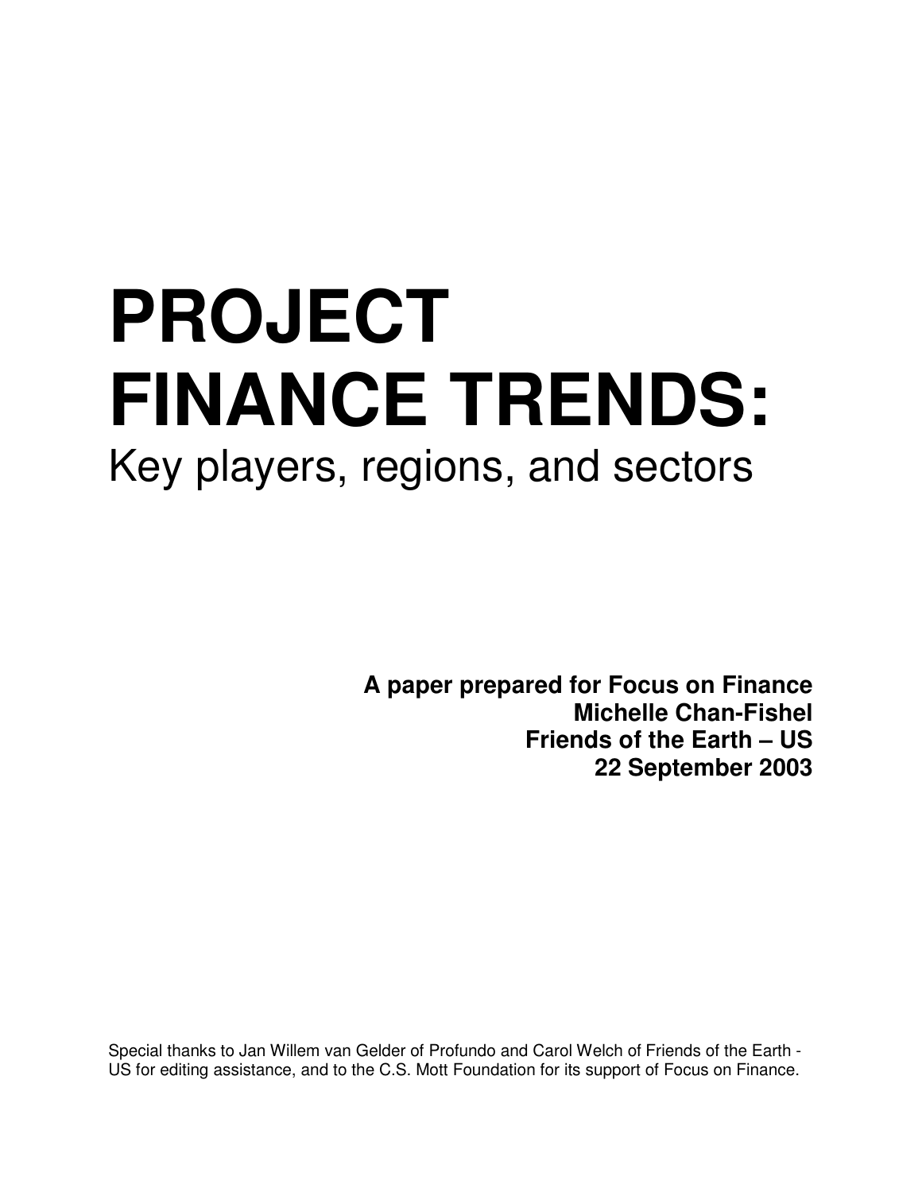# PROJECT FINANCE TRENDS:

## Key players, regions, and sectors

**A paper prepared for Focus on Finance**
**Michelle Chan-Fishel**
**Friends of the Earth – US**
**22 September 2003**

Special thanks to Jan Willem van Gelder of Profundo and Carol Welch of Friends of the Earth - US for editing assistance, and to the C.S. Mott Foundation for its support of Focus on Finance.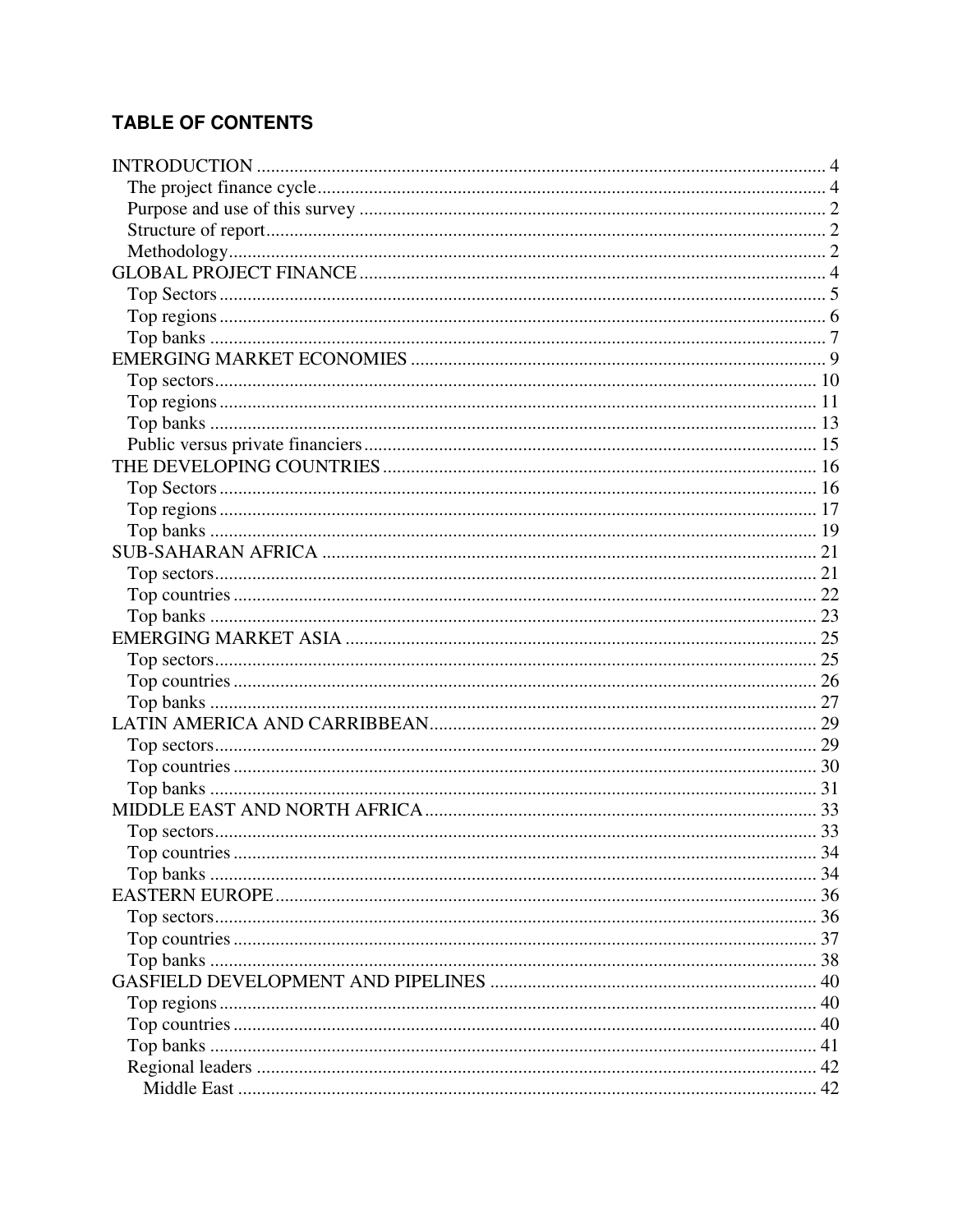## TABLE OF CONTENTS

INTRODUCTION .......... 4
- The project finance cycle .......... 4
- Purpose and use of this survey .......... 2
- Structure of report .......... 2
- Methodology .......... 2

GLOBAL PROJECT FINANCE .......... 4
- Top Sectors .......... 5
- Top regions .......... 6
- Top banks .......... 7

EMERGING MARKET ECONOMIES .......... 9
- Top sectors .......... 10
- Top regions .......... 11
- Top banks .......... 13
- Public versus private financiers .......... 15

THE DEVELOPING COUNTRIES .......... 16
- Top Sectors .......... 16
- Top regions .......... 17
- Top banks .......... 19

SUB-SAHARAN AFRICA .......... 21
- Top sectors .......... 21
- Top countries .......... 22
- Top banks .......... 23

EMERGING MARKET ASIA .......... 25
- Top sectors .......... 25
- Top countries .......... 26
- Top banks .......... 27

LATIN AMERICA AND CARRIBBEAN .......... 29
- Top sectors .......... 29
- Top countries .......... 30
- Top banks .......... 31

MIDDLE EAST AND NORTH AFRICA .......... 33
- Top sectors .......... 33
- Top countries .......... 34
- Top banks .......... 34

EASTERN EUROPE .......... 36
- Top sectors .......... 36
- Top countries .......... 37
- Top banks .......... 38

GASFIELD DEVELOPMENT AND PIPELINES .......... 40
- Top regions .......... 40
- Top countries .......... 40
- Top banks .......... 41
- Regional leaders .......... 42
  - Middle East .......... 42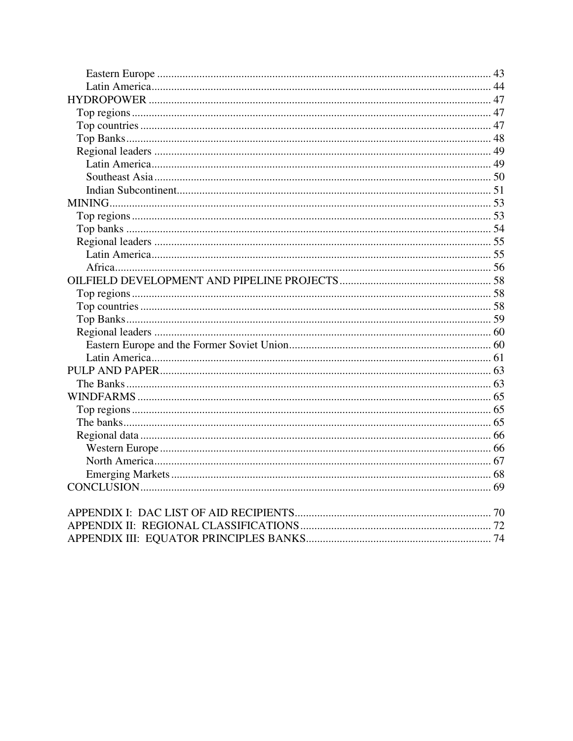- Eastern Europe ..................................................... 43
- Latin America ..................................................... 44

HYDROPOWER ..................................................... 47

- Top regions ..................................................... 47
- Top countries ..................................................... 47
- Top Banks ..................................................... 48
- Regional leaders ..................................................... 49
  - Latin America ..................................................... 49
  - Southeast Asia ..................................................... 50
  - Indian Subcontinent ..................................................... 51

MINING ..................................................... 53

- Top regions ..................................................... 53
- Top banks ..................................................... 54
- Regional leaders ..................................................... 55
  - Latin America ..................................................... 55
  - Africa ..................................................... 56

OILFIELD DEVELOPMENT AND PIPELINE PROJECTS ..................................................... 58

- Top regions ..................................................... 58
- Top countries ..................................................... 58
- Top Banks ..................................................... 59
- Regional leaders ..................................................... 60
  - Eastern Europe and the Former Soviet Union ..................................................... 60
  - Latin America ..................................................... 61

PULP AND PAPER ..................................................... 63

- The Banks ..................................................... 63

WINDFARMS ..................................................... 65

- Top regions ..................................................... 65
- The banks ..................................................... 65
- Regional data ..................................................... 66
  - Western Europe ..................................................... 66
  - North America ..................................................... 67
  - Emerging Markets ..................................................... 68

CONCLUSION ..................................................... 69

APPENDIX I: DAC LIST OF AID RECIPIENTS ..................................................... 70

APPENDIX II: REGIONAL CLASSIFICATIONS ..................................................... 72

APPENDIX III: EQUATOR PRINCIPLES BANKS ..................................................... 74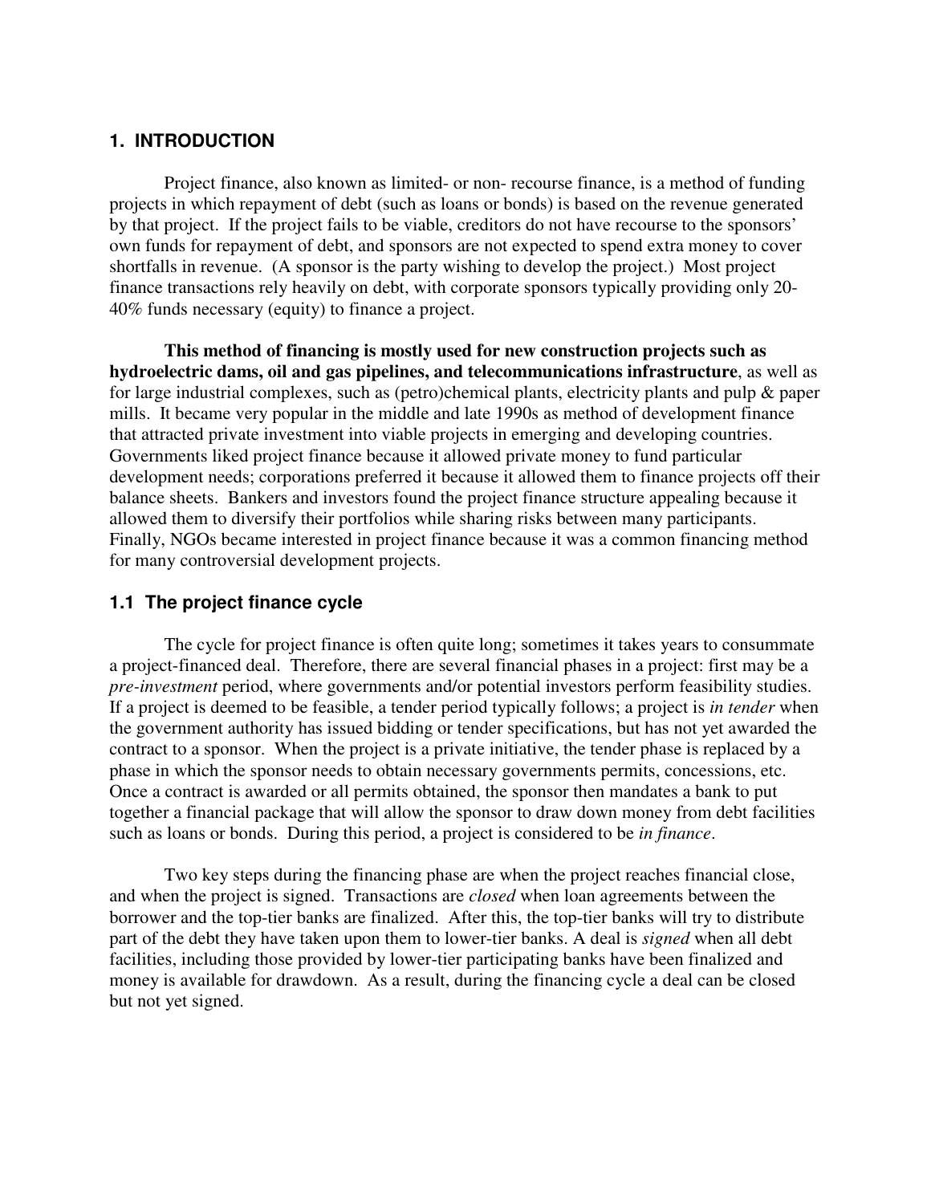## 1. INTRODUCTION

Project finance, also known as limited- or non- recourse finance, is a method of funding projects in which repayment of debt (such as loans or bonds) is based on the revenue generated by that project. If the project fails to be viable, creditors do not have recourse to the sponsors' own funds for repayment of debt, and sponsors are not expected to spend extra money to cover shortfalls in revenue. (A sponsor is the party wishing to develop the project.) Most project finance transactions rely heavily on debt, with corporate sponsors typically providing only 20-40% funds necessary (equity) to finance a project.

**This method of financing is mostly used for new construction projects such as hydroelectric dams, oil and gas pipelines, and telecommunications infrastructure**, as well as for large industrial complexes, such as (petro)chemical plants, electricity plants and pulp & paper mills. It became very popular in the middle and late 1990s as method of development finance that attracted private investment into viable projects in emerging and developing countries. Governments liked project finance because it allowed private money to fund particular development needs; corporations preferred it because it allowed them to finance projects off their balance sheets. Bankers and investors found the project finance structure appealing because it allowed them to diversify their portfolios while sharing risks between many participants. Finally, NGOs became interested in project finance because it was a common financing method for many controversial development projects.

### 1.1 The project finance cycle

The cycle for project finance is often quite long; sometimes it takes years to consummate a project-financed deal. Therefore, there are several financial phases in a project: first may be a *pre-investment* period, where governments and/or potential investors perform feasibility studies. If a project is deemed to be feasible, a tender period typically follows; a project is *in tender* when the government authority has issued bidding or tender specifications, but has not yet awarded the contract to a sponsor. When the project is a private initiative, the tender phase is replaced by a phase in which the sponsor needs to obtain necessary governments permits, concessions, etc. Once a contract is awarded or all permits obtained, the sponsor then mandates a bank to put together a financial package that will allow the sponsor to draw down money from debt facilities such as loans or bonds. During this period, a project is considered to be *in finance*.

Two key steps during the financing phase are when the project reaches financial close, and when the project is signed. Transactions are *closed* when loan agreements between the borrower and the top-tier banks are finalized. After this, the top-tier banks will try to distribute part of the debt they have taken upon them to lower-tier banks. A deal is *signed* when all debt facilities, including those provided by lower-tier participating banks have been finalized and money is available for drawdown. As a result, during the financing cycle a deal can be closed but not yet signed.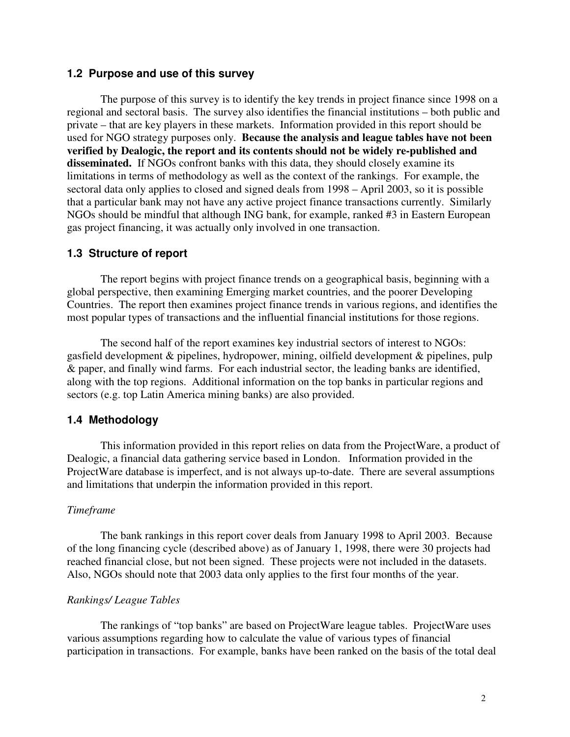## 1.2 Purpose and use of this survey

The purpose of this survey is to identify the key trends in project finance since 1998 on a regional and sectoral basis. The survey also identifies the financial institutions – both public and private – that are key players in these markets. Information provided in this report should be used for NGO strategy purposes only. **Because the analysis and league tables have not been verified by Dealogic, the report and its contents should not be widely re-published and disseminated.** If NGOs confront banks with this data, they should closely examine its limitations in terms of methodology as well as the context of the rankings. For example, the sectoral data only applies to closed and signed deals from 1998 – April 2003, so it is possible that a particular bank may not have any active project finance transactions currently. Similarly NGOs should be mindful that although ING bank, for example, ranked #3 in Eastern European gas project financing, it was actually only involved in one transaction.

## 1.3 Structure of report

The report begins with project finance trends on a geographical basis, beginning with a global perspective, then examining Emerging market countries, and the poorer Developing Countries. The report then examines project finance trends in various regions, and identifies the most popular types of transactions and the influential financial institutions for those regions.

The second half of the report examines key industrial sectors of interest to NGOs: gasfield development & pipelines, hydropower, mining, oilfield development & pipelines, pulp & paper, and finally wind farms. For each industrial sector, the leading banks are identified, along with the top regions. Additional information on the top banks in particular regions and sectors (e.g. top Latin America mining banks) are also provided.

## 1.4 Methodology

This information provided in this report relies on data from the ProjectWare, a product of Dealogic, a financial data gathering service based in London. Information provided in the ProjectWare database is imperfect, and is not always up-to-date. There are several assumptions and limitations that underpin the information provided in this report.

*Timeframe*

The bank rankings in this report cover deals from January 1998 to April 2003. Because of the long financing cycle (described above) as of January 1, 1998, there were 30 projects had reached financial close, but not been signed. These projects were not included in the datasets. Also, NGOs should note that 2003 data only applies to the first four months of the year.

*Rankings/ League Tables*

The rankings of "top banks" are based on ProjectWare league tables. ProjectWare uses various assumptions regarding how to calculate the value of various types of financial participation in transactions. For example, banks have been ranked on the basis of the total deal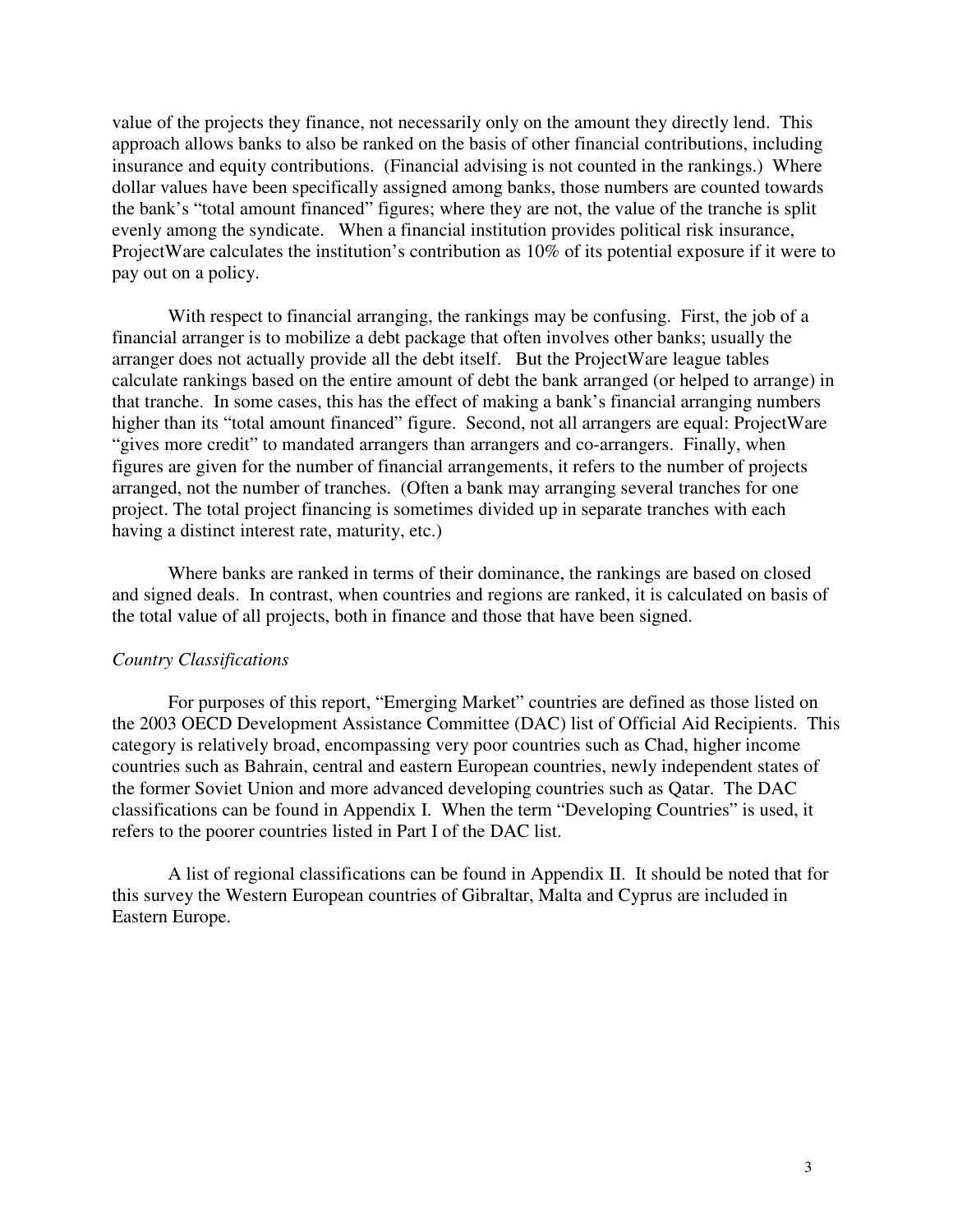value of the projects they finance, not necessarily only on the amount they directly lend. This approach allows banks to also be ranked on the basis of other financial contributions, including insurance and equity contributions. (Financial advising is not counted in the rankings.) Where dollar values have been specifically assigned among banks, those numbers are counted towards the bank's "total amount financed" figures; where they are not, the value of the tranche is split evenly among the syndicate. When a financial institution provides political risk insurance, ProjectWare calculates the institution's contribution as 10% of its potential exposure if it were to pay out on a policy.

With respect to financial arranging, the rankings may be confusing. First, the job of a financial arranger is to mobilize a debt package that often involves other banks; usually the arranger does not actually provide all the debt itself. But the ProjectWare league tables calculate rankings based on the entire amount of debt the bank arranged (or helped to arrange) in that tranche. In some cases, this has the effect of making a bank's financial arranging numbers higher than its "total amount financed" figure. Second, not all arrangers are equal: ProjectWare "gives more credit" to mandated arrangers than arrangers and co-arrangers. Finally, when figures are given for the number of financial arrangements, it refers to the number of projects arranged, not the number of tranches. (Often a bank may arranging several tranches for one project. The total project financing is sometimes divided up in separate tranches with each having a distinct interest rate, maturity, etc.)

Where banks are ranked in terms of their dominance, the rankings are based on closed and signed deals. In contrast, when countries and regions are ranked, it is calculated on basis of the total value of all projects, both in finance and those that have been signed.

*Country Classifications*

For purposes of this report, "Emerging Market" countries are defined as those listed on the 2003 OECD Development Assistance Committee (DAC) list of Official Aid Recipients. This category is relatively broad, encompassing very poor countries such as Chad, higher income countries such as Bahrain, central and eastern European countries, newly independent states of the former Soviet Union and more advanced developing countries such as Qatar. The DAC classifications can be found in Appendix I. When the term "Developing Countries" is used, it refers to the poorer countries listed in Part I of the DAC list.

A list of regional classifications can be found in Appendix II. It should be noted that for this survey the Western European countries of Gibraltar, Malta and Cyprus are included in Eastern Europe.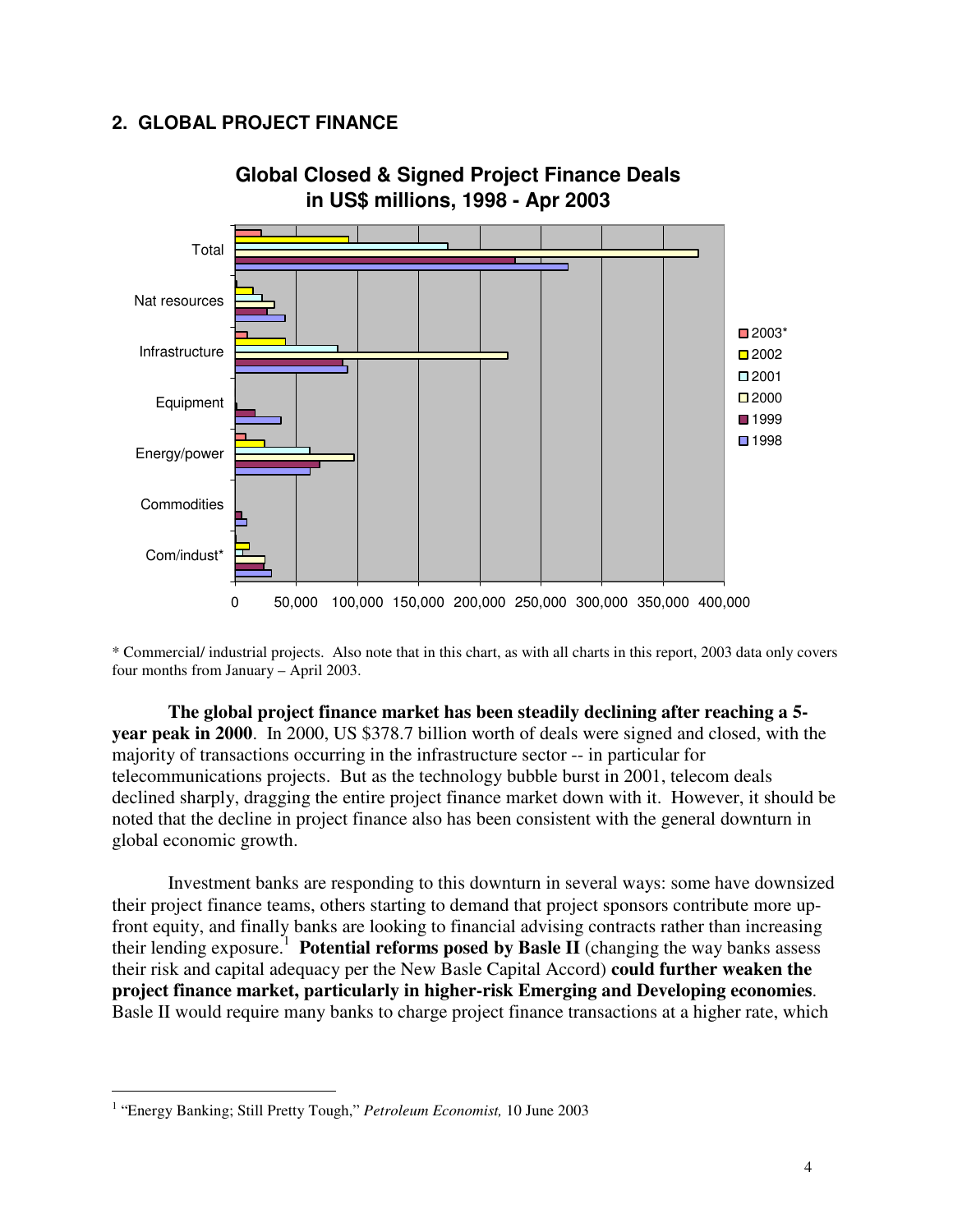## 2. GLOBAL PROJECT FINANCE

**Global Closed & Signed Project Finance Deals in US$ millions, 1998 - Apr 2003**

\* Commercial/ industrial projects. Also note that in this chart, as with all charts in this report, 2003 data only covers four months from January – April 2003.

**The global project finance market has been steadily declining after reaching a 5-year peak in 2000**. In 2000, US $378.7 billion worth of deals were signed and closed, with the majority of transactions occurring in the infrastructure sector -- in particular for telecommunications projects. But as the technology bubble burst in 2001, telecom deals declined sharply, dragging the entire project finance market down with it. However, it should be noted that the decline in project finance also has been consistent with the general downturn in global economic growth.

Investment banks are responding to this downturn in several ways: some have downsized their project finance teams, others starting to demand that project sponsors contribute more up-front equity, and finally banks are looking to financial advising contracts rather than increasing their lending exposure.[1] **Potential reforms posed by Basle II** (changing the way banks assess their risk and capital adequacy per the New Basle Capital Accord) **could further weaken the project finance market, particularly in higher-risk Emerging and Developing economies**. Basle II would require many banks to charge project finance transactions at a higher rate, which

[1] "Energy Banking; Still Pretty Tough," *Petroleum Economist,* 10 June 2003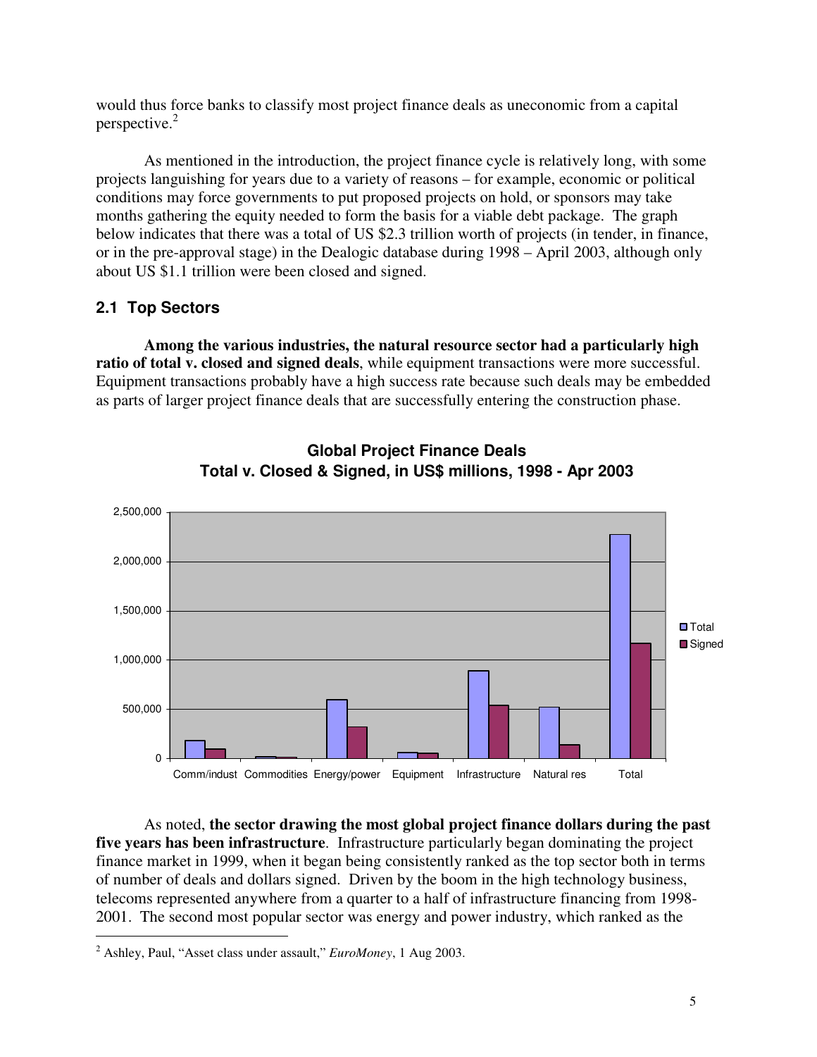would thus force banks to classify most project finance deals as uneconomic from a capital perspective.[2]

As mentioned in the introduction, the project finance cycle is relatively long, with some projects languishing for years due to a variety of reasons – for example, economic or political conditions may force governments to put proposed projects on hold, or sponsors may take months gathering the equity needed to form the basis for a viable debt package. The graph below indicates that there was a total of US $2.3 trillion worth of projects (in tender, in finance, or in the pre-approval stage) in the Dealogic database during 1998 – April 2003, although only about US $1.1 trillion were been closed and signed.

### 2.1 Top Sectors

**Among the various industries, the natural resource sector had a particularly high ratio of total v. closed and signed deals**, while equipment transactions were more successful. Equipment transactions probably have a high success rate because such deals may be embedded as parts of larger project finance deals that are successfully entering the construction phase.

**Global Project Finance Deals**
**Total v. Closed & Signed, in US$ millions, 1998 - Apr 2003**

As noted, **the sector drawing the most global project finance dollars during the past five years has been infrastructure**. Infrastructure particularly began dominating the project finance market in 1999, when it began being consistently ranked as the top sector both in terms of number of deals and dollars signed. Driven by the boom in the high technology business, telecoms represented anywhere from a quarter to a half of infrastructure financing from 1998-2001. The second most popular sector was energy and power industry, which ranked as the

[2] Ashley, Paul, "Asset class under assault," *EuroMoney*, 1 Aug 2003.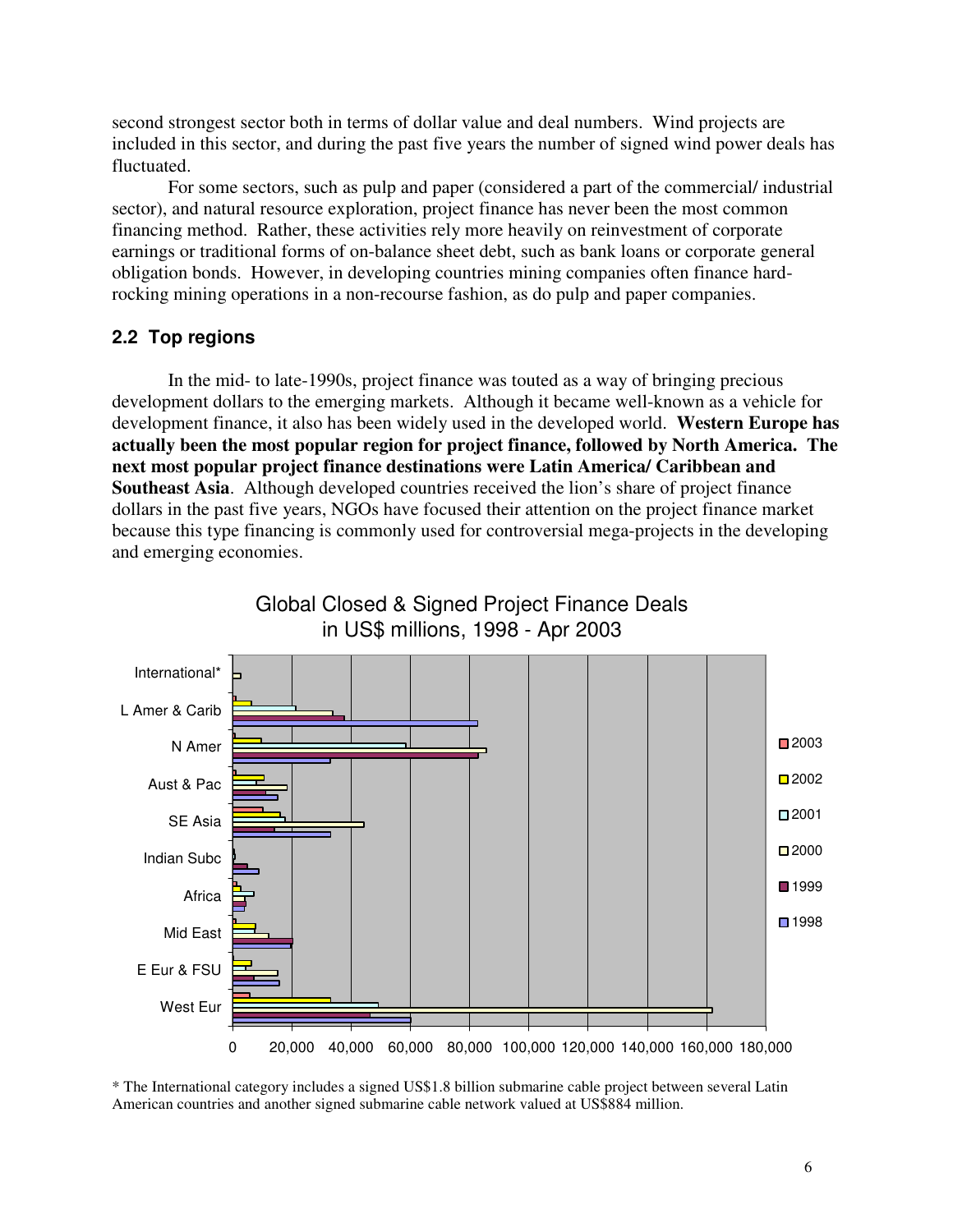second strongest sector both in terms of dollar value and deal numbers. Wind projects are included in this sector, and during the past five years the number of signed wind power deals has fluctuated.

For some sectors, such as pulp and paper (considered a part of the commercial/ industrial sector), and natural resource exploration, project finance has never been the most common financing method. Rather, these activities rely more heavily on reinvestment of corporate earnings or traditional forms of on-balance sheet debt, such as bank loans or corporate general obligation bonds. However, in developing countries mining companies often finance hard-rocking mining operations in a non-recourse fashion, as do pulp and paper companies.

### 2.2 Top regions

In the mid- to late-1990s, project finance was touted as a way of bringing precious development dollars to the emerging markets. Although it became well-known as a vehicle for development finance, it also has been widely used in the developed world. **Western Europe has actually been the most popular region for project finance, followed by North America. The next most popular project finance destinations were Latin America/ Caribbean and Southeast Asia**. Although developed countries received the lion's share of project finance dollars in the past five years, NGOs have focused their attention on the project finance market because this type financing is commonly used for controversial mega-projects in the developing and emerging economies.

Global Closed & Signed Project Finance Deals in US$ millions, 1998 - Apr 2003

* The International category includes a signed US$1.8 billion submarine cable project between several Latin American countries and another signed submarine cable network valued at US$884 million.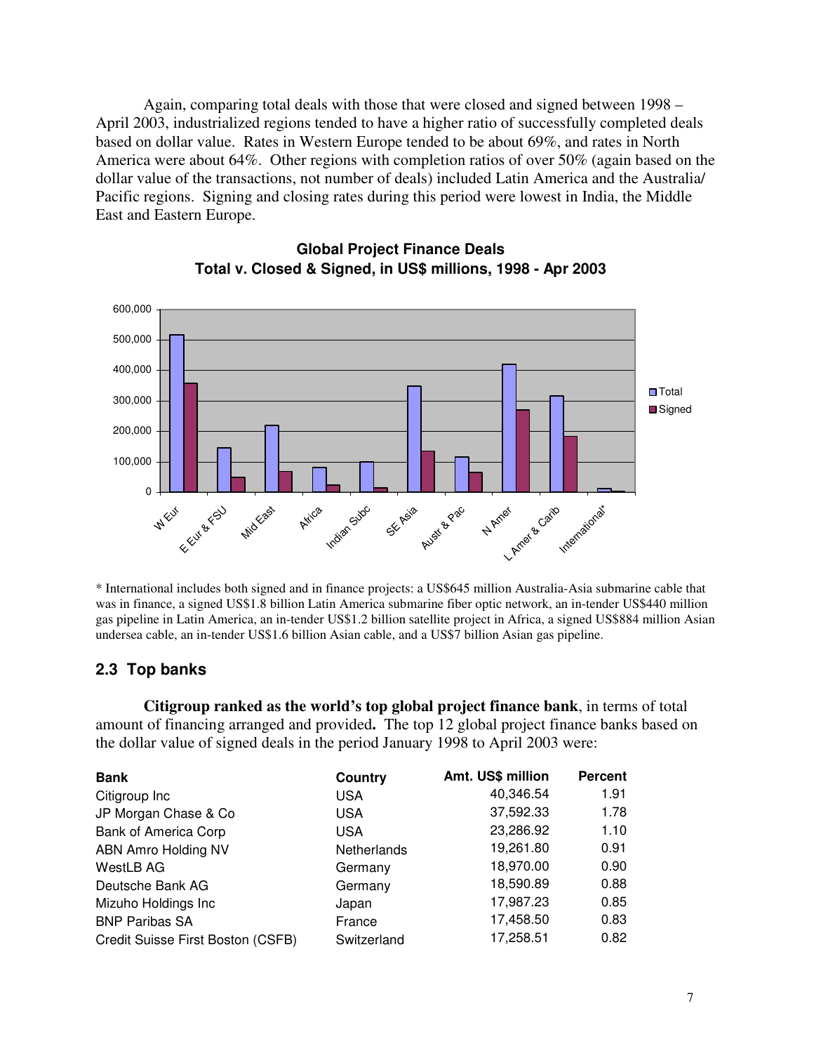Again, comparing total deals with those that were closed and signed between 1998 – April 2003, industrialized regions tended to have a higher ratio of successfully completed deals based on dollar value. Rates in Western Europe tended to be about 69%, and rates in North America were about 64%. Other regions with completion ratios of over 50% (again based on the dollar value of the transactions, not number of deals) included Latin America and the Australia/ Pacific regions. Signing and closing rates during this period were lowest in India, the Middle East and Eastern Europe.

**Global Project Finance Deals**
**Total v. Closed & Signed, in US$ millions, 1998 - Apr 2003**

\* International includes both signed and in finance projects: a US$645 million Australia-Asia submarine cable that was in finance, a signed US$1.8 billion Latin America submarine fiber optic network, an in-tender US$440 million gas pipeline in Latin America, an in-tender US$1.2 billion satellite project in Africa, a signed US$884 million Asian undersea cable, an in-tender US$1.6 billion Asian cable, and a US$7 billion Asian gas pipeline.

## 2.3 Top banks

**Citigroup ranked as the world's top global project finance bank**, in terms of total amount of financing arranged and provided**.** The top 12 global project finance banks based on the dollar value of signed deals in the period January 1998 to April 2003 were:

| Bank | Country | Amt. US$ million | Percent |
|---|---|---|---|
| Citigroup Inc | USA | 40,346.54 | 1.91 |
| JP Morgan Chase & Co | USA | 37,592.33 | 1.78 |
| Bank of America Corp | USA | 23,286.92 | 1.10 |
| ABN Amro Holding NV | Netherlands | 19,261.80 | 0.91 |
| WestLB AG | Germany | 18,970.00 | 0.90 |
| Deutsche Bank AG | Germany | 18,590.89 | 0.88 |
| Mizuho Holdings Inc | Japan | 17,987.23 | 0.85 |
| BNP Paribas SA | France | 17,458.50 | 0.83 |
| Credit Suisse First Boston (CSFB) | Switzerland | 17,258.51 | 0.82 |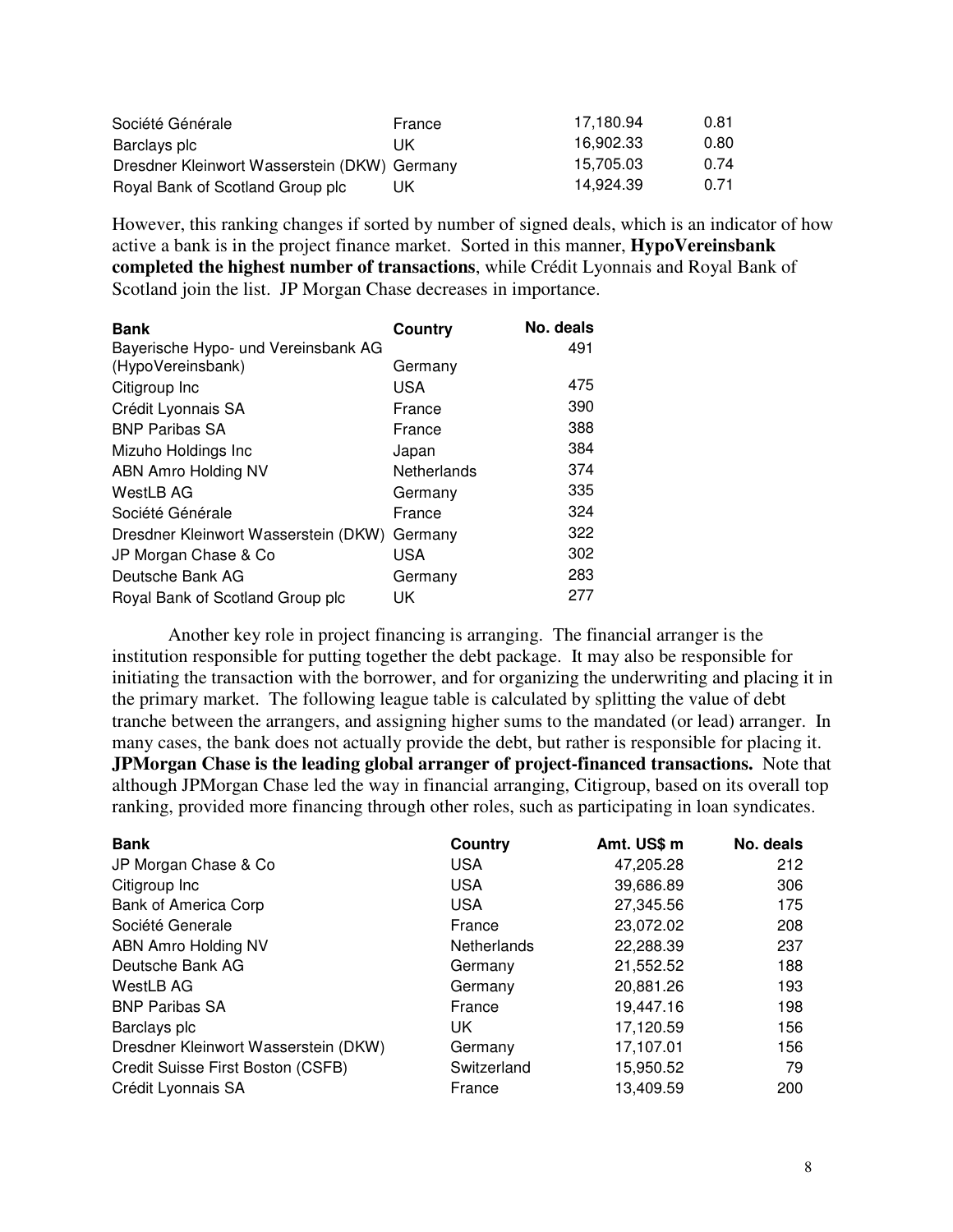| | | | |
|---|---|---|---|
| Société Générale | France | 17,180.94 | 0.81 |
| Barclays plc | UK | 16,902.33 | 0.80 |
| Dresdner Kleinwort Wasserstein (DKW) | Germany | 15,705.03 | 0.74 |
| Royal Bank of Scotland Group plc | UK | 14,924.39 | 0.71 |

However, this ranking changes if sorted by number of signed deals, which is an indicator of how active a bank is in the project finance market. Sorted in this manner, **HypoVereinsbank completed the highest number of transactions**, while Crédit Lyonnais and Royal Bank of Scotland join the list. JP Morgan Chase decreases in importance.

| Bank | Country | No. deals |
|---|---|---|
| Bayerische Hypo- und Vereinsbank AG (HypoVereinsbank) | Germany | 491 |
| Citigroup Inc | USA | 475 |
| Crédit Lyonnais SA | France | 390 |
| BNP Paribas SA | France | 388 |
| Mizuho Holdings Inc | Japan | 384 |
| ABN Amro Holding NV | Netherlands | 374 |
| WestLB AG | Germany | 335 |
| Société Générale | France | 324 |
| Dresdner Kleinwort Wasserstein (DKW) | Germany | 322 |
| JP Morgan Chase & Co | USA | 302 |
| Deutsche Bank AG | Germany | 283 |
| Royal Bank of Scotland Group plc | UK | 277 |

Another key role in project financing is arranging. The financial arranger is the institution responsible for putting together the debt package. It may also be responsible for initiating the transaction with the borrower, and for organizing the underwriting and placing it in the primary market. The following league table is calculated by splitting the value of debt tranche between the arrangers, and assigning higher sums to the mandated (or lead) arranger. In many cases, the bank does not actually provide the debt, but rather is responsible for placing it. **JPMorgan Chase is the leading global arranger of project-financed transactions.** Note that although JPMorgan Chase led the way in financial arranging, Citigroup, based on its overall top ranking, provided more financing through other roles, such as participating in loan syndicates.

| Bank | Country | Amt. US$ m | No. deals |
|---|---|---|---|
| JP Morgan Chase & Co | USA | 47,205.28 | 212 |
| Citigroup Inc | USA | 39,686.89 | 306 |
| Bank of America Corp | USA | 27,345.56 | 175 |
| Société Generale | France | 23,072.02 | 208 |
| ABN Amro Holding NV | Netherlands | 22,288.39 | 237 |
| Deutsche Bank AG | Germany | 21,552.52 | 188 |
| WestLB AG | Germany | 20,881.26 | 193 |
| BNP Paribas SA | France | 19,447.16 | 198 |
| Barclays plc | UK | 17,120.59 | 156 |
| Dresdner Kleinwort Wasserstein (DKW) | Germany | 17,107.01 | 156 |
| Credit Suisse First Boston (CSFB) | Switzerland | 15,950.52 | 79 |
| Crédit Lyonnais SA | France | 13,409.59 | 200 |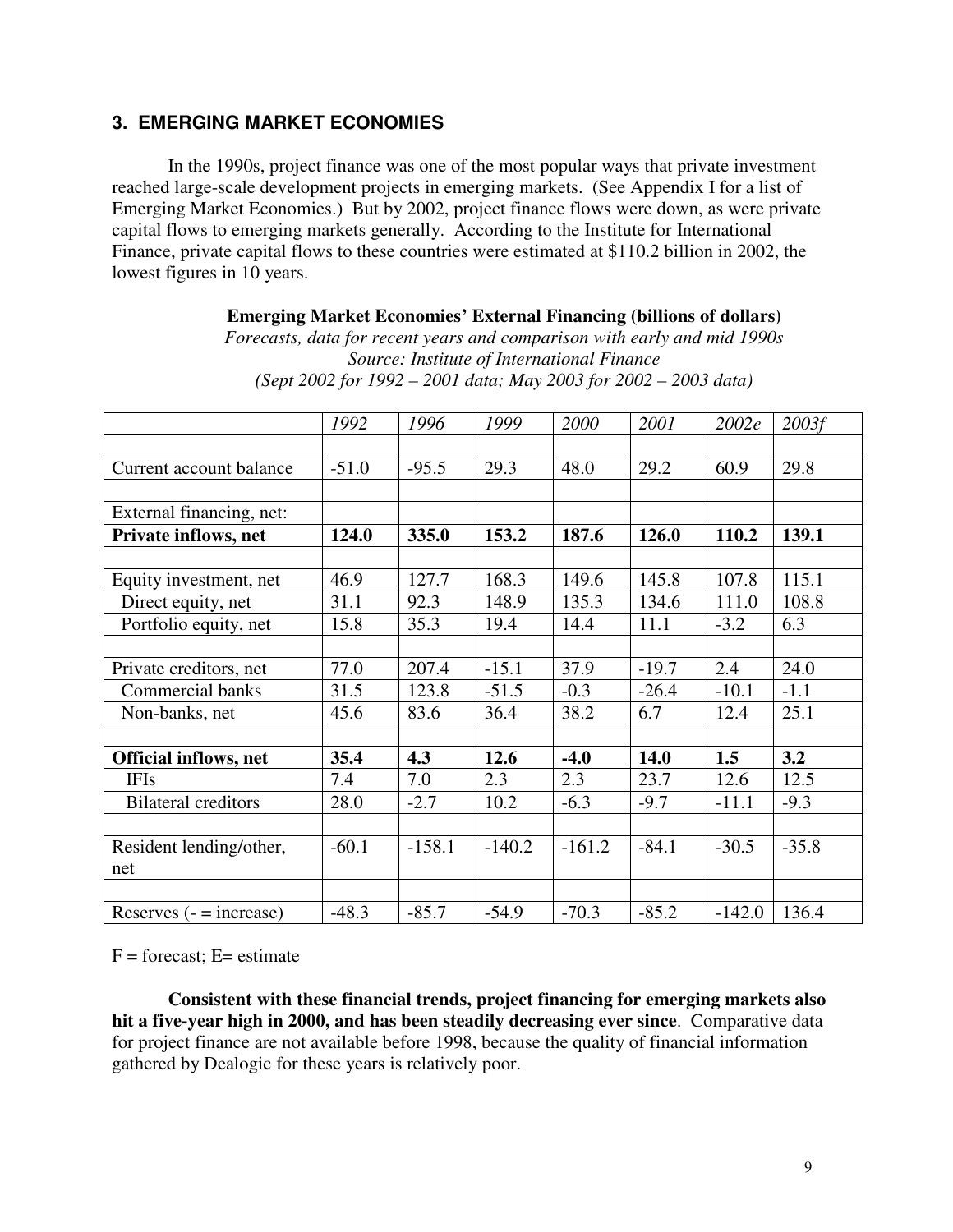## 3. EMERGING MARKET ECONOMIES

In the 1990s, project finance was one of the most popular ways that private investment reached large-scale development projects in emerging markets. (See Appendix I for a list of Emerging Market Economies.) But by 2002, project finance flows were down, as were private capital flows to emerging markets generally. According to the Institute for International Finance, private capital flows to these countries were estimated at $110.2 billion in 2002, the lowest figures in 10 years.

**Emerging Market Economies' External Financing (billions of dollars)**
*Forecasts, data for recent years and comparison with early and mid 1990s*
*Source: Institute of International Finance*
*(Sept 2002 for 1992 – 2001 data; May 2003 for 2002 – 2003 data)*

| | *1992* | *1996* | *1999* | *2000* | *2001* | *2002e* | *2003f* |
|---|---|---|---|---|---|---|---|
| | | | | | | | |
| Current account balance | -51.0 | -95.5 | 29.3 | 48.0 | 29.2 | 60.9 | 29.8 |
| | | | | | | | |
| External financing, net: | | | | | | | |
| **Private inflows, net** | **124.0** | **335.0** | **153.2** | **187.6** | **126.0** | **110.2** | **139.1** |
| | | | | | | | |
| Equity investment, net | 46.9 | 127.7 | 168.3 | 149.6 | 145.8 | 107.8 | 115.1 |
| Direct equity, net | 31.1 | 92.3 | 148.9 | 135.3 | 134.6 | 111.0 | 108.8 |
| Portfolio equity, net | 15.8 | 35.3 | 19.4 | 14.4 | 11.1 | -3.2 | 6.3 |
| | | | | | | | |
| Private creditors, net | 77.0 | 207.4 | -15.1 | 37.9 | -19.7 | 2.4 | 24.0 |
| Commercial banks | 31.5 | 123.8 | -51.5 | -0.3 | -26.4 | -10.1 | -1.1 |
| Non-banks, net | 45.6 | 83.6 | 36.4 | 38.2 | 6.7 | 12.4 | 25.1 |
| | | | | | | | |
| **Official inflows, net** | **35.4** | **4.3** | **12.6** | **-4.0** | **14.0** | **1.5** | **3.2** |
| IFIs | 7.4 | 7.0 | 2.3 | 2.3 | 23.7 | 12.6 | 12.5 |
| Bilateral creditors | 28.0 | -2.7 | 10.2 | -6.3 | -9.7 | -11.1 | -9.3 |
| | | | | | | | |
| Resident lending/other, net | -60.1 | -158.1 | -140.2 | -161.2 | -84.1 | -30.5 | -35.8 |
| | | | | | | | |
| Reserves (- = increase) | -48.3 | -85.7 | -54.9 | -70.3 | -85.2 | -142.0 | 136.4 |

F = forecast; E= estimate

**Consistent with these financial trends, project financing for emerging markets also hit a five-year high in 2000, and has been steadily decreasing ever since**. Comparative data for project finance are not available before 1998, because the quality of financial information gathered by Dealogic for these years is relatively poor.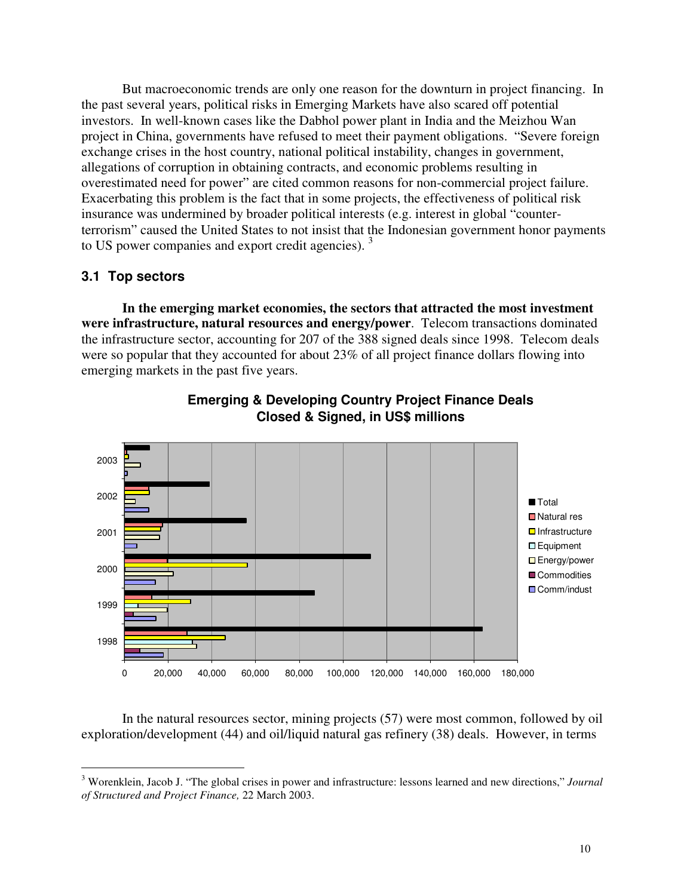But macroeconomic trends are only one reason for the downturn in project financing. In the past several years, political risks in Emerging Markets have also scared off potential investors. In well-known cases like the Dabhol power plant in India and the Meizhou Wan project in China, governments have refused to meet their payment obligations. "Severe foreign exchange crises in the host country, national political instability, changes in government, allegations of corruption in obtaining contracts, and economic problems resulting in overestimated need for power" are cited common reasons for non-commercial project failure. Exacerbating this problem is the fact that in some projects, the effectiveness of political risk insurance was undermined by broader political interests (e.g. interest in global "counter-terrorism" caused the United States to not insist that the Indonesian government honor payments to US power companies and export credit agencies). [3]

### 3.1 Top sectors

**In the emerging market economies, the sectors that attracted the most investment were infrastructure, natural resources and energy/power**. Telecom transactions dominated the infrastructure sector, accounting for 207 of the 388 signed deals since 1998. Telecom deals were so popular that they accounted for about 23% of all project finance dollars flowing into emerging markets in the past five years.

**Emerging & Developing Country Project Finance Deals Closed & Signed, in US$ millions**

In the natural resources sector, mining projects (57) were most common, followed by oil exploration/development (44) and oil/liquid natural gas refinery (38) deals. However, in terms

---

[3] Worenklein, Jacob J. "The global crises in power and infrastructure: lessons learned and new directions," *Journal of Structured and Project Finance,* 22 March 2003.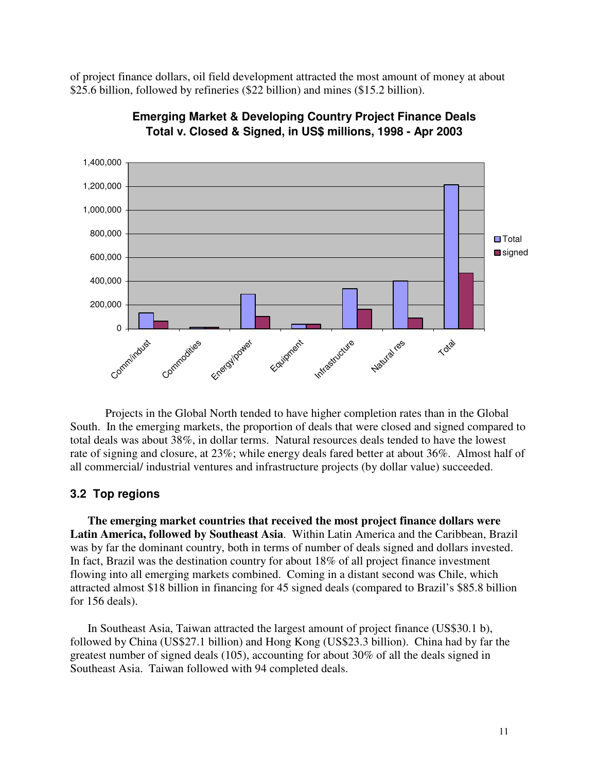of project finance dollars, oil field development attracted the most amount of money at about $25.6 billion, followed by refineries ($22 billion) and mines ($15.2 billion).

**Emerging Market & Developing Country Project Finance Deals Total v. Closed & Signed, in US$ millions, 1998 - Apr 2003**

Projects in the Global North tended to have higher completion rates than in the Global South. In the emerging markets, the proportion of deals that were closed and signed compared to total deals was about 38%, in dollar terms. Natural resources deals tended to have the lowest rate of signing and closure, at 23%; while energy deals fared better at about 36%. Almost half of all commercial/ industrial ventures and infrastructure projects (by dollar value) succeeded.

### 3.2 Top regions

**The emerging market countries that received the most project finance dollars were Latin America, followed by Southeast Asia**. Within Latin America and the Caribbean, Brazil was by far the dominant country, both in terms of number of deals signed and dollars invested. In fact, Brazil was the destination country for about 18% of all project finance investment flowing into all emerging markets combined. Coming in a distant second was Chile, which attracted almost $18 billion in financing for 45 signed deals (compared to Brazil's $85.8 billion for 156 deals).

In Southeast Asia, Taiwan attracted the largest amount of project finance (US$30.1 b), followed by China (US$27.1 billion) and Hong Kong (US$23.3 billion). China had by far the greatest number of signed deals (105), accounting for about 30% of all the deals signed in Southeast Asia. Taiwan followed with 94 completed deals.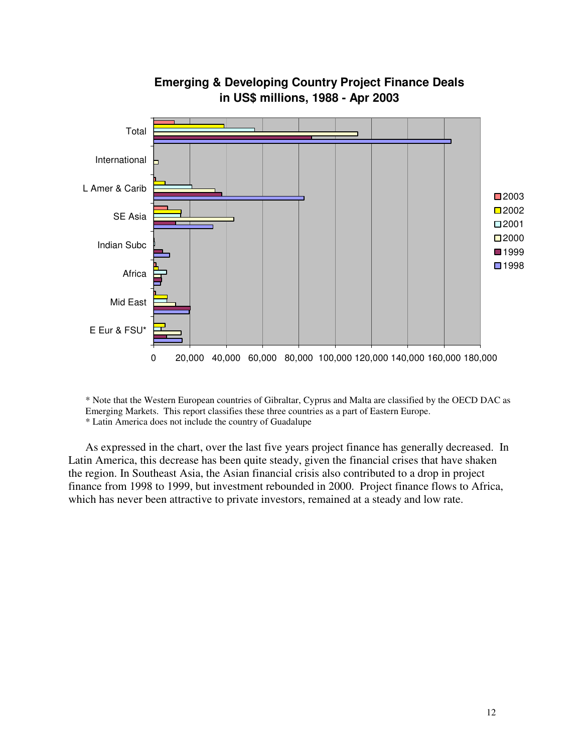**Emerging & Developing Country Project Finance Deals in US$ millions, 1988 - Apr 2003**

* Note that the Western European countries of Gibraltar, Cyprus and Malta are classified by the OECD DAC as Emerging Markets. This report classifies these three countries as a part of Eastern Europe.
* Latin America does not include the country of Guadalupe

As expressed in the chart, over the last five years project finance has generally decreased. In Latin America, this decrease has been quite steady, given the financial crises that have shaken the region. In Southeast Asia, the Asian financial crisis also contributed to a drop in project finance from 1998 to 1999, but investment rebounded in 2000. Project finance flows to Africa, which has never been attractive to private investors, remained at a steady and low rate.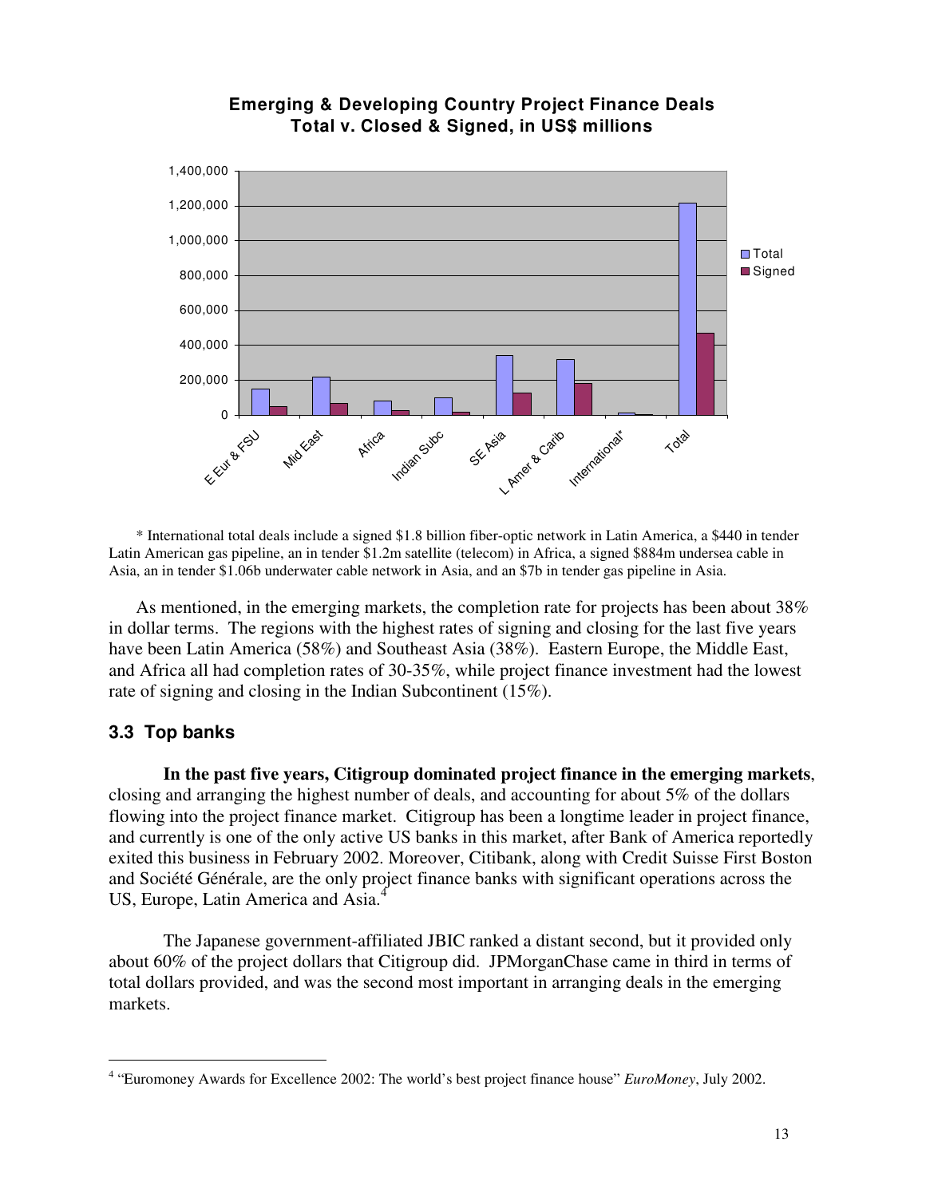**Emerging & Developing Country Project Finance Deals**
**Total v. Closed & Signed, in US$ millions**

\* International total deals include a signed $1.8 billion fiber-optic network in Latin America, a $440 in tender Latin American gas pipeline, an in tender $1.2m satellite (telecom) in Africa, a signed $884m undersea cable in Asia, an in tender $1.06b underwater cable network in Asia, and an $7b in tender gas pipeline in Asia.

As mentioned, in the emerging markets, the completion rate for projects has been about 38% in dollar terms. The regions with the highest rates of signing and closing for the last five years have been Latin America (58%) and Southeast Asia (38%). Eastern Europe, the Middle East, and Africa all had completion rates of 30-35%, while project finance investment had the lowest rate of signing and closing in the Indian Subcontinent (15%).

### 3.3 Top banks

**In the past five years, Citigroup dominated project finance in the emerging markets**, closing and arranging the highest number of deals, and accounting for about 5% of the dollars flowing into the project finance market. Citigroup has been a longtime leader in project finance, and currently is one of the only active US banks in this market, after Bank of America reportedly exited this business in February 2002. Moreover, Citibank, along with Credit Suisse First Boston and Société Générale, are the only project finance banks with significant operations across the US, Europe, Latin America and Asia.[4]

The Japanese government-affiliated JBIC ranked a distant second, but it provided only about 60% of the project dollars that Citigroup did. JPMorganChase came in third in terms of total dollars provided, and was the second most important in arranging deals in the emerging markets.

---

[4] "Euromoney Awards for Excellence 2002: The world's best project finance house" *EuroMoney*, July 2002.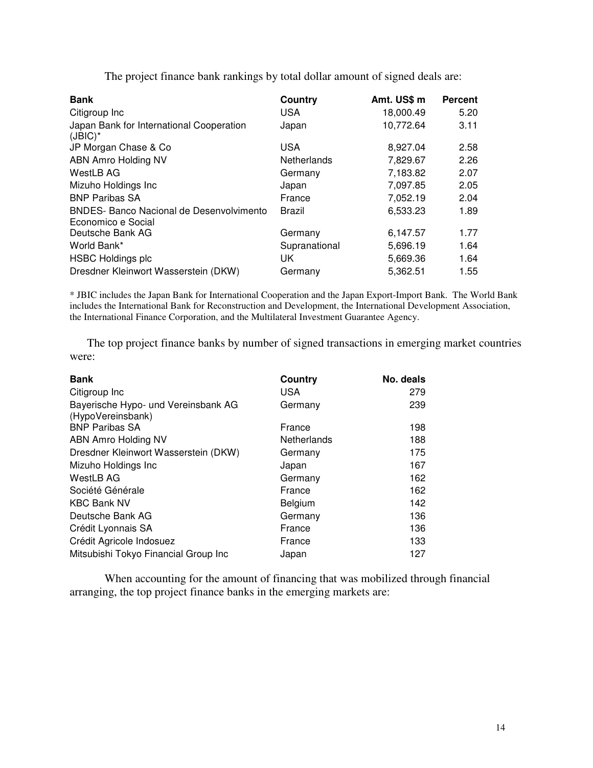The project finance bank rankings by total dollar amount of signed deals are:

| Bank | Country | Amt. US$ m | Percent |
|---|---|---|---|
| Citigroup Inc | USA | 18,000.49 | 5.20 |
| Japan Bank for International Cooperation (JBIC)* | Japan | 10,772.64 | 3.11 |
| JP Morgan Chase & Co | USA | 8,927.04 | 2.58 |
| ABN Amro Holding NV | Netherlands | 7,829.67 | 2.26 |
| WestLB AG | Germany | 7,183.82 | 2.07 |
| Mizuho Holdings Inc | Japan | 7,097.85 | 2.05 |
| BNP Paribas SA | France | 7,052.19 | 2.04 |
| BNDES- Banco Nacional de Desenvolvimento Economico e Social | Brazil | 6,533.23 | 1.89 |
| Deutsche Bank AG | Germany | 6,147.57 | 1.77 |
| World Bank* | Supranational | 5,696.19 | 1.64 |
| HSBC Holdings plc | UK | 5,669.36 | 1.64 |
| Dresdner Kleinwort Wasserstein (DKW) | Germany | 5,362.51 | 1.55 |

\* JBIC includes the Japan Bank for International Cooperation and the Japan Export-Import Bank. The World Bank includes the International Bank for Reconstruction and Development, the International Development Association, the International Finance Corporation, and the Multilateral Investment Guarantee Agency.

The top project finance banks by number of signed transactions in emerging market countries were:

| Bank | Country | No. deals |
|---|---|---|
| Citigroup Inc | USA | 279 |
| Bayerische Hypo- und Vereinsbank AG (HypoVereinsbank) | Germany | 239 |
| BNP Paribas SA | France | 198 |
| ABN Amro Holding NV | Netherlands | 188 |
| Dresdner Kleinwort Wasserstein (DKW) | Germany | 175 |
| Mizuho Holdings Inc | Japan | 167 |
| WestLB AG | Germany | 162 |
| Société Générale | France | 162 |
| KBC Bank NV | Belgium | 142 |
| Deutsche Bank AG | Germany | 136 |
| Crédit Lyonnais SA | France | 136 |
| Crédit Agricole Indosuez | France | 133 |
| Mitsubishi Tokyo Financial Group Inc | Japan | 127 |

When accounting for the amount of financing that was mobilized through financial arranging, the top project finance banks in the emerging markets are: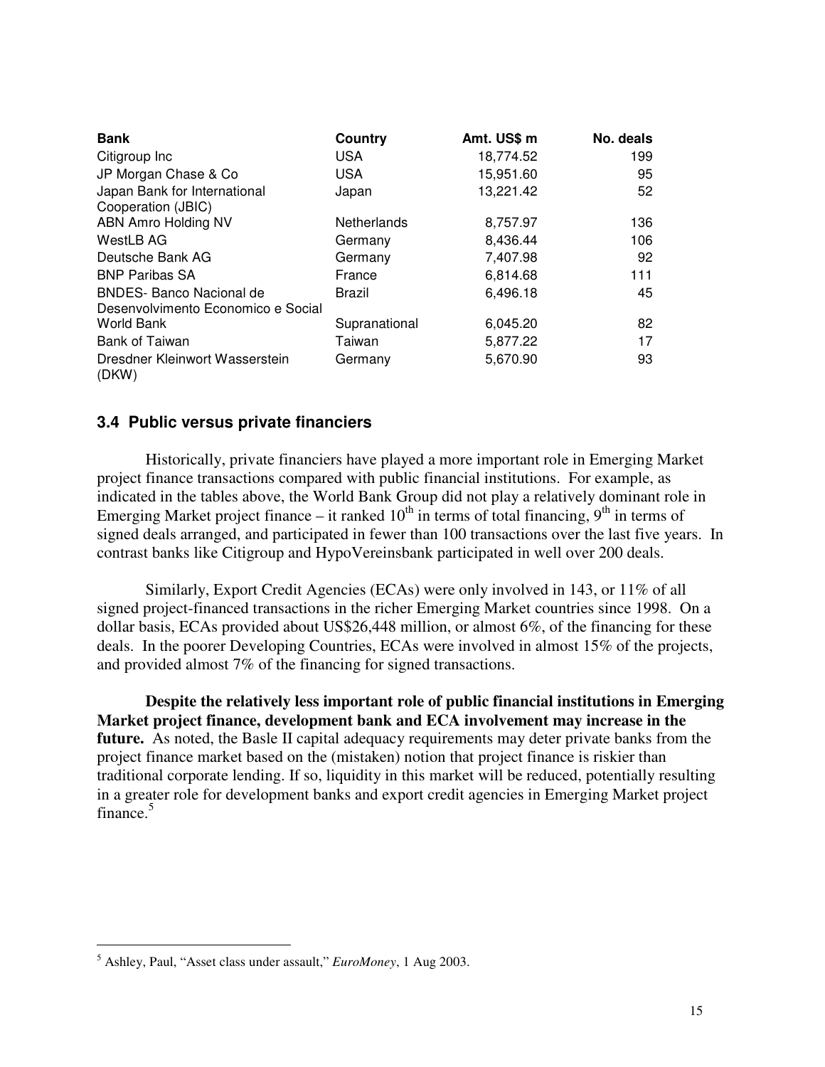| Bank | Country | Amt. US$ m | No. deals |
|---|---|---|---|
| Citigroup Inc | USA | 18,774.52 | 199 |
| JP Morgan Chase & Co | USA | 15,951.60 | 95 |
| Japan Bank for International Cooperation (JBIC) | Japan | 13,221.42 | 52 |
| ABN Amro Holding NV | Netherlands | 8,757.97 | 136 |
| WestLB AG | Germany | 8,436.44 | 106 |
| Deutsche Bank AG | Germany | 7,407.98 | 92 |
| BNP Paribas SA | France | 6,814.68 | 111 |
| BNDES- Banco Nacional de Desenvolvimento Economico e Social | Brazil | 6,496.18 | 45 |
| World Bank | Supranational | 6,045.20 | 82 |
| Bank of Taiwan | Taiwan | 5,877.22 | 17 |
| Dresdner Kleinwort Wasserstein (DKW) | Germany | 5,670.90 | 93 |

### 3.4 Public versus private financiers

Historically, private financiers have played a more important role in Emerging Market project finance transactions compared with public financial institutions. For example, as indicated in the tables above, the World Bank Group did not play a relatively dominant role in Emerging Market project finance – it ranked 10th in terms of total financing, 9th in terms of signed deals arranged, and participated in fewer than 100 transactions over the last five years. In contrast banks like Citigroup and HypoVereinsbank participated in well over 200 deals.

Similarly, Export Credit Agencies (ECAs) were only involved in 143, or 11% of all signed project-financed transactions in the richer Emerging Market countries since 1998. On a dollar basis, ECAs provided about US$26,448 million, or almost 6%, of the financing for these deals. In the poorer Developing Countries, ECAs were involved in almost 15% of the projects, and provided almost 7% of the financing for signed transactions.

**Despite the relatively less important role of public financial institutions in Emerging Market project finance, development bank and ECA involvement may increase in the future.** As noted, the Basle II capital adequacy requirements may deter private banks from the project finance market based on the (mistaken) notion that project finance is riskier than traditional corporate lending. If so, liquidity in this market will be reduced, potentially resulting in a greater role for development banks and export credit agencies in Emerging Market project finance.[5]

---

[5] Ashley, Paul, "Asset class under assault," *EuroMoney*, 1 Aug 2003.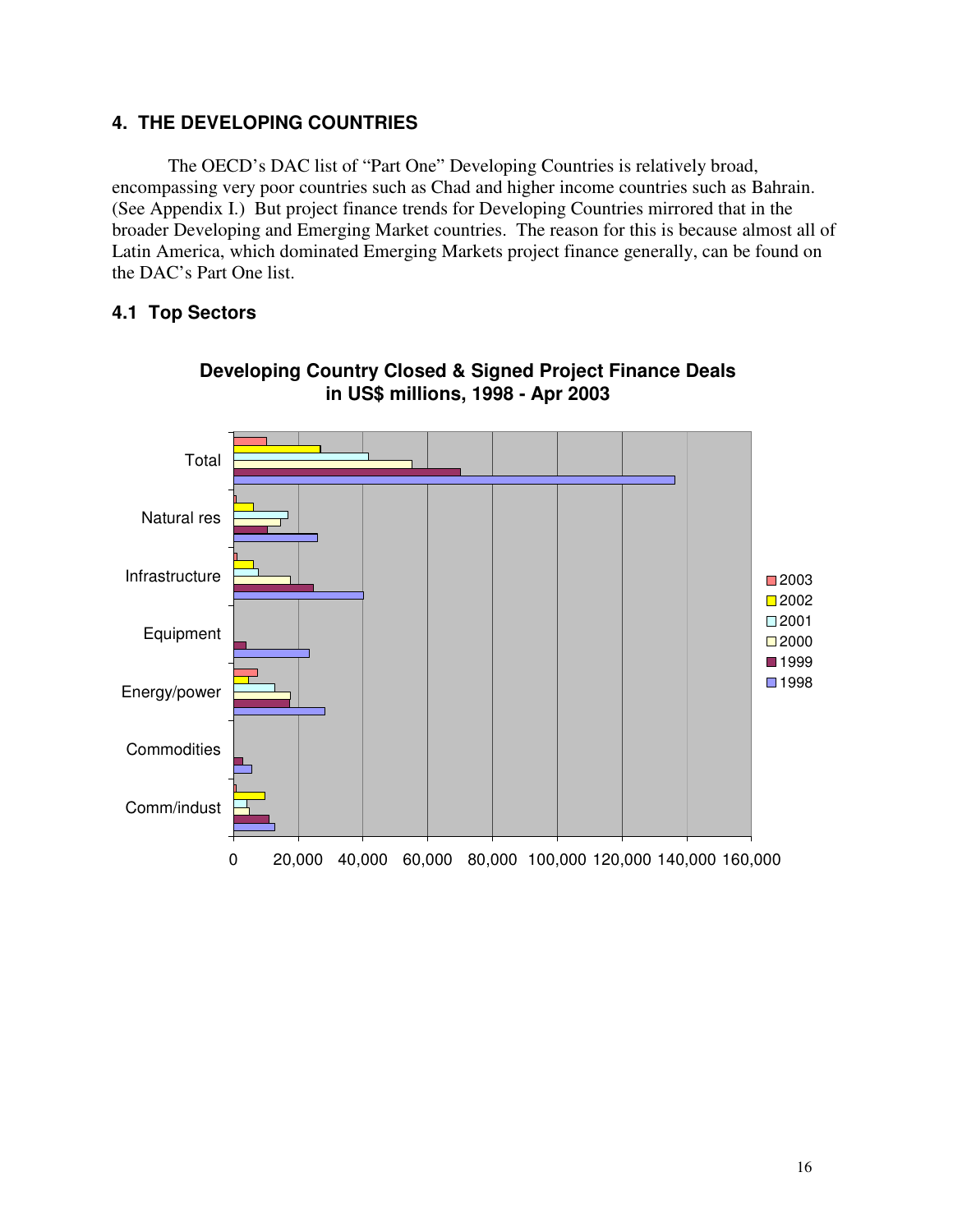## 4. THE DEVELOPING COUNTRIES

The OECD's DAC list of "Part One" Developing Countries is relatively broad, encompassing very poor countries such as Chad and higher income countries such as Bahrain. (See Appendix I.) But project finance trends for Developing Countries mirrored that in the broader Developing and Emerging Market countries. The reason for this is because almost all of Latin America, which dominated Emerging Markets project finance generally, can be found on the DAC's Part One list.

### 4.1 Top Sectors

**Developing Country Closed & Signed Project Finance Deals in US$ millions, 1998 - Apr 2003**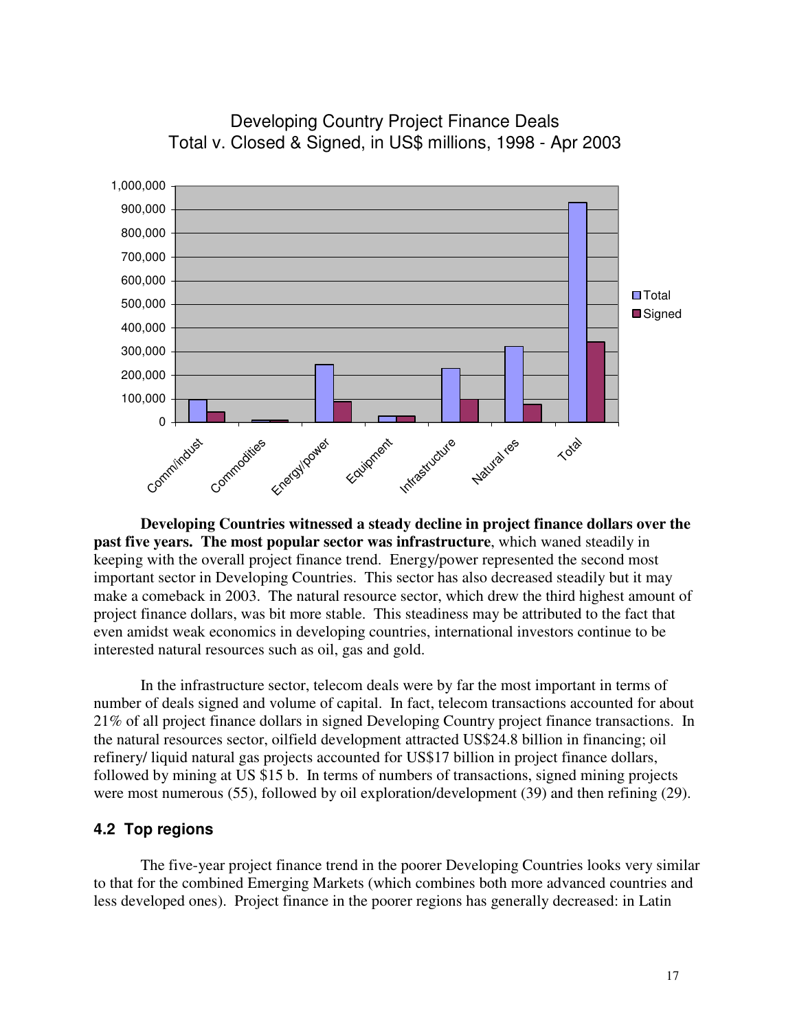Developing Country Project Finance Deals
Total v. Closed & Signed, in US$ millions, 1998 - Apr 2003

**Developing Countries witnessed a steady decline in project finance dollars over the past five years. The most popular sector was infrastructure**, which waned steadily in keeping with the overall project finance trend. Energy/power represented the second most important sector in Developing Countries. This sector has also decreased steadily but it may make a comeback in 2003. The natural resource sector, which drew the third highest amount of project finance dollars, was bit more stable. This steadiness may be attributed to the fact that even amidst weak economics in developing countries, international investors continue to be interested natural resources such as oil, gas and gold.

In the infrastructure sector, telecom deals were by far the most important in terms of number of deals signed and volume of capital. In fact, telecom transactions accounted for about 21% of all project finance dollars in signed Developing Country project finance transactions. In the natural resources sector, oilfield development attracted US$24.8 billion in financing; oil refinery/ liquid natural gas projects accounted for US$17 billion in project finance dollars, followed by mining at US $15 b. In terms of numbers of transactions, signed mining projects were most numerous (55), followed by oil exploration/development (39) and then refining (29).

### 4.2 Top regions

The five-year project finance trend in the poorer Developing Countries looks very similar to that for the combined Emerging Markets (which combines both more advanced countries and less developed ones). Project finance in the poorer regions has generally decreased: in Latin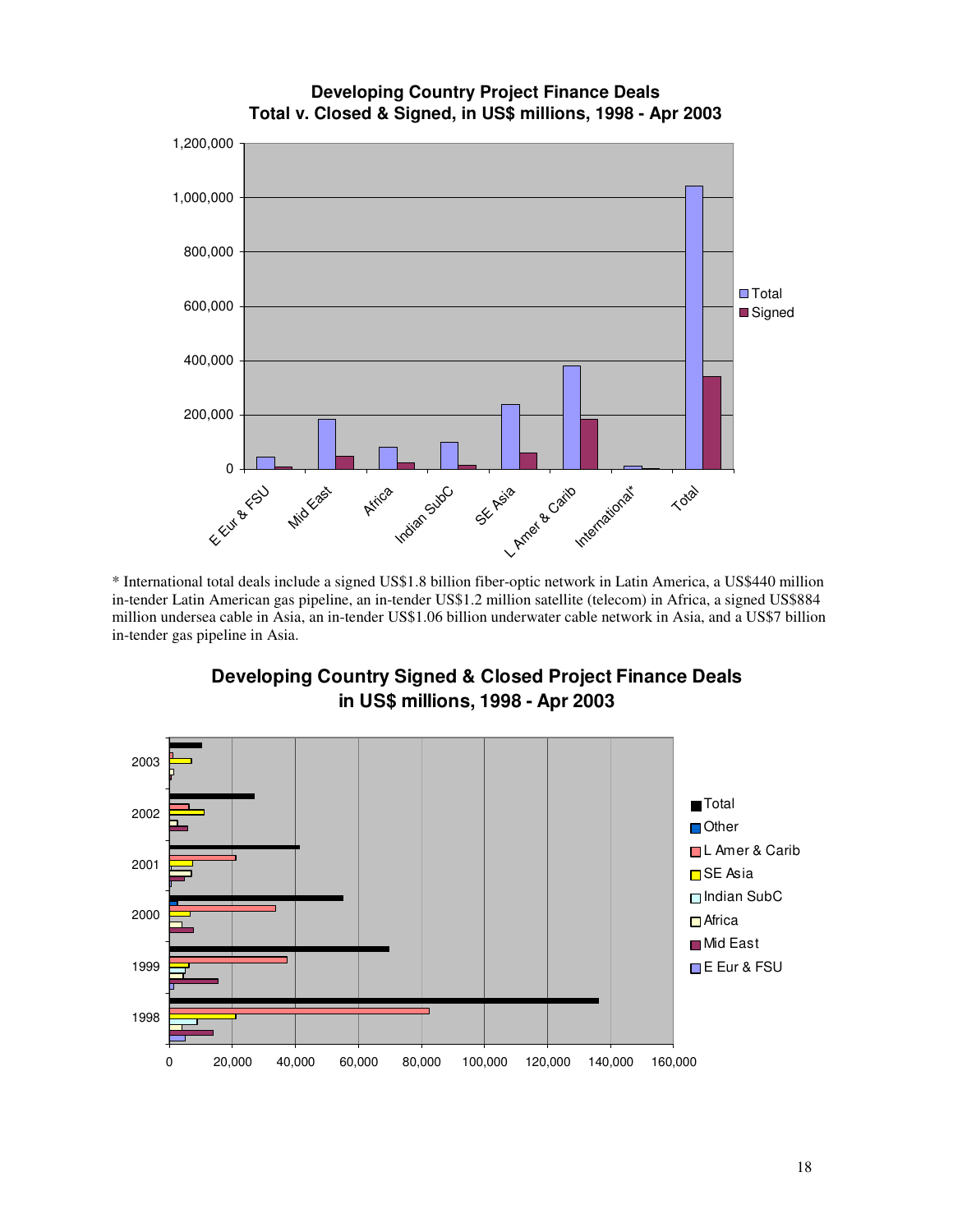**Developing Country Project Finance Deals**
**Total v. Closed & Signed, in US$ millions, 1998 - Apr 2003**

* International total deals include a signed US$1.8 billion fiber-optic network in Latin America, a US$440 million in-tender Latin American gas pipeline, an in-tender US$1.2 million satellite (telecom) in Africa, a signed US$884 million undersea cable in Asia, an in-tender US$1.06 billion underwater cable network in Asia, and a US$7 billion in-tender gas pipeline in Asia.

**Developing Country Signed & Closed Project Finance Deals**
**in US$ millions, 1998 - Apr 2003**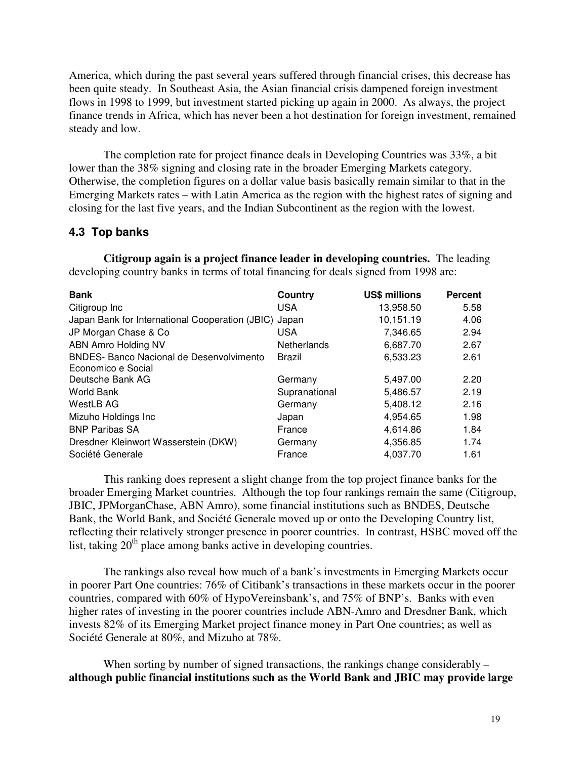America, which during the past several years suffered through financial crises, this decrease has been quite steady. In Southeast Asia, the Asian financial crisis dampened foreign investment flows in 1998 to 1999, but investment started picking up again in 2000. As always, the project finance trends in Africa, which has never been a hot destination for foreign investment, remained steady and low.

The completion rate for project finance deals in Developing Countries was 33%, a bit lower than the 38% signing and closing rate in the broader Emerging Markets category. Otherwise, the completion figures on a dollar value basis basically remain similar to that in the Emerging Markets rates – with Latin America as the region with the highest rates of signing and closing for the last five years, and the Indian Subcontinent as the region with the lowest.

### 4.3 Top banks

**Citigroup again is a project finance leader in developing countries.** The leading developing country banks in terms of total financing for deals signed from 1998 are:

| Bank | Country | US$ millions | Percent |
|---|---|---|---|
| Citigroup Inc | USA | 13,958.50 | 5.58 |
| Japan Bank for International Cooperation (JBIC) | Japan | 10,151.19 | 4.06 |
| JP Morgan Chase & Co | USA | 7,346.65 | 2.94 |
| ABN Amro Holding NV | Netherlands | 6,687.70 | 2.67 |
| BNDES- Banco Nacional de Desenvolvimento Economico e Social | Brazil | 6,533.23 | 2.61 |
| Deutsche Bank AG | Germany | 5,497.00 | 2.20 |
| World Bank | Supranational | 5,486.57 | 2.19 |
| WestLB AG | Germany | 5,408.12 | 2.16 |
| Mizuho Holdings Inc | Japan | 4,954.65 | 1.98 |
| BNP Paribas SA | France | 4,614.86 | 1.84 |
| Dresdner Kleinwort Wasserstein (DKW) | Germany | 4,356.85 | 1.74 |
| Société Generale | France | 4,037.70 | 1.61 |

This ranking does represent a slight change from the top project finance banks for the broader Emerging Market countries. Although the top four rankings remain the same (Citigroup, JBIC, JPMorganChase, ABN Amro), some financial institutions such as BNDES, Deutsche Bank, the World Bank, and Société Generale moved up or onto the Developing Country list, reflecting their relatively stronger presence in poorer countries. In contrast, HSBC moved off the list, taking 20th place among banks active in developing countries.

The rankings also reveal how much of a bank's investments in Emerging Markets occur in poorer Part One countries: 76% of Citibank's transactions in these markets occur in the poorer countries, compared with 60% of HypoVereinsbank's, and 75% of BNP's. Banks with even higher rates of investing in the poorer countries include ABN-Amro and Dresdner Bank, which invests 82% of its Emerging Market project finance money in Part One countries; as well as Société Generale at 80%, and Mizuho at 78%.

When sorting by number of signed transactions, the rankings change considerably – **although public financial institutions such as the World Bank and JBIC may provide large**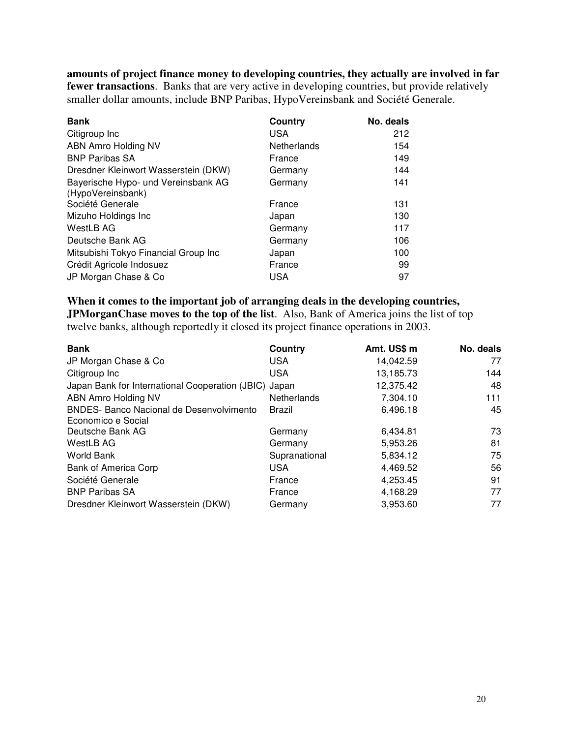**amounts of project finance money to developing countries, they actually are involved in far fewer transactions**. Banks that are very active in developing countries, but provide relatively smaller dollar amounts, include BNP Paribas, HypoVereinsbank and Société Generale.

| Bank | Country | No. deals |
|---|---|---|
| Citigroup Inc | USA | 212 |
| ABN Amro Holding NV | Netherlands | 154 |
| BNP Paribas SA | France | 149 |
| Dresdner Kleinwort Wasserstein (DKW) | Germany | 144 |
| Bayerische Hypo- und Vereinsbank AG (HypoVereinsbank) | Germany | 141 |
| Société Generale | France | 131 |
| Mizuho Holdings Inc | Japan | 130 |
| WestLB AG | Germany | 117 |
| Deutsche Bank AG | Germany | 106 |
| Mitsubishi Tokyo Financial Group Inc | Japan | 100 |
| Crédit Agricole Indosuez | France | 99 |
| JP Morgan Chase & Co | USA | 97 |

**When it comes to the important job of arranging deals in the developing countries, JPMorganChase moves to the top of the list**. Also, Bank of America joins the list of top twelve banks, although reportedly it closed its project finance operations in 2003.

| Bank | Country | Amt. US$ m | No. deals |
|---|---|---|---|
| JP Morgan Chase & Co | USA | 14,042.59 | 77 |
| Citigroup Inc | USA | 13,185.73 | 144 |
| Japan Bank for International Cooperation (JBIC) | Japan | 12,375.42 | 48 |
| ABN Amro Holding NV | Netherlands | 7,304.10 | 111 |
| BNDES- Banco Nacional de Desenvolvimento Economico e Social | Brazil | 6,496.18 | 45 |
| Deutsche Bank AG | Germany | 6,434.81 | 73 |
| WestLB AG | Germany | 5,953.26 | 81 |
| World Bank | Supranational | 5,834.12 | 75 |
| Bank of America Corp | USA | 4,469.52 | 56 |
| Société Generale | France | 4,253.45 | 91 |
| BNP Paribas SA | France | 4,168.29 | 77 |
| Dresdner Kleinwort Wasserstein (DKW) | Germany | 3,953.60 | 77 |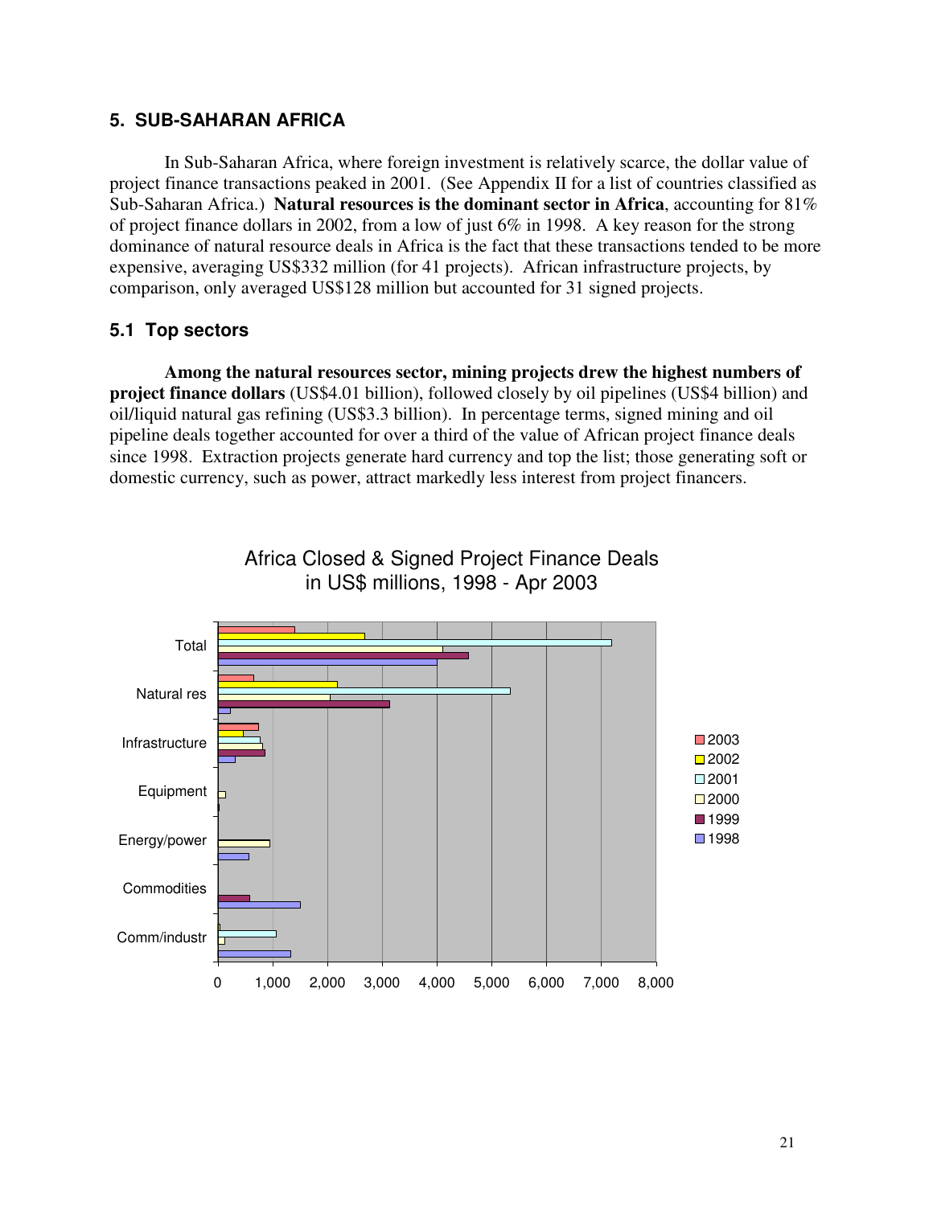## 5. SUB-SAHARAN AFRICA

In Sub-Saharan Africa, where foreign investment is relatively scarce, the dollar value of project finance transactions peaked in 2001. (See Appendix II for a list of countries classified as Sub-Saharan Africa.) **Natural resources is the dominant sector in Africa**, accounting for 81% of project finance dollars in 2002, from a low of just 6% in 1998. A key reason for the strong dominance of natural resource deals in Africa is the fact that these transactions tended to be more expensive, averaging US$332 million (for 41 projects). African infrastructure projects, by comparison, only averaged US$128 million but accounted for 31 signed projects.

### 5.1 Top sectors

**Among the natural resources sector, mining projects drew the highest numbers of project finance dollars** (US$4.01 billion), followed closely by oil pipelines (US$4 billion) and oil/liquid natural gas refining (US$3.3 billion). In percentage terms, signed mining and oil pipeline deals together accounted for over a third of the value of African project finance deals since 1998. Extraction projects generate hard currency and top the list; those generating soft or domestic currency, such as power, attract markedly less interest from project financers.

Africa Closed & Signed Project Finance Deals in US$ millions, 1998 - Apr 2003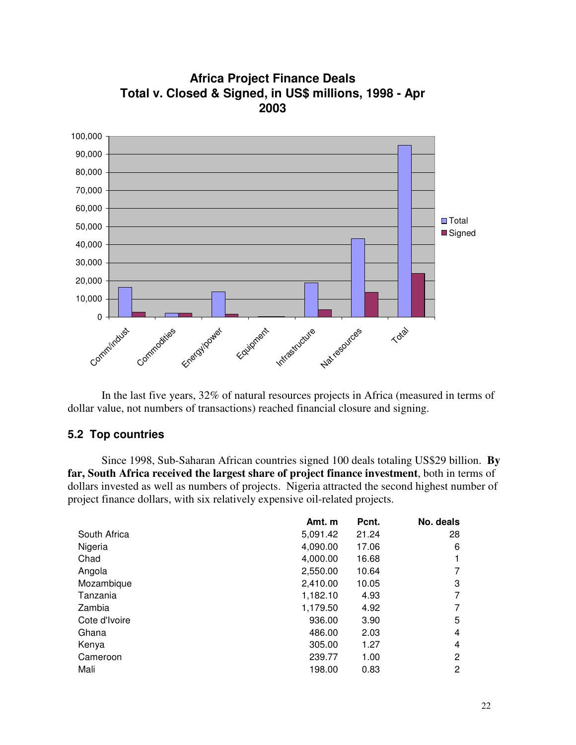**Africa Project Finance Deals**
**Total v. Closed & Signed, in US$ millions, 1998 - Apr 2003**

In the last five years, 32% of natural resources projects in Africa (measured in terms of dollar value, not numbers of transactions) reached financial closure and signing.

### 5.2 Top countries

Since 1998, Sub-Saharan African countries signed 100 deals totaling US$29 billion. **By far, South Africa received the largest share of project finance investment**, both in terms of dollars invested as well as numbers of projects. Nigeria attracted the second highest number of project finance dollars, with six relatively expensive oil-related projects.

| | Amt. m | Pcnt. | No. deals |
|---|---|---|---|
| South Africa | 5,091.42 | 21.24 | 28 |
| Nigeria | 4,090.00 | 17.06 | 6 |
| Chad | 4,000.00 | 16.68 | 1 |
| Angola | 2,550.00 | 10.64 | 7 |
| Mozambique | 2,410.00 | 10.05 | 3 |
| Tanzania | 1,182.10 | 4.93 | 7 |
| Zambia | 1,179.50 | 4.92 | 7 |
| Cote d'Ivoire | 936.00 | 3.90 | 5 |
| Ghana | 486.00 | 2.03 | 4 |
| Kenya | 305.00 | 1.27 | 4 |
| Cameroon | 239.77 | 1.00 | 2 |
| Mali | 198.00 | 0.83 | 2 |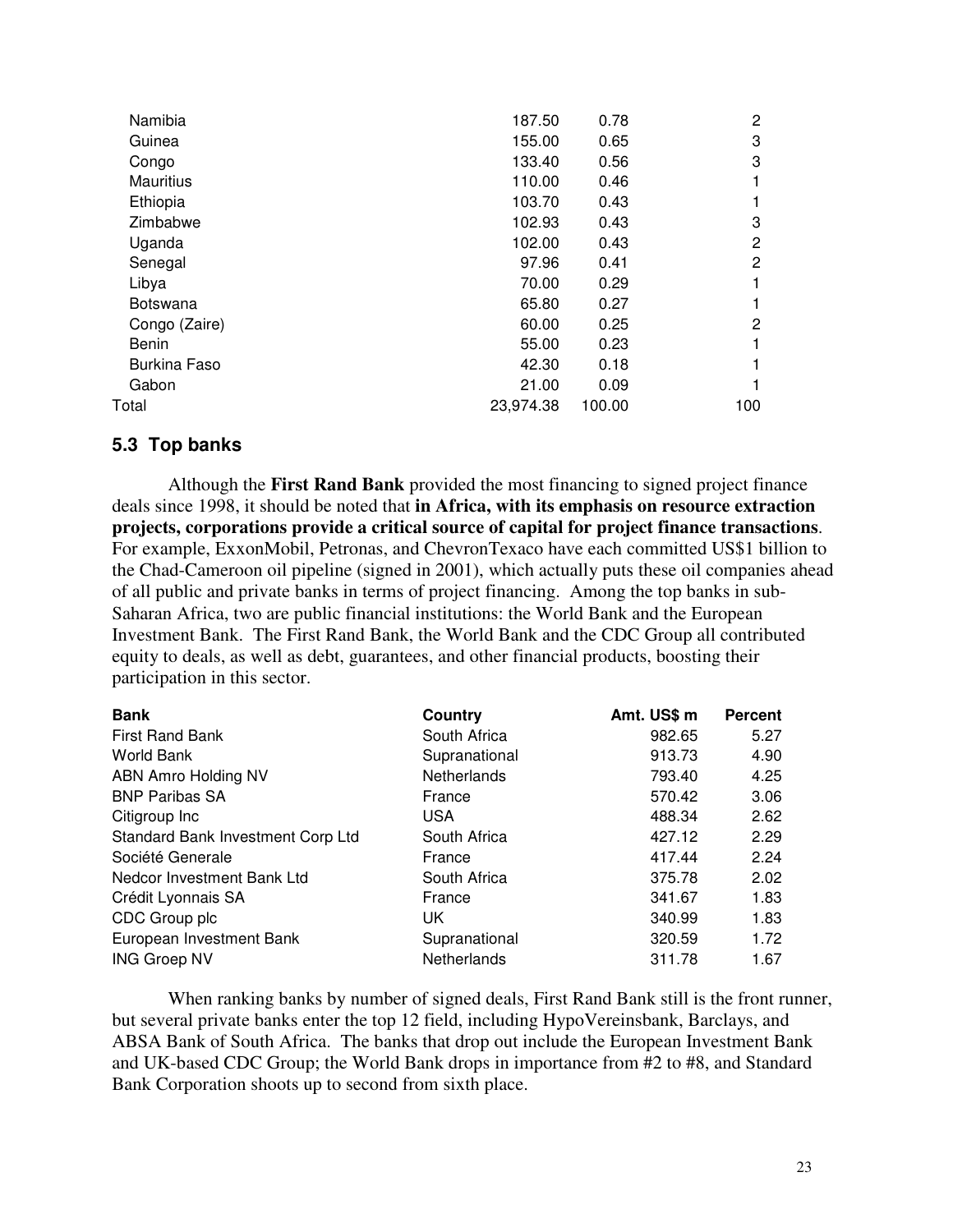| | | | |
|---|---|---|---|
| Namibia | 187.50 | 0.78 | 2 |
| Guinea | 155.00 | 0.65 | 3 |
| Congo | 133.40 | 0.56 | 3 |
| Mauritius | 110.00 | 0.46 | 1 |
| Ethiopia | 103.70 | 0.43 | 1 |
| Zimbabwe | 102.93 | 0.43 | 3 |
| Uganda | 102.00 | 0.43 | 2 |
| Senegal | 97.96 | 0.41 | 2 |
| Libya | 70.00 | 0.29 | 1 |
| Botswana | 65.80 | 0.27 | 1 |
| Congo (Zaire) | 60.00 | 0.25 | 2 |
| Benin | 55.00 | 0.23 | 1 |
| Burkina Faso | 42.30 | 0.18 | 1 |
| Gabon | 21.00 | 0.09 | 1 |
| Total | 23,974.38 | 100.00 | 100 |

## 5.3 Top banks

Although the **First Rand Bank** provided the most financing to signed project finance deals since 1998, it should be noted that **in Africa, with its emphasis on resource extraction projects, corporations provide a critical source of capital for project finance transactions**. For example, ExxonMobil, Petronas, and ChevronTexaco have each committed US$1 billion to the Chad-Cameroon oil pipeline (signed in 2001), which actually puts these oil companies ahead of all public and private banks in terms of project financing. Among the top banks in sub-Saharan Africa, two are public financial institutions: the World Bank and the European Investment Bank. The First Rand Bank, the World Bank and the CDC Group all contributed equity to deals, as well as debt, guarantees, and other financial products, boosting their participation in this sector.

| Bank | Country | Amt. US$ m | Percent |
|---|---|---|---|
| First Rand Bank | South Africa | 982.65 | 5.27 |
| World Bank | Supranational | 913.73 | 4.90 |
| ABN Amro Holding NV | Netherlands | 793.40 | 4.25 |
| BNP Paribas SA | France | 570.42 | 3.06 |
| Citigroup Inc | USA | 488.34 | 2.62 |
| Standard Bank Investment Corp Ltd | South Africa | 427.12 | 2.29 |
| Société Generale | France | 417.44 | 2.24 |
| Nedcor Investment Bank Ltd | South Africa | 375.78 | 2.02 |
| Crédit Lyonnais SA | France | 341.67 | 1.83 |
| CDC Group plc | UK | 340.99 | 1.83 |
| European Investment Bank | Supranational | 320.59 | 1.72 |
| ING Groep NV | Netherlands | 311.78 | 1.67 |

When ranking banks by number of signed deals, First Rand Bank still is the front runner, but several private banks enter the top 12 field, including HypoVereinsbank, Barclays, and ABSA Bank of South Africa. The banks that drop out include the European Investment Bank and UK-based CDC Group; the World Bank drops in importance from #2 to #8, and Standard Bank Corporation shoots up to second from sixth place.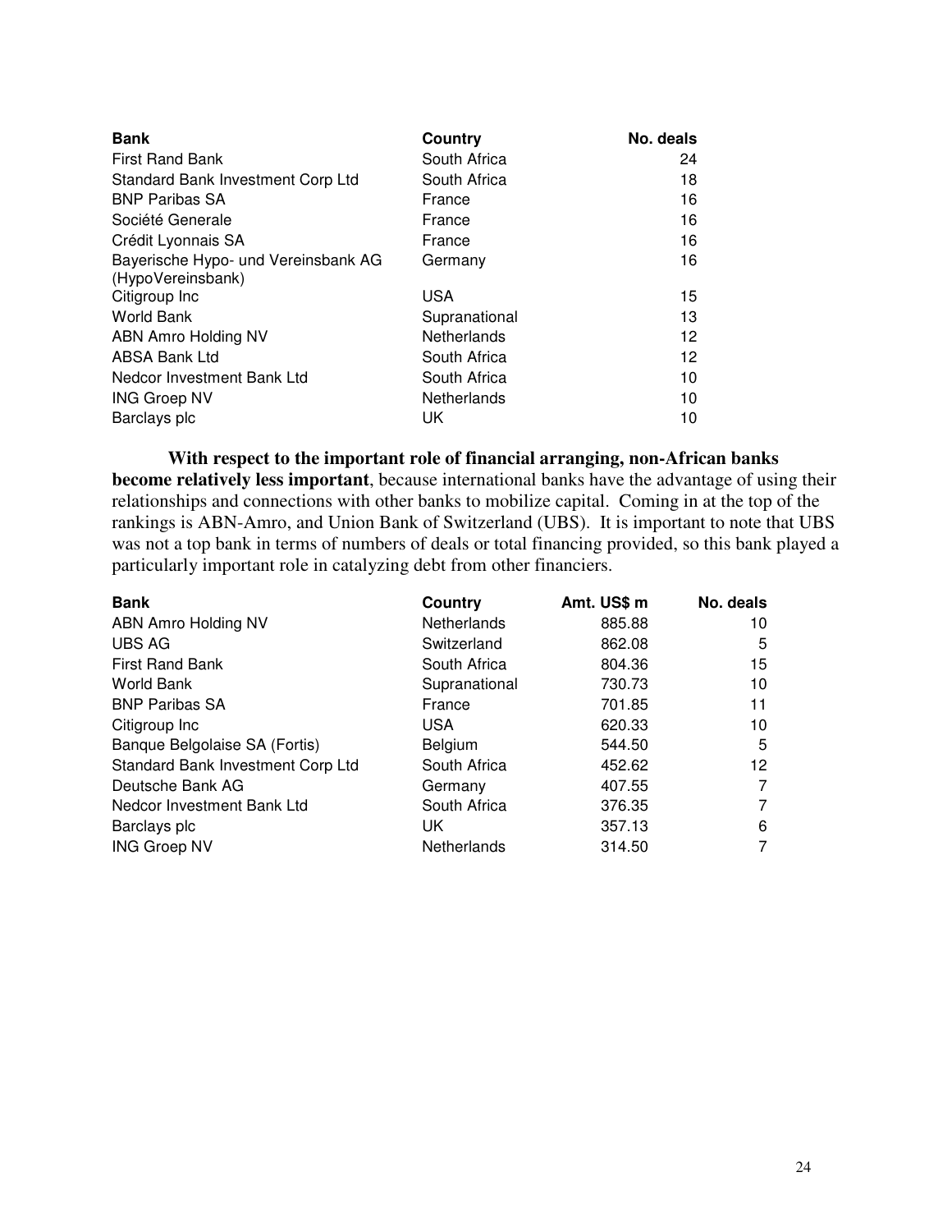| Bank | Country | No. deals |
|---|---|---|
| First Rand Bank | South Africa | 24 |
| Standard Bank Investment Corp Ltd | South Africa | 18 |
| BNP Paribas SA | France | 16 |
| Société Generale | France | 16 |
| Crédit Lyonnais SA | France | 16 |
| Bayerische Hypo- und Vereinsbank AG (HypoVereinsbank) | Germany | 16 |
| Citigroup Inc | USA | 15 |
| World Bank | Supranational | 13 |
| ABN Amro Holding NV | Netherlands | 12 |
| ABSA Bank Ltd | South Africa | 12 |
| Nedcor Investment Bank Ltd | South Africa | 10 |
| ING Groep NV | Netherlands | 10 |
| Barclays plc | UK | 10 |

**With respect to the important role of financial arranging, non-African banks become relatively less important**, because international banks have the advantage of using their relationships and connections with other banks to mobilize capital. Coming in at the top of the rankings is ABN-Amro, and Union Bank of Switzerland (UBS). It is important to note that UBS was not a top bank in terms of numbers of deals or total financing provided, so this bank played a particularly important role in catalyzing debt from other financiers.

| Bank | Country | Amt. US$ m | No. deals |
|---|---|---|---|
| ABN Amro Holding NV | Netherlands | 885.88 | 10 |
| UBS AG | Switzerland | 862.08 | 5 |
| First Rand Bank | South Africa | 804.36 | 15 |
| World Bank | Supranational | 730.73 | 10 |
| BNP Paribas SA | France | 701.85 | 11 |
| Citigroup Inc | USA | 620.33 | 10 |
| Banque Belgolaise SA (Fortis) | Belgium | 544.50 | 5 |
| Standard Bank Investment Corp Ltd | South Africa | 452.62 | 12 |
| Deutsche Bank AG | Germany | 407.55 | 7 |
| Nedcor Investment Bank Ltd | South Africa | 376.35 | 7 |
| Barclays plc | UK | 357.13 | 6 |
| ING Groep NV | Netherlands | 314.50 | 7 |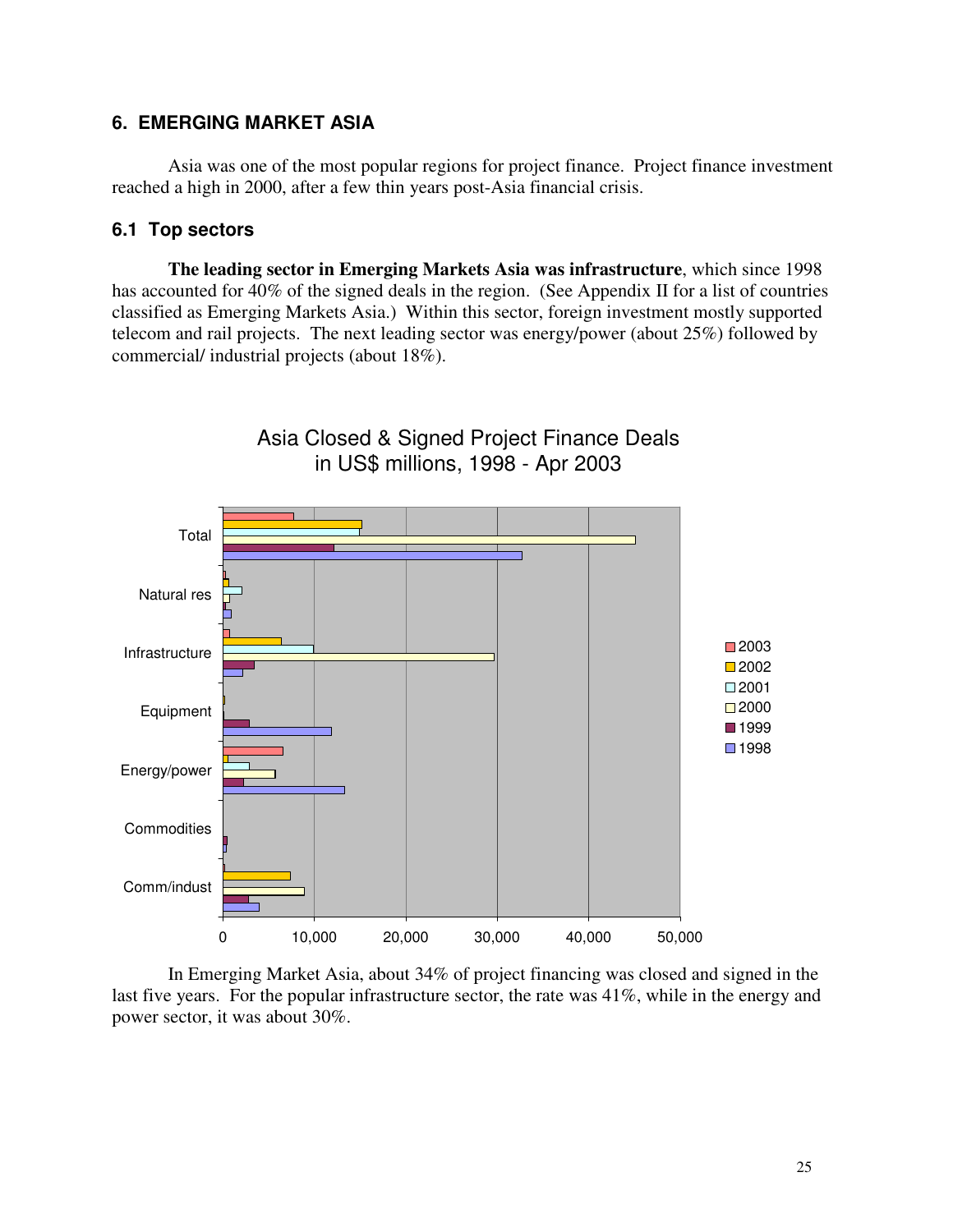## 6. EMERGING MARKET ASIA

Asia was one of the most popular regions for project finance. Project finance investment reached a high in 2000, after a few thin years post-Asia financial crisis.

### 6.1 Top sectors

**The leading sector in Emerging Markets Asia was infrastructure**, which since 1998 has accounted for 40% of the signed deals in the region. (See Appendix II for a list of countries classified as Emerging Markets Asia.) Within this sector, foreign investment mostly supported telecom and rail projects. The next leading sector was energy/power (about 25%) followed by commercial/ industrial projects (about 18%).

Asia Closed & Signed Project Finance Deals in US$ millions, 1998 - Apr 2003

In Emerging Market Asia, about 34% of project financing was closed and signed in the last five years. For the popular infrastructure sector, the rate was 41%, while in the energy and power sector, it was about 30%.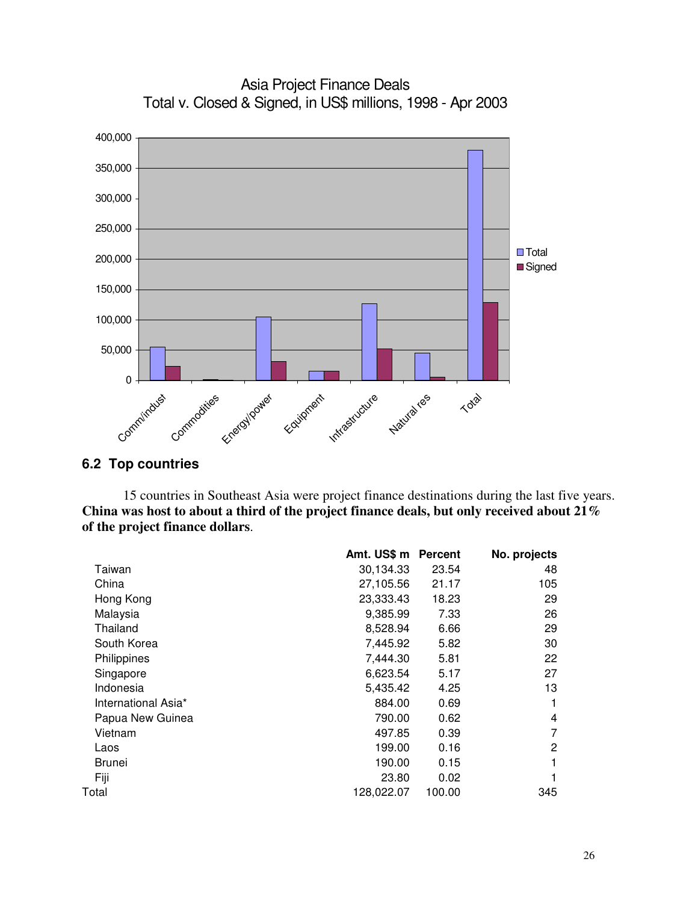Asia Project Finance Deals
Total v. Closed & Signed, in US$ millions, 1998 - Apr 2003

## 6.2 Top countries

15 countries in Southeast Asia were project finance destinations during the last five years. **China was host to about a third of the project finance deals, but only received about 21% of the project finance dollars**.

| | Amt. US$ m | Percent | No. projects |
|---|---|---|---|
| Taiwan | 30,134.33 | 23.54 | 48 |
| China | 27,105.56 | 21.17 | 105 |
| Hong Kong | 23,333.43 | 18.23 | 29 |
| Malaysia | 9,385.99 | 7.33 | 26 |
| Thailand | 8,528.94 | 6.66 | 29 |
| South Korea | 7,445.92 | 5.82 | 30 |
| Philippines | 7,444.30 | 5.81 | 22 |
| Singapore | 6,623.54 | 5.17 | 27 |
| Indonesia | 5,435.42 | 4.25 | 13 |
| International Asia* | 884.00 | 0.69 | 1 |
| Papua New Guinea | 790.00 | 0.62 | 4 |
| Vietnam | 497.85 | 0.39 | 7 |
| Laos | 199.00 | 0.16 | 2 |
| Brunei | 190.00 | 0.15 | 1 |
| Fiji | 23.80 | 0.02 | 1 |
| Total | 128,022.07 | 100.00 | 345 |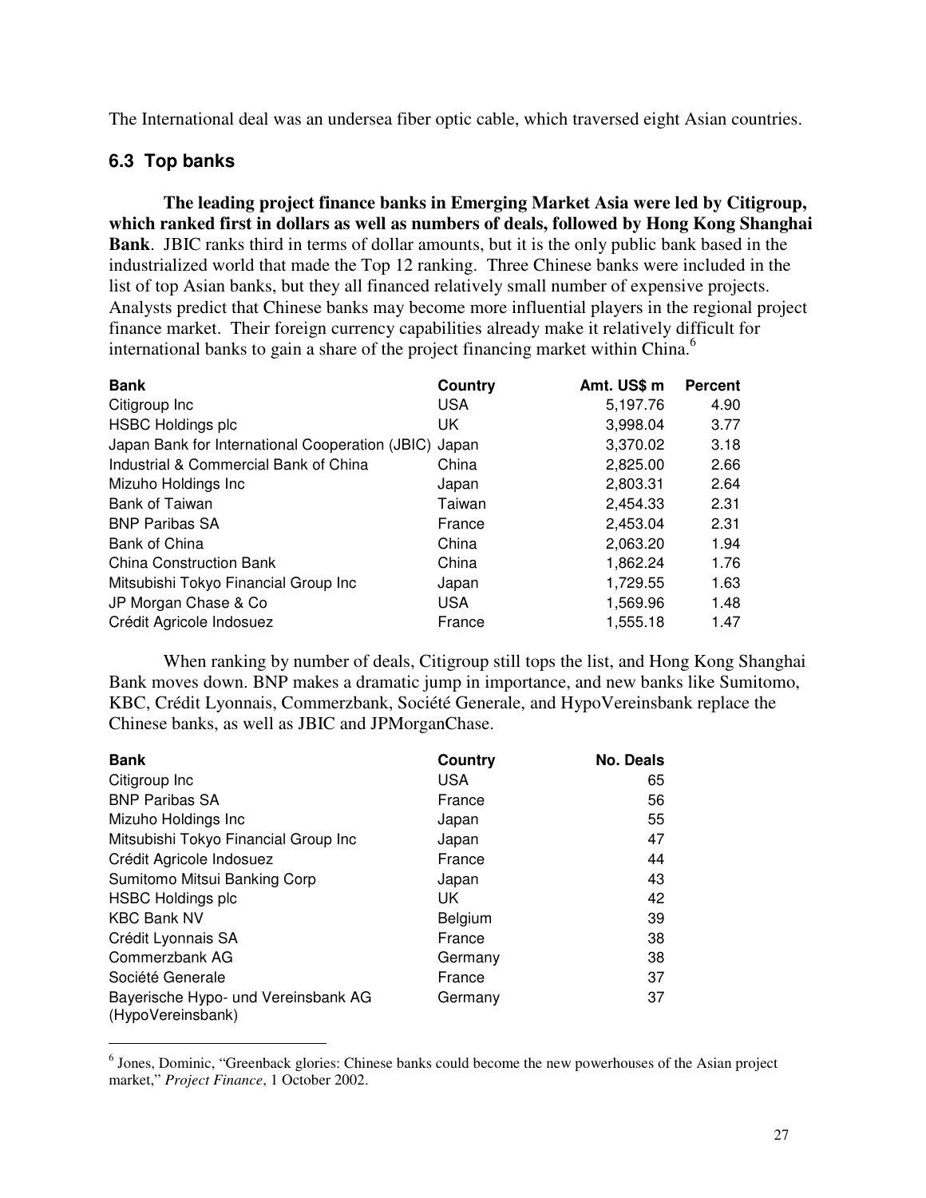The International deal was an undersea fiber optic cable, which traversed eight Asian countries.

### 6.3 Top banks

**The leading project finance banks in Emerging Market Asia were led by Citigroup, which ranked first in dollars as well as numbers of deals, followed by Hong Kong Shanghai Bank**. JBIC ranks third in terms of dollar amounts, but it is the only public bank based in the industrialized world that made the Top 12 ranking. Three Chinese banks were included in the list of top Asian banks, but they all financed relatively small number of expensive projects. Analysts predict that Chinese banks may become more influential players in the regional project finance market. Their foreign currency capabilities already make it relatively difficult for international banks to gain a share of the project financing market within China.[6]

| Bank | Country | Amt. US$ m | Percent |
|---|---|---|---|
| Citigroup Inc | USA | 5,197.76 | 4.90 |
| HSBC Holdings plc | UK | 3,998.04 | 3.77 |
| Japan Bank for International Cooperation (JBIC) | Japan | 3,370.02 | 3.18 |
| Industrial & Commercial Bank of China | China | 2,825.00 | 2.66 |
| Mizuho Holdings Inc | Japan | 2,803.31 | 2.64 |
| Bank of Taiwan | Taiwan | 2,454.33 | 2.31 |
| BNP Paribas SA | France | 2,453.04 | 2.31 |
| Bank of China | China | 2,063.20 | 1.94 |
| China Construction Bank | China | 1,862.24 | 1.76 |
| Mitsubishi Tokyo Financial Group Inc | Japan | 1,729.55 | 1.63 |
| JP Morgan Chase & Co | USA | 1,569.96 | 1.48 |
| Crédit Agricole Indosuez | France | 1,555.18 | 1.47 |

When ranking by number of deals, Citigroup still tops the list, and Hong Kong Shanghai Bank moves down. BNP makes a dramatic jump in importance, and new banks like Sumitomo, KBC, Crédit Lyonnais, Commerzbank, Société Generale, and HypoVereinsbank replace the Chinese banks, as well as JBIC and JPMorganChase.

| Bank | Country | No. Deals |
|---|---|---|
| Citigroup Inc | USA | 65 |
| BNP Paribas SA | France | 56 |
| Mizuho Holdings Inc | Japan | 55 |
| Mitsubishi Tokyo Financial Group Inc | Japan | 47 |
| Crédit Agricole Indosuez | France | 44 |
| Sumitomo Mitsui Banking Corp | Japan | 43 |
| HSBC Holdings plc | UK | 42 |
| KBC Bank NV | Belgium | 39 |
| Crédit Lyonnais SA | France | 38 |
| Commerzbank AG | Germany | 38 |
| Société Generale | France | 37 |
| Bayerische Hypo- und Vereinsbank AG (HypoVereinsbank) | Germany | 37 |

[6] Jones, Dominic, "Greenback glories: Chinese banks could become the new powerhouses of the Asian project market," *Project Finance*, 1 October 2002.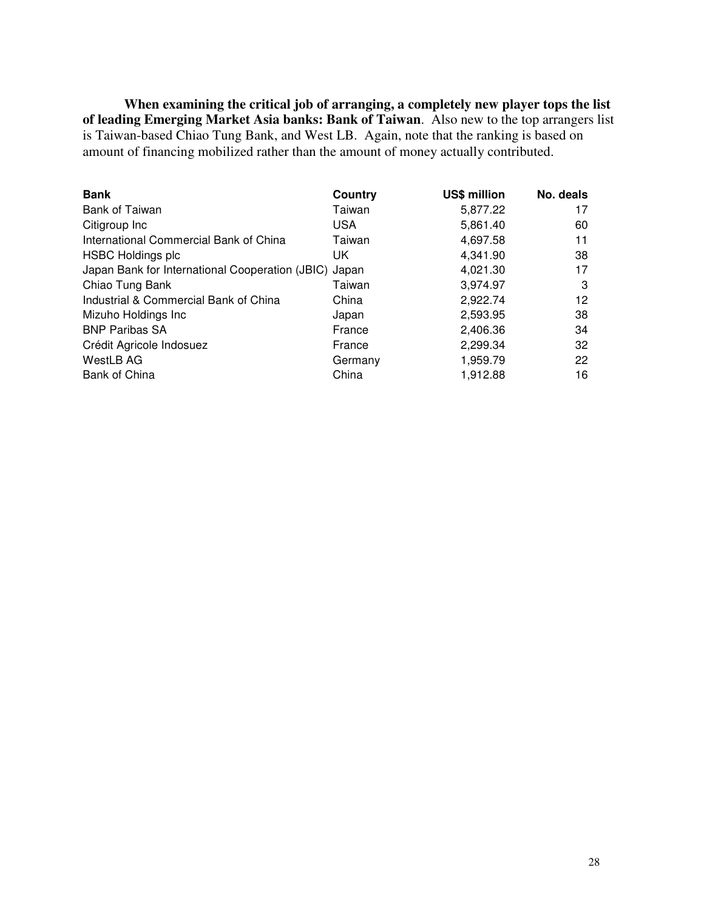**When examining the critical job of arranging, a completely new player tops the list of leading Emerging Market Asia banks: Bank of Taiwan**. Also new to the top arrangers list is Taiwan-based Chiao Tung Bank, and West LB. Again, note that the ranking is based on amount of financing mobilized rather than the amount of money actually contributed.

| Bank | Country | US$ million | No. deals |
|---|---|---|---|
| Bank of Taiwan | Taiwan | 5,877.22 | 17 |
| Citigroup Inc | USA | 5,861.40 | 60 |
| International Commercial Bank of China | Taiwan | 4,697.58 | 11 |
| HSBC Holdings plc | UK | 4,341.90 | 38 |
| Japan Bank for International Cooperation (JBIC) | Japan | 4,021.30 | 17 |
| Chiao Tung Bank | Taiwan | 3,974.97 | 3 |
| Industrial & Commercial Bank of China | China | 2,922.74 | 12 |
| Mizuho Holdings Inc | Japan | 2,593.95 | 38 |
| BNP Paribas SA | France | 2,406.36 | 34 |
| Crédit Agricole Indosuez | France | 2,299.34 | 32 |
| WestLB AG | Germany | 1,959.79 | 22 |
| Bank of China | China | 1,912.88 | 16 |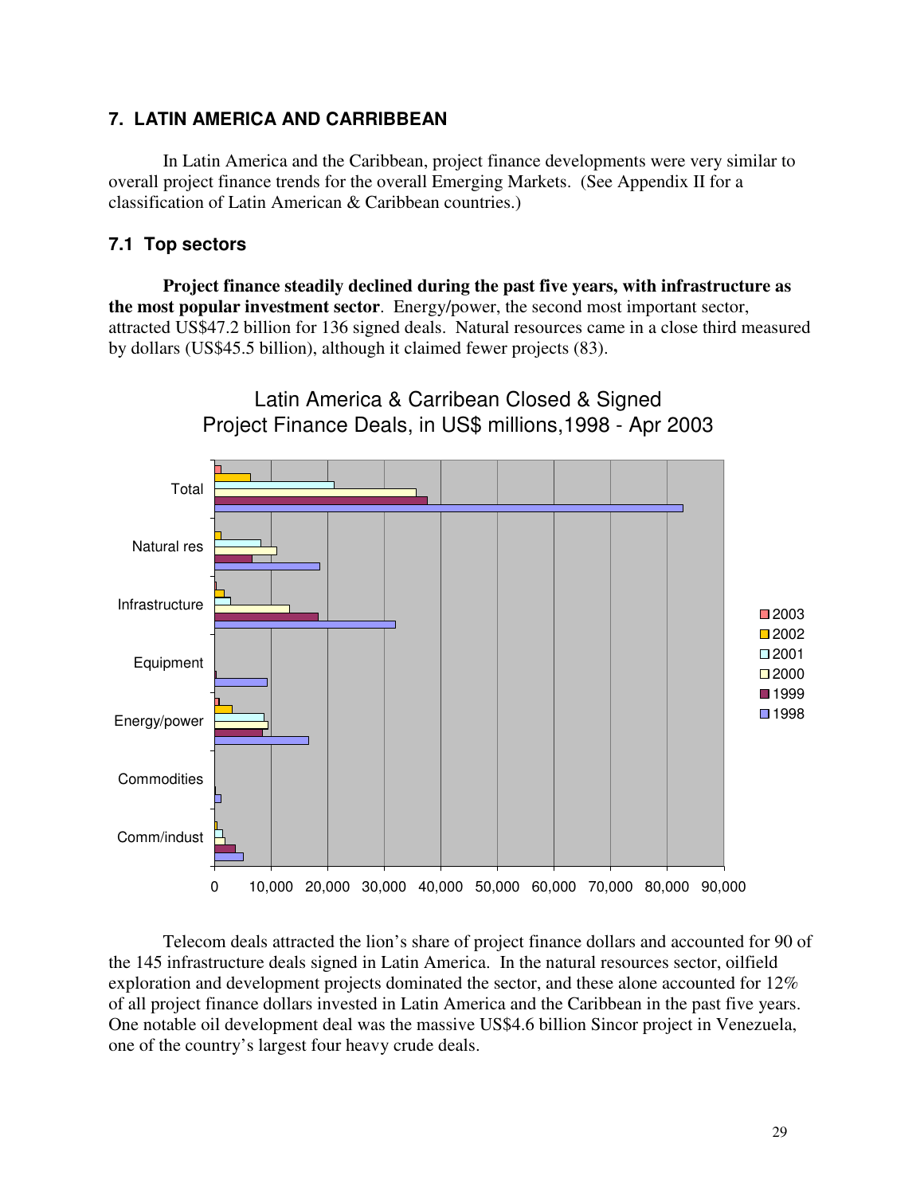## 7. LATIN AMERICA AND CARRIBBEAN

In Latin America and the Caribbean, project finance developments were very similar to overall project finance trends for the overall Emerging Markets. (See Appendix II for a classification of Latin American & Caribbean countries.)

### 7.1 Top sectors

**Project finance steadily declined during the past five years, with infrastructure as the most popular investment sector**. Energy/power, the second most important sector, attracted US$47.2 billion for 136 signed deals. Natural resources came in a close third measured by dollars (US$45.5 billion), although it claimed fewer projects (83).

Latin America & Carribean Closed & Signed Project Finance Deals, in US$ millions,1998 - Apr 2003

Telecom deals attracted the lion's share of project finance dollars and accounted for 90 of the 145 infrastructure deals signed in Latin America. In the natural resources sector, oilfield exploration and development projects dominated the sector, and these alone accounted for 12% of all project finance dollars invested in Latin America and the Caribbean in the past five years. One notable oil development deal was the massive US$4.6 billion Sincor project in Venezuela, one of the country's largest four heavy crude deals.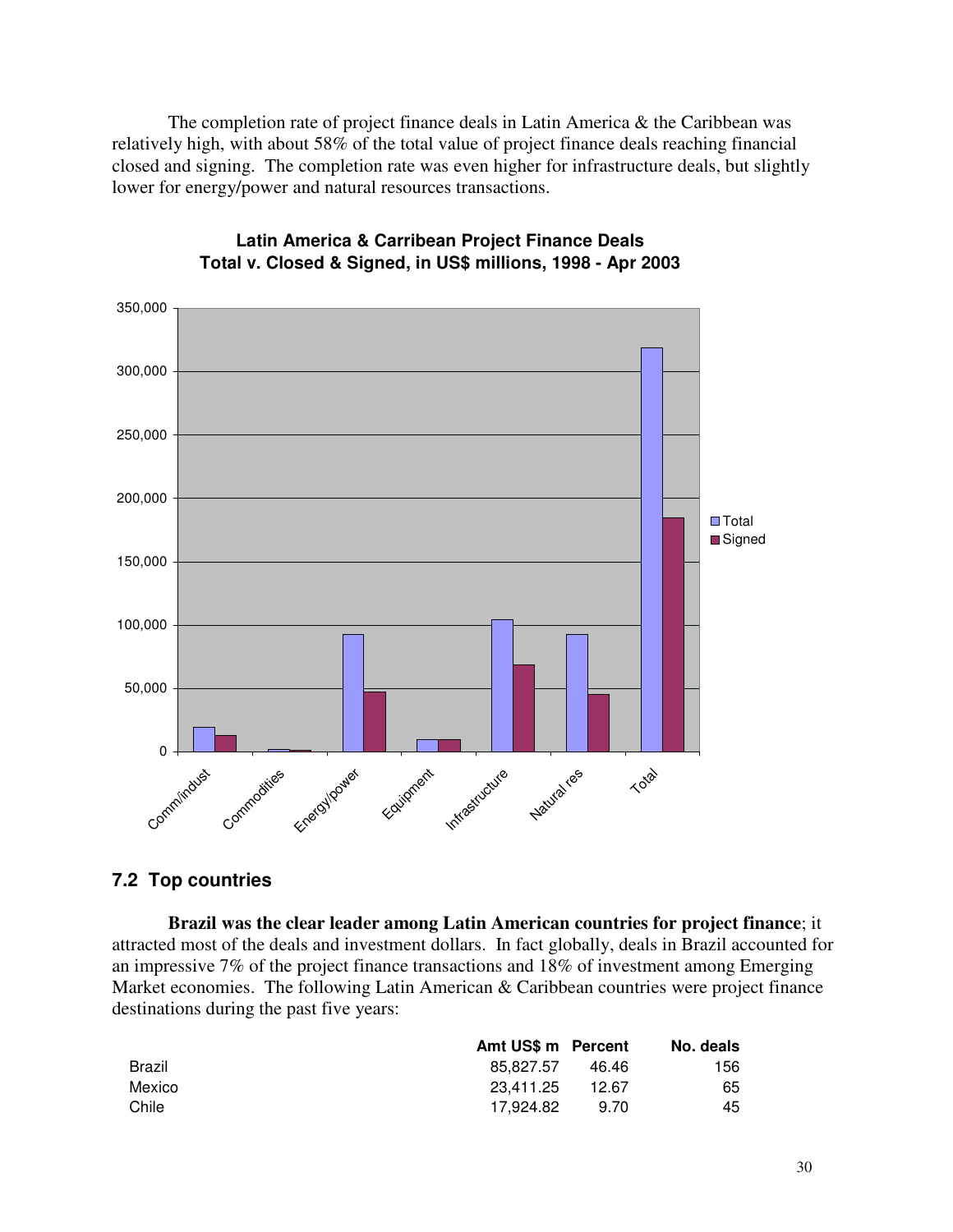The completion rate of project finance deals in Latin America & the Caribbean was relatively high, with about 58% of the total value of project finance deals reaching financial closed and signing. The completion rate was even higher for infrastructure deals, but slightly lower for energy/power and natural resources transactions.

**Latin America & Carribean Project Finance Deals**
**Total v. Closed & Signed, in US$ millions, 1998 - Apr 2003**

## 7.2 Top countries

**Brazil was the clear leader among Latin American countries for project finance**; it attracted most of the deals and investment dollars. In fact globally, deals in Brazil accounted for an impressive 7% of the project finance transactions and 18% of investment among Emerging Market economies. The following Latin American & Caribbean countries were project finance destinations during the past five years:

| | Amt US$ m | Percent | No. deals |
|---|---|---|---|
| Brazil | 85,827.57 | 46.46 | 156 |
| Mexico | 23,411.25 | 12.67 | 65 |
| Chile | 17,924.82 | 9.70 | 45 |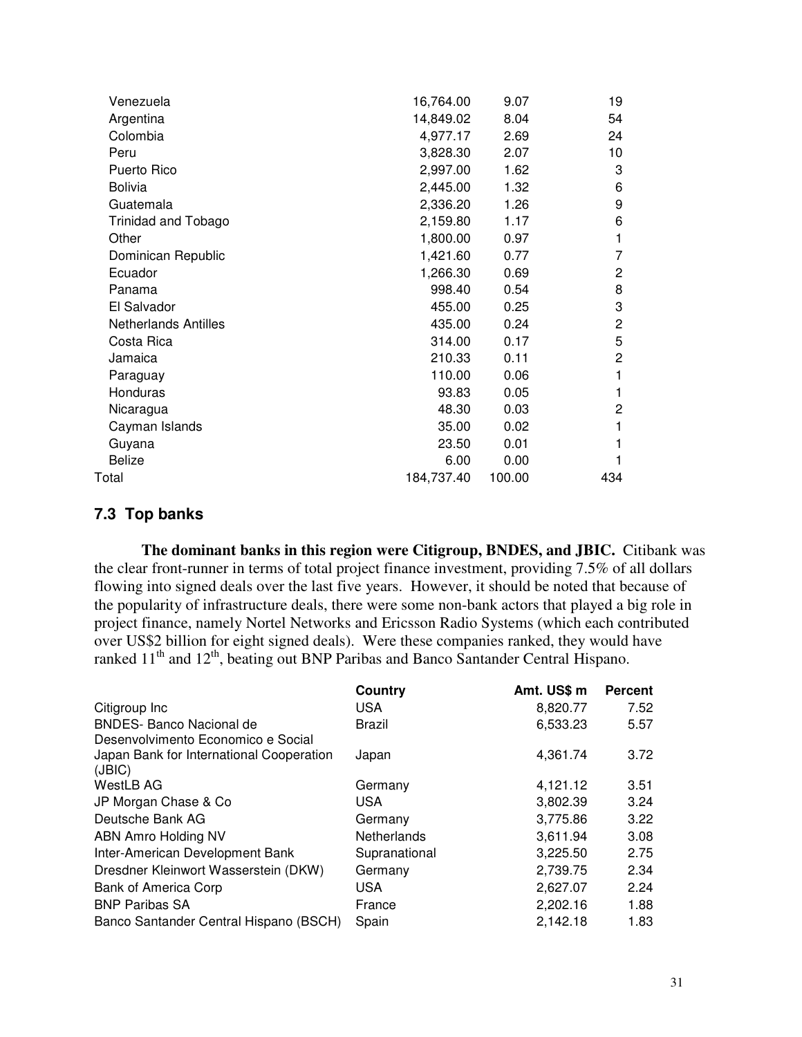| | | | |
|---|---|---|---|
| Venezuela | 16,764.00 | 9.07 | 19 |
| Argentina | 14,849.02 | 8.04 | 54 |
| Colombia | 4,977.17 | 2.69 | 24 |
| Peru | 3,828.30 | 2.07 | 10 |
| Puerto Rico | 2,997.00 | 1.62 | 3 |
| Bolivia | 2,445.00 | 1.32 | 6 |
| Guatemala | 2,336.20 | 1.26 | 9 |
| Trinidad and Tobago | 2,159.80 | 1.17 | 6 |
| Other | 1,800.00 | 0.97 | 1 |
| Dominican Republic | 1,421.60 | 0.77 | 7 |
| Ecuador | 1,266.30 | 0.69 | 2 |
| Panama | 998.40 | 0.54 | 8 |
| El Salvador | 455.00 | 0.25 | 3 |
| Netherlands Antilles | 435.00 | 0.24 | 2 |
| Costa Rica | 314.00 | 0.17 | 5 |
| Jamaica | 210.33 | 0.11 | 2 |
| Paraguay | 110.00 | 0.06 | 1 |
| Honduras | 93.83 | 0.05 | 1 |
| Nicaragua | 48.30 | 0.03 | 2 |
| Cayman Islands | 35.00 | 0.02 | 1 |
| Guyana | 23.50 | 0.01 | 1 |
| Belize | 6.00 | 0.00 | 1 |
| Total | 184,737.40 | 100.00 | 434 |

### 7.3 Top banks

**The dominant banks in this region were Citigroup, BNDES, and JBIC.** Citibank was the clear front-runner in terms of total project finance investment, providing 7.5% of all dollars flowing into signed deals over the last five years. However, it should be noted that because of the popularity of infrastructure deals, there were some non-bank actors that played a big role in project finance, namely Nortel Networks and Ericsson Radio Systems (which each contributed over US$2 billion for eight signed deals). Were these companies ranked, they would have ranked 11th and 12th, beating out BNP Paribas and Banco Santander Central Hispano.

| | Country | Amt. US$ m | Percent |
|---|---|---|---|
| Citigroup Inc | USA | 8,820.77 | 7.52 |
| BNDES- Banco Nacional de Desenvolvimento Economico e Social | Brazil | 6,533.23 | 5.57 |
| Japan Bank for International Cooperation (JBIC) | Japan | 4,361.74 | 3.72 |
| WestLB AG | Germany | 4,121.12 | 3.51 |
| JP Morgan Chase & Co | USA | 3,802.39 | 3.24 |
| Deutsche Bank AG | Germany | 3,775.86 | 3.22 |
| ABN Amro Holding NV | Netherlands | 3,611.94 | 3.08 |
| Inter-American Development Bank | Supranational | 3,225.50 | 2.75 |
| Dresdner Kleinwort Wasserstein (DKW) | Germany | 2,739.75 | 2.34 |
| Bank of America Corp | USA | 2,627.07 | 2.24 |
| BNP Paribas SA | France | 2,202.16 | 1.88 |
| Banco Santander Central Hispano (BSCH) | Spain | 2,142.18 | 1.83 |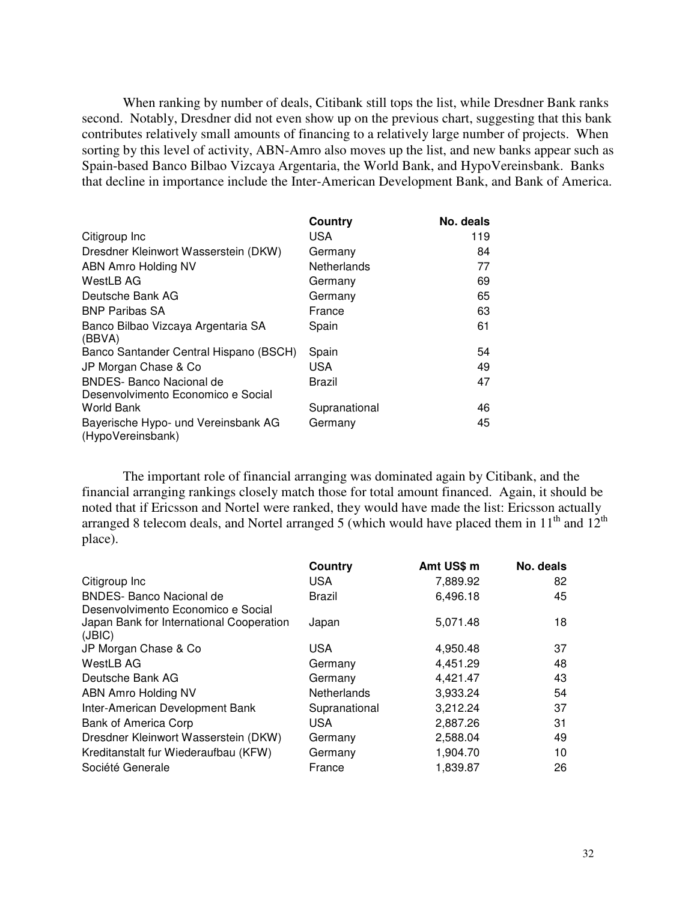When ranking by number of deals, Citibank still tops the list, while Dresdner Bank ranks second. Notably, Dresdner did not even show up on the previous chart, suggesting that this bank contributes relatively small amounts of financing to a relatively large number of projects. When sorting by this level of activity, ABN-Amro also moves up the list, and new banks appear such as Spain-based Banco Bilbao Vizcaya Argentaria, the World Bank, and HypoVereinsbank. Banks that decline in importance include the Inter-American Development Bank, and Bank of America.

| | Country | No. deals |
|---|---|---|
| Citigroup Inc | USA | 119 |
| Dresdner Kleinwort Wasserstein (DKW) | Germany | 84 |
| ABN Amro Holding NV | Netherlands | 77 |
| WestLB AG | Germany | 69 |
| Deutsche Bank AG | Germany | 65 |
| BNP Paribas SA | France | 63 |
| Banco Bilbao Vizcaya Argentaria SA (BBVA) | Spain | 61 |
| Banco Santander Central Hispano (BSCH) | Spain | 54 |
| JP Morgan Chase & Co | USA | 49 |
| BNDES- Banco Nacional de Desenvolvimento Economico e Social | Brazil | 47 |
| World Bank | Supranational | 46 |
| Bayerische Hypo- und Vereinsbank AG (HypoVereinsbank) | Germany | 45 |

The important role of financial arranging was dominated again by Citibank, and the financial arranging rankings closely match those for total amount financed. Again, it should be noted that if Ericsson and Nortel were ranked, they would have made the list: Ericsson actually arranged 8 telecom deals, and Nortel arranged 5 (which would have placed them in 11th and 12th place).

| | Country | Amt US$ m | No. deals |
|---|---|---|---|
| Citigroup Inc | USA | 7,889.92 | 82 |
| BNDES- Banco Nacional de Desenvolvimento Economico e Social | Brazil | 6,496.18 | 45 |
| Japan Bank for International Cooperation (JBIC) | Japan | 5,071.48 | 18 |
| JP Morgan Chase & Co | USA | 4,950.48 | 37 |
| WestLB AG | Germany | 4,451.29 | 48 |
| Deutsche Bank AG | Germany | 4,421.47 | 43 |
| ABN Amro Holding NV | Netherlands | 3,933.24 | 54 |
| Inter-American Development Bank | Supranational | 3,212.24 | 37 |
| Bank of America Corp | USA | 2,887.26 | 31 |
| Dresdner Kleinwort Wasserstein (DKW) | Germany | 2,588.04 | 49 |
| Kreditanstalt fur Wiederaufbau (KFW) | Germany | 1,904.70 | 10 |
| Société Generale | France | 1,839.87 | 26 |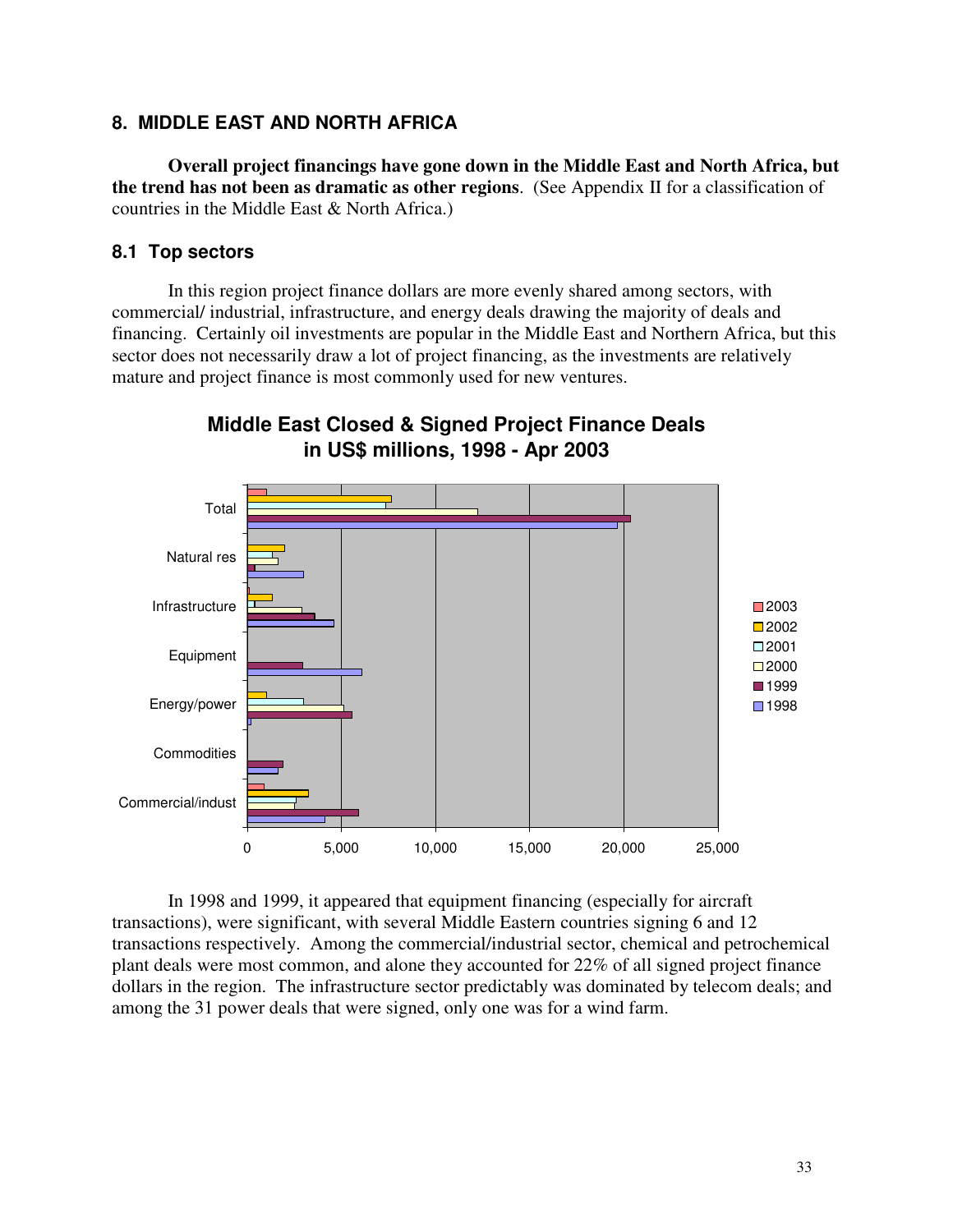## 8. MIDDLE EAST AND NORTH AFRICA

**Overall project financings have gone down in the Middle East and North Africa, but the trend has not been as dramatic as other regions**. (See Appendix II for a classification of countries in the Middle East & North Africa.)

### 8.1 Top sectors

In this region project finance dollars are more evenly shared among sectors, with commercial/ industrial, infrastructure, and energy deals drawing the majority of deals and financing. Certainly oil investments are popular in the Middle East and Northern Africa, but this sector does not necessarily draw a lot of project financing, as the investments are relatively mature and project finance is most commonly used for new ventures.

**Middle East Closed & Signed Project Finance Deals in US$ millions, 1998 - Apr 2003**

In 1998 and 1999, it appeared that equipment financing (especially for aircraft transactions), were significant, with several Middle Eastern countries signing 6 and 12 transactions respectively. Among the commercial/industrial sector, chemical and petrochemical plant deals were most common, and alone they accounted for 22% of all signed project finance dollars in the region. The infrastructure sector predictably was dominated by telecom deals; and among the 31 power deals that were signed, only one was for a wind farm.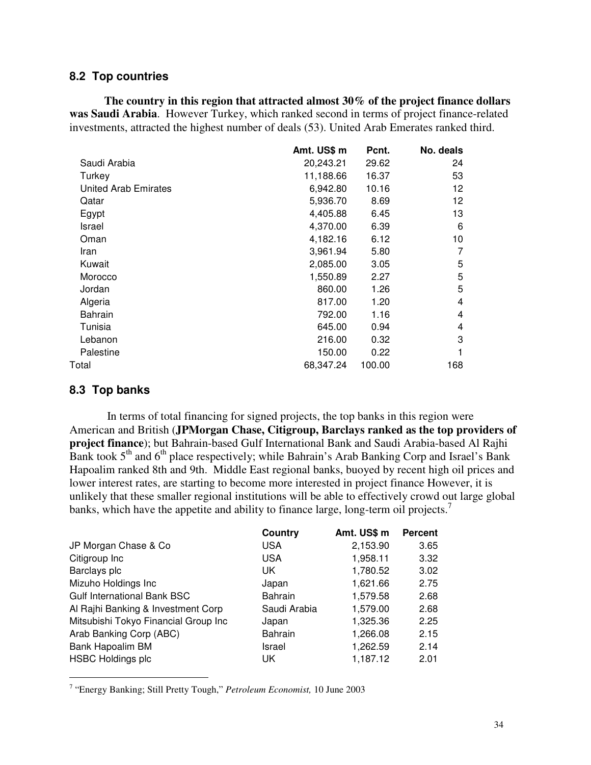## 8.2 Top countries

**The country in this region that attracted almost 30% of the project finance dollars was Saudi Arabia**. However Turkey, which ranked second in terms of project finance-related investments, attracted the highest number of deals (53). United Arab Emerates ranked third.

| | Amt. US$ m | Pcnt. | No. deals |
|---|---|---|---|
| Saudi Arabia | 20,243.21 | 29.62 | 24 |
| Turkey | 11,188.66 | 16.37 | 53 |
| United Arab Emirates | 6,942.80 | 10.16 | 12 |
| Qatar | 5,936.70 | 8.69 | 12 |
| Egypt | 4,405.88 | 6.45 | 13 |
| Israel | 4,370.00 | 6.39 | 6 |
| Oman | 4,182.16 | 6.12 | 10 |
| Iran | 3,961.94 | 5.80 | 7 |
| Kuwait | 2,085.00 | 3.05 | 5 |
| Morocco | 1,550.89 | 2.27 | 5 |
| Jordan | 860.00 | 1.26 | 5 |
| Algeria | 817.00 | 1.20 | 4 |
| Bahrain | 792.00 | 1.16 | 4 |
| Tunisia | 645.00 | 0.94 | 4 |
| Lebanon | 216.00 | 0.32 | 3 |
| Palestine | 150.00 | 0.22 | 1 |
| Total | 68,347.24 | 100.00 | 168 |

## 8.3 Top banks

In terms of total financing for signed projects, the top banks in this region were American and British (**JPMorgan Chase, Citigroup, Barclays ranked as the top providers of project finance**); but Bahrain-based Gulf International Bank and Saudi Arabia-based Al Rajhi Bank took 5th and 6th place respectively; while Bahrain's Arab Banking Corp and Israel's Bank Hapoalim ranked 8th and 9th. Middle East regional banks, buoyed by recent high oil prices and lower interest rates, are starting to become more interested in project finance However, it is unlikely that these smaller regional institutions will be able to effectively crowd out large global banks, which have the appetite and ability to finance large, long-term oil projects.[7]

| | Country | Amt. US$ m | Percent |
|---|---|---|---|
| JP Morgan Chase & Co | USA | 2,153.90 | 3.65 |
| Citigroup Inc | USA | 1,958.11 | 3.32 |
| Barclays plc | UK | 1,780.52 | 3.02 |
| Mizuho Holdings Inc | Japan | 1,621.66 | 2.75 |
| Gulf International Bank BSC | Bahrain | 1,579.58 | 2.68 |
| Al Rajhi Banking & Investment Corp | Saudi Arabia | 1,579.00 | 2.68 |
| Mitsubishi Tokyo Financial Group Inc | Japan | 1,325.36 | 2.25 |
| Arab Banking Corp (ABC) | Bahrain | 1,266.08 | 2.15 |
| Bank Hapoalim BM | Israel | 1,262.59 | 2.14 |
| HSBC Holdings plc | UK | 1,187.12 | 2.01 |

[7] "Energy Banking; Still Pretty Tough," *Petroleum Economist,* 10 June 2003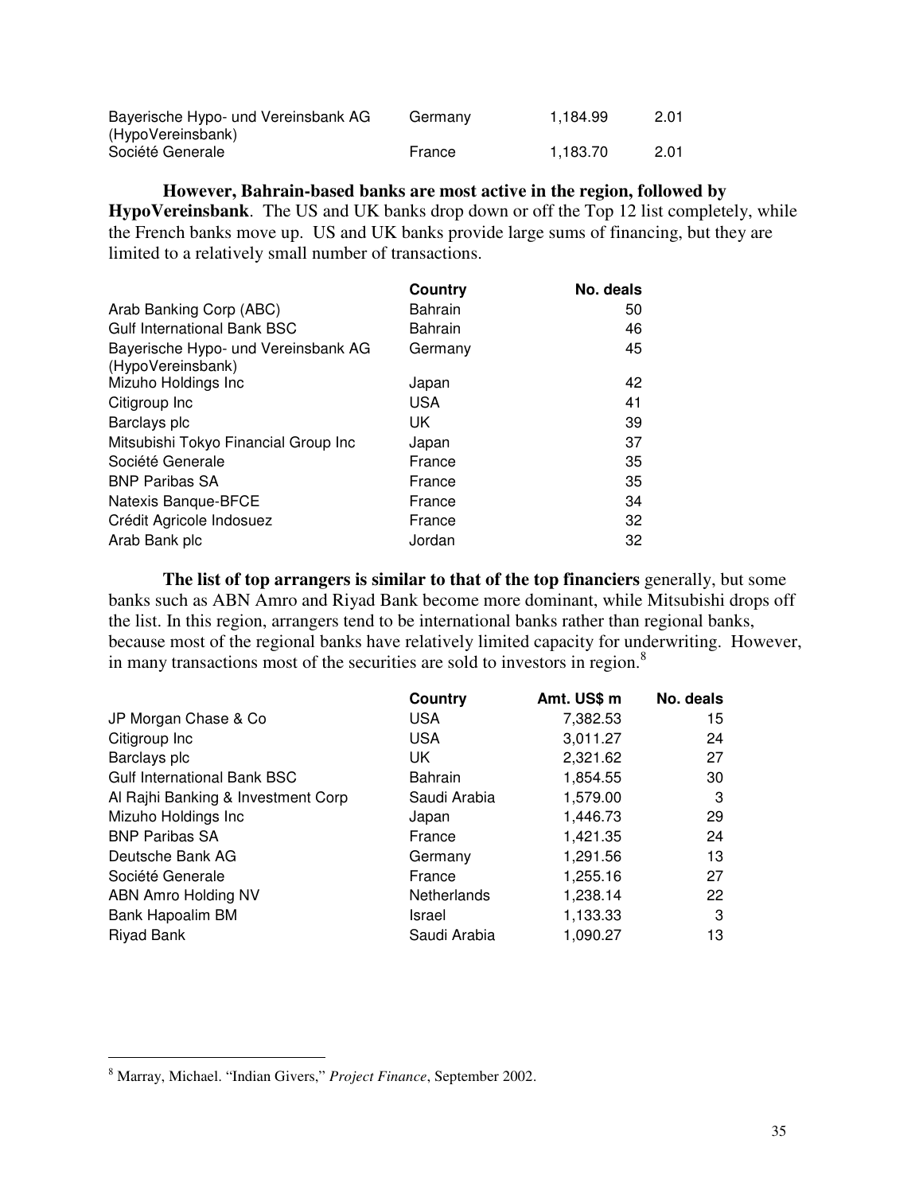| | | | |
|---|---|---|---|
| Bayerische Hypo- und Vereinsbank AG (HypoVereinsbank) | Germany | 1,184.99 | 2.01 |
| Société Generale | France | 1,183.70 | 2.01 |

**However, Bahrain-based banks are most active in the region, followed by HypoVereinsbank**. The US and UK banks drop down or off the Top 12 list completely, while the French banks move up. US and UK banks provide large sums of financing, but they are limited to a relatively small number of transactions.

| | Country | No. deals |
|---|---|---|
| Arab Banking Corp (ABC) | Bahrain | 50 |
| Gulf International Bank BSC | Bahrain | 46 |
| Bayerische Hypo- und Vereinsbank AG (HypoVereinsbank) | Germany | 45 |
| Mizuho Holdings Inc | Japan | 42 |
| Citigroup Inc | USA | 41 |
| Barclays plc | UK | 39 |
| Mitsubishi Tokyo Financial Group Inc | Japan | 37 |
| Société Generale | France | 35 |
| BNP Paribas SA | France | 35 |
| Natexis Banque-BFCE | France | 34 |
| Crédit Agricole Indosuez | France | 32 |
| Arab Bank plc | Jordan | 32 |

**The list of top arrangers is similar to that of the top financiers** generally, but some banks such as ABN Amro and Riyad Bank become more dominant, while Mitsubishi drops off the list. In this region, arrangers tend to be international banks rather than regional banks, because most of the regional banks have relatively limited capacity for underwriting. However, in many transactions most of the securities are sold to investors in region.[8]

| | Country | Amt. US$ m | No. deals |
|---|---|---|---|
| JP Morgan Chase & Co | USA | 7,382.53 | 15 |
| Citigroup Inc | USA | 3,011.27 | 24 |
| Barclays plc | UK | 2,321.62 | 27 |
| Gulf International Bank BSC | Bahrain | 1,854.55 | 30 |
| Al Rajhi Banking & Investment Corp | Saudi Arabia | 1,579.00 | 3 |
| Mizuho Holdings Inc | Japan | 1,446.73 | 29 |
| BNP Paribas SA | France | 1,421.35 | 24 |
| Deutsche Bank AG | Germany | 1,291.56 | 13 |
| Société Generale | France | 1,255.16 | 27 |
| ABN Amro Holding NV | Netherlands | 1,238.14 | 22 |
| Bank Hapoalim BM | Israel | 1,133.33 | 3 |
| Riyad Bank | Saudi Arabia | 1,090.27 | 13 |

[8] Marray, Michael. "Indian Givers," *Project Finance*, September 2002.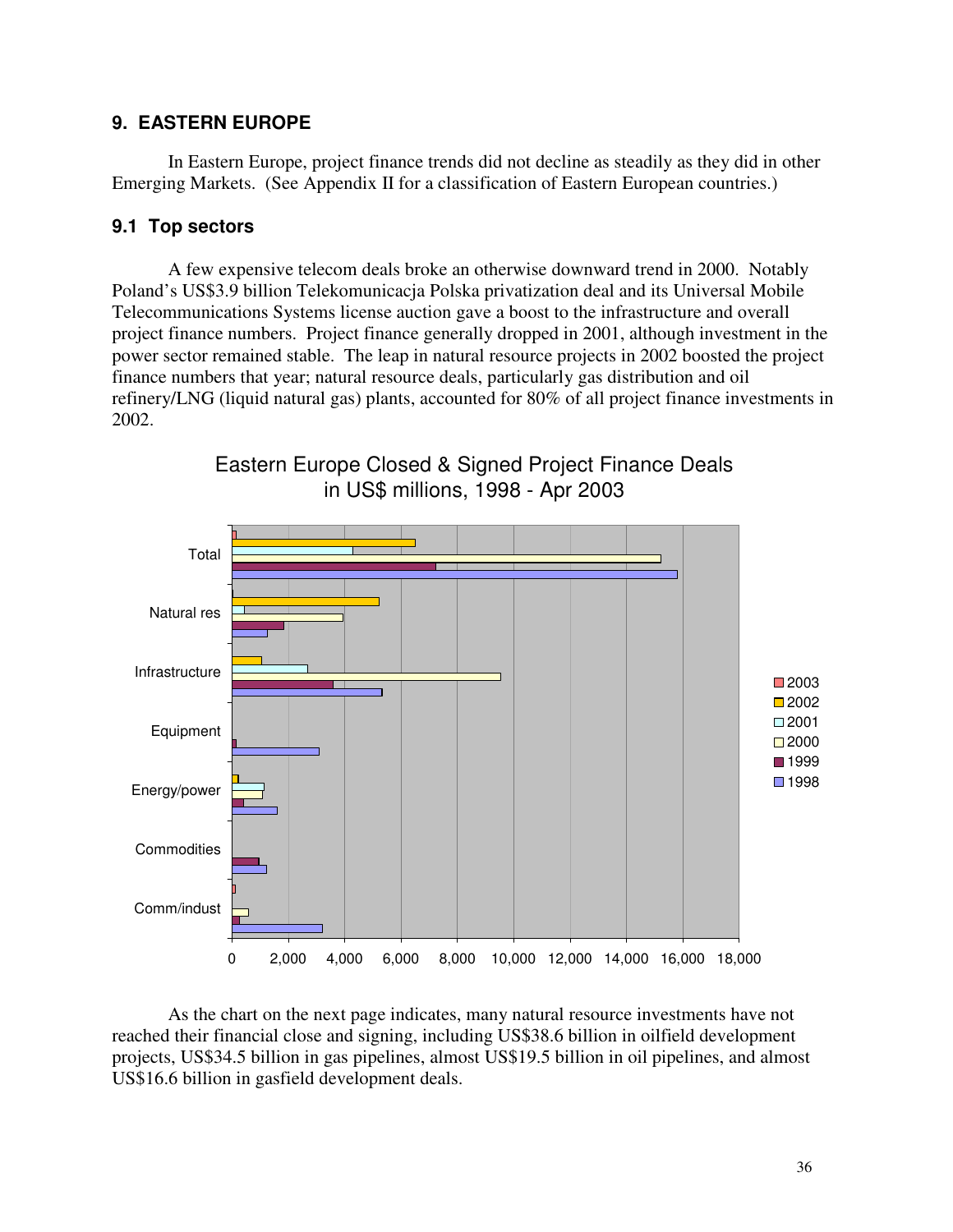## 9. EASTERN EUROPE

In Eastern Europe, project finance trends did not decline as steadily as they did in other Emerging Markets. (See Appendix II for a classification of Eastern European countries.)

### 9.1 Top sectors

A few expensive telecom deals broke an otherwise downward trend in 2000. Notably Poland's US$3.9 billion Telekomunicacja Polska privatization deal and its Universal Mobile Telecommunications Systems license auction gave a boost to the infrastructure and overall project finance numbers. Project finance generally dropped in 2001, although investment in the power sector remained stable. The leap in natural resource projects in 2002 boosted the project finance numbers that year; natural resource deals, particularly gas distribution and oil refinery/LNG (liquid natural gas) plants, accounted for 80% of all project finance investments in 2002.

Eastern Europe Closed & Signed Project Finance Deals in US$ millions, 1998 - Apr 2003

As the chart on the next page indicates, many natural resource investments have not reached their financial close and signing, including US$38.6 billion in oilfield development projects, US$34.5 billion in gas pipelines, almost US$19.5 billion in oil pipelines, and almost US$16.6 billion in gasfield development deals.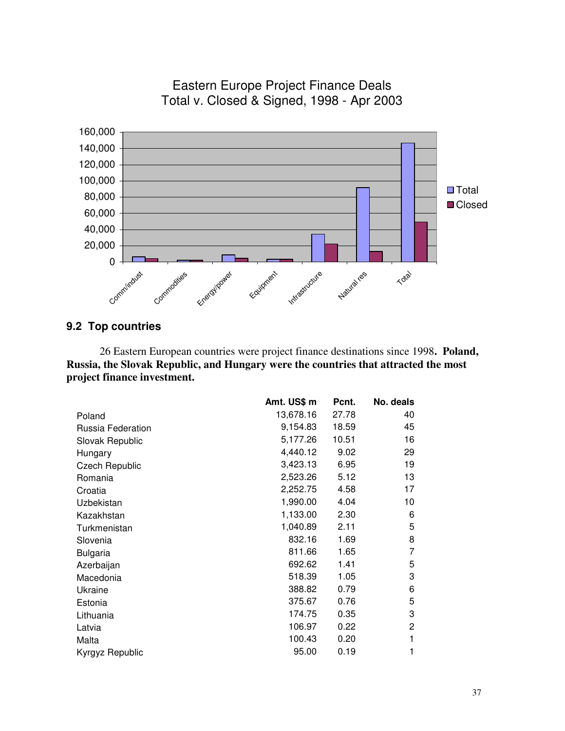Eastern Europe Project Finance Deals
Total v. Closed & Signed, 1998 - Apr 2003

## 9.2 Top countries

26 Eastern European countries were project finance destinations since 1998. **Poland, Russia, the Slovak Republic, and Hungary were the countries that attracted the most project finance investment.**

| | Amt. US$ m | Pcnt. | No. deals |
|---|---|---|---|
| Poland | 13,678.16 | 27.78 | 40 |
| Russia Federation | 9,154.83 | 18.59 | 45 |
| Slovak Republic | 5,177.26 | 10.51 | 16 |
| Hungary | 4,440.12 | 9.02 | 29 |
| Czech Republic | 3,423.13 | 6.95 | 19 |
| Romania | 2,523.26 | 5.12 | 13 |
| Croatia | 2,252.75 | 4.58 | 17 |
| Uzbekistan | 1,990.00 | 4.04 | 10 |
| Kazakhstan | 1,133.00 | 2.30 | 6 |
| Turkmenistan | 1,040.89 | 2.11 | 5 |
| Slovenia | 832.16 | 1.69 | 8 |
| Bulgaria | 811.66 | 1.65 | 7 |
| Azerbaijan | 692.62 | 1.41 | 5 |
| Macedonia | 518.39 | 1.05 | 3 |
| Ukraine | 388.82 | 0.79 | 6 |
| Estonia | 375.67 | 0.76 | 5 |
| Lithuania | 174.75 | 0.35 | 3 |
| Latvia | 106.97 | 0.22 | 2 |
| Malta | 100.43 | 0.20 | 1 |
| Kyrgyz Republic | 95.00 | 0.19 | 1 |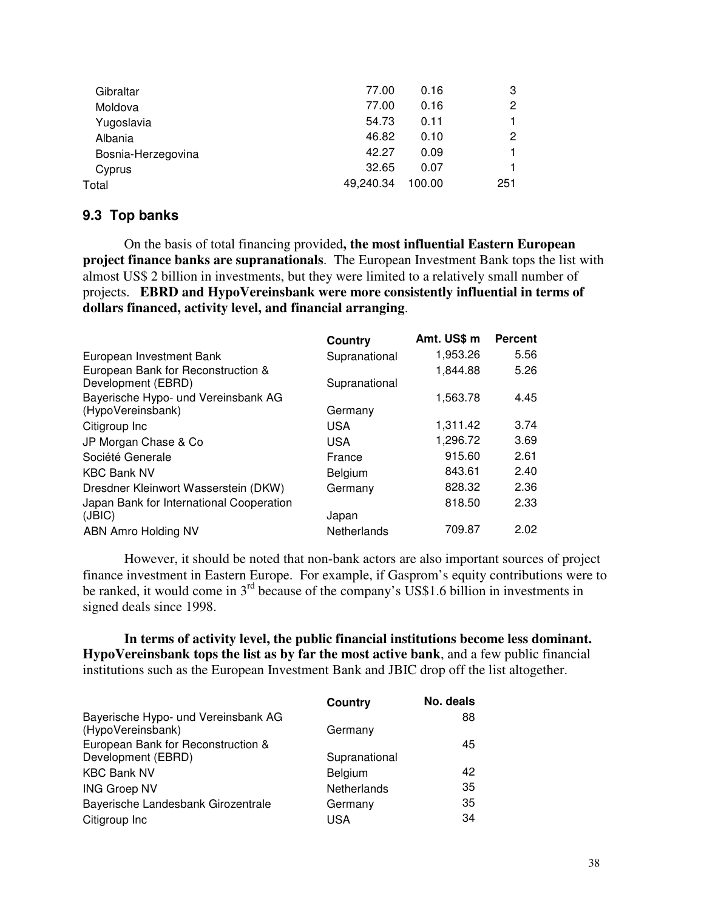| | | | |
|---|---|---|---|
| Gibraltar | 77.00 | 0.16 | 3 |
| Moldova | 77.00 | 0.16 | 2 |
| Yugoslavia | 54.73 | 0.11 | 1 |
| Albania | 46.82 | 0.10 | 2 |
| Bosnia-Herzegovina | 42.27 | 0.09 | 1 |
| Cyprus | 32.65 | 0.07 | 1 |
| Total | 49,240.34 | 100.00 | 251 |

### 9.3 Top banks

On the basis of total financing provided**, the most influential Eastern European project finance banks are supranationals**. The European Investment Bank tops the list with almost US$ 2 billion in investments, but they were limited to a relatively small number of projects. **EBRD and HypoVereinsbank were more consistently influential in terms of dollars financed, activity level, and financial arranging**.

| | Country | Amt. US$ m | Percent |
|---|---|---|---|
| European Investment Bank | Supranational | 1,953.26 | 5.56 |
| European Bank for Reconstruction & Development (EBRD) | Supranational | 1,844.88 | 5.26 |
| Bayerische Hypo- und Vereinsbank AG (HypoVereinsbank) | Germany | 1,563.78 | 4.45 |
| Citigroup Inc | USA | 1,311.42 | 3.74 |
| JP Morgan Chase & Co | USA | 1,296.72 | 3.69 |
| Société Generale | France | 915.60 | 2.61 |
| KBC Bank NV | Belgium | 843.61 | 2.40 |
| Dresdner Kleinwort Wasserstein (DKW) | Germany | 828.32 | 2.36 |
| Japan Bank for International Cooperation (JBIC) | Japan | 818.50 | 2.33 |
| ABN Amro Holding NV | Netherlands | 709.87 | 2.02 |

However, it should be noted that non-bank actors are also important sources of project finance investment in Eastern Europe. For example, if Gasprom's equity contributions were to be ranked, it would come in 3rd because of the company's US$1.6 billion in investments in signed deals since 1998.

**In terms of activity level, the public financial institutions become less dominant. HypoVereinsbank tops the list as by far the most active bank**, and a few public financial institutions such as the European Investment Bank and JBIC drop off the list altogether.

| | Country | No. deals |
|---|---|---|
| Bayerische Hypo- und Vereinsbank AG (HypoVereinsbank) | Germany | 88 |
| European Bank for Reconstruction & Development (EBRD) | Supranational | 45 |
| KBC Bank NV | Belgium | 42 |
| ING Groep NV | Netherlands | 35 |
| Bayerische Landesbank Girozentrale | Germany | 35 |
| Citigroup Inc | USA | 34 |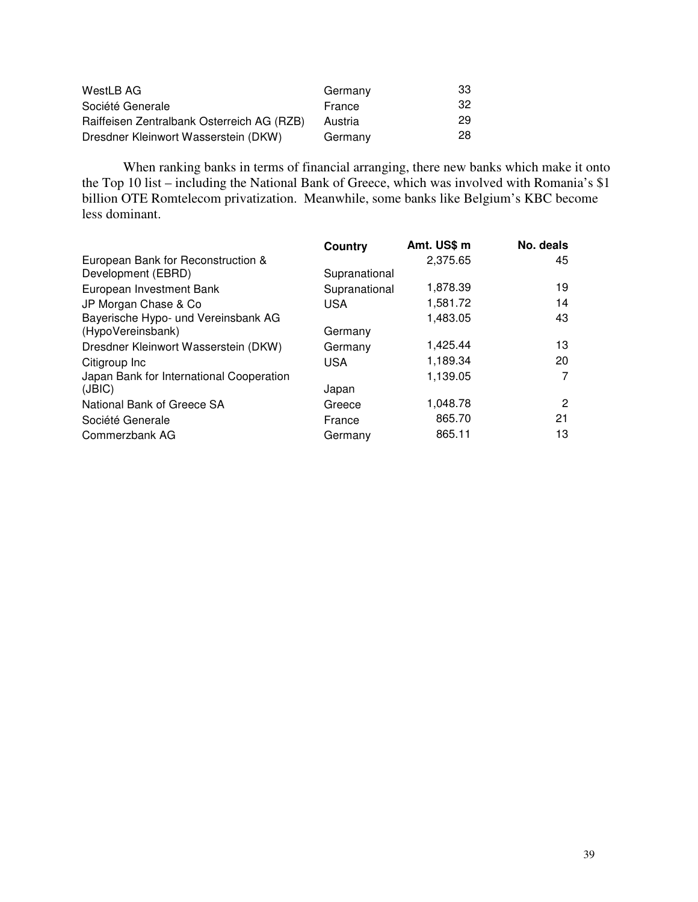| | | |
|---|---|---|
| WestLB AG | Germany | 33 |
| Société Generale | France | 32 |
| Raiffeisen Zentralbank Osterreich AG (RZB) | Austria | 29 |
| Dresdner Kleinwort Wasserstein (DKW) | Germany | 28 |

When ranking banks in terms of financial arranging, there new banks which make it onto the Top 10 list – including the National Bank of Greece, which was involved with Romania's $1 billion OTE Romtelecom privatization. Meanwhile, some banks like Belgium's KBC become less dominant.

| | **Country** | **Amt. US$ m** | **No. deals** |
|---|---|---|---|
| European Bank for Reconstruction & Development (EBRD) | Supranational | 2,375.65 | 45 |
| European Investment Bank | Supranational | 1,878.39 | 19 |
| JP Morgan Chase & Co | USA | 1,581.72 | 14 |
| Bayerische Hypo- und Vereinsbank AG (HypoVereinsbank) | Germany | 1,483.05 | 43 |
| Dresdner Kleinwort Wasserstein (DKW) | Germany | 1,425.44 | 13 |
| Citigroup Inc | USA | 1,189.34 | 20 |
| Japan Bank for International Cooperation (JBIC) | Japan | 1,139.05 | 7 |
| National Bank of Greece SA | Greece | 1,048.78 | 2 |
| Société Generale | France | 865.70 | 21 |
| Commerzbank AG | Germany | 865.11 | 13 |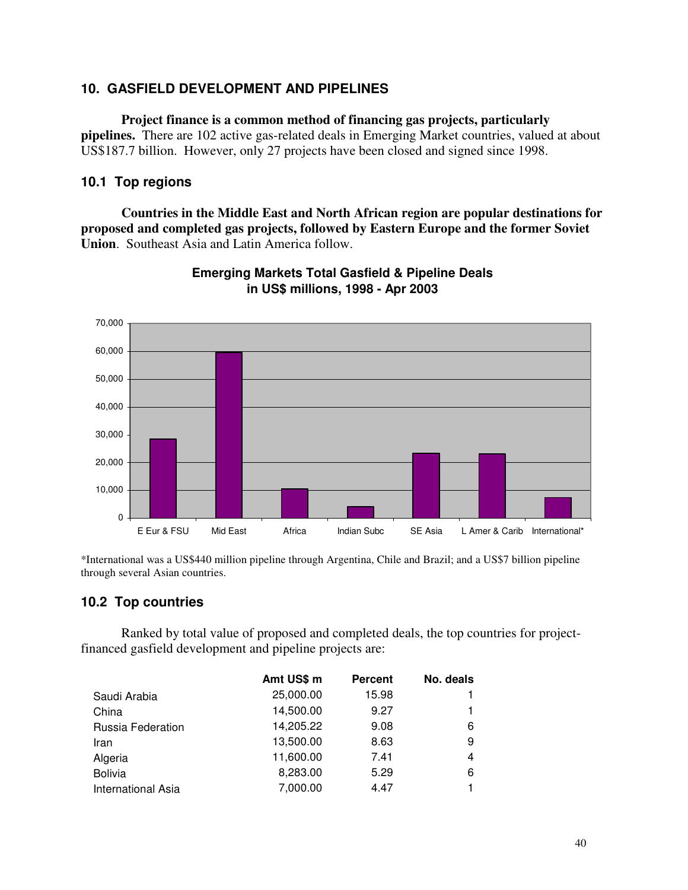## 10. GASFIELD DEVELOPMENT AND PIPELINES

**Project finance is a common method of financing gas projects, particularly pipelines.** There are 102 active gas-related deals in Emerging Market countries, valued at about US$187.7 billion. However, only 27 projects have been closed and signed since 1998.

### 10.1 Top regions

**Countries in the Middle East and North African region are popular destinations for proposed and completed gas projects, followed by Eastern Europe and the former Soviet Union**. Southeast Asia and Latin America follow.

**Emerging Markets Total Gasfield & Pipeline Deals in US$ millions, 1998 - Apr 2003**

*International was a US$440 million pipeline through Argentina, Chile and Brazil; and a US$7 billion pipeline through several Asian countries.

### 10.2 Top countries

Ranked by total value of proposed and completed deals, the top countries for project-financed gasfield development and pipeline projects are:

| | Amt US$ m | Percent | No. deals |
|---|---|---|---|
| Saudi Arabia | 25,000.00 | 15.98 | 1 |
| China | 14,500.00 | 9.27 | 1 |
| Russia Federation | 14,205.22 | 9.08 | 6 |
| Iran | 13,500.00 | 8.63 | 9 |
| Algeria | 11,600.00 | 7.41 | 4 |
| Bolivia | 8,283.00 | 5.29 | 6 |
| International Asia | 7,000.00 | 4.47 | 1 |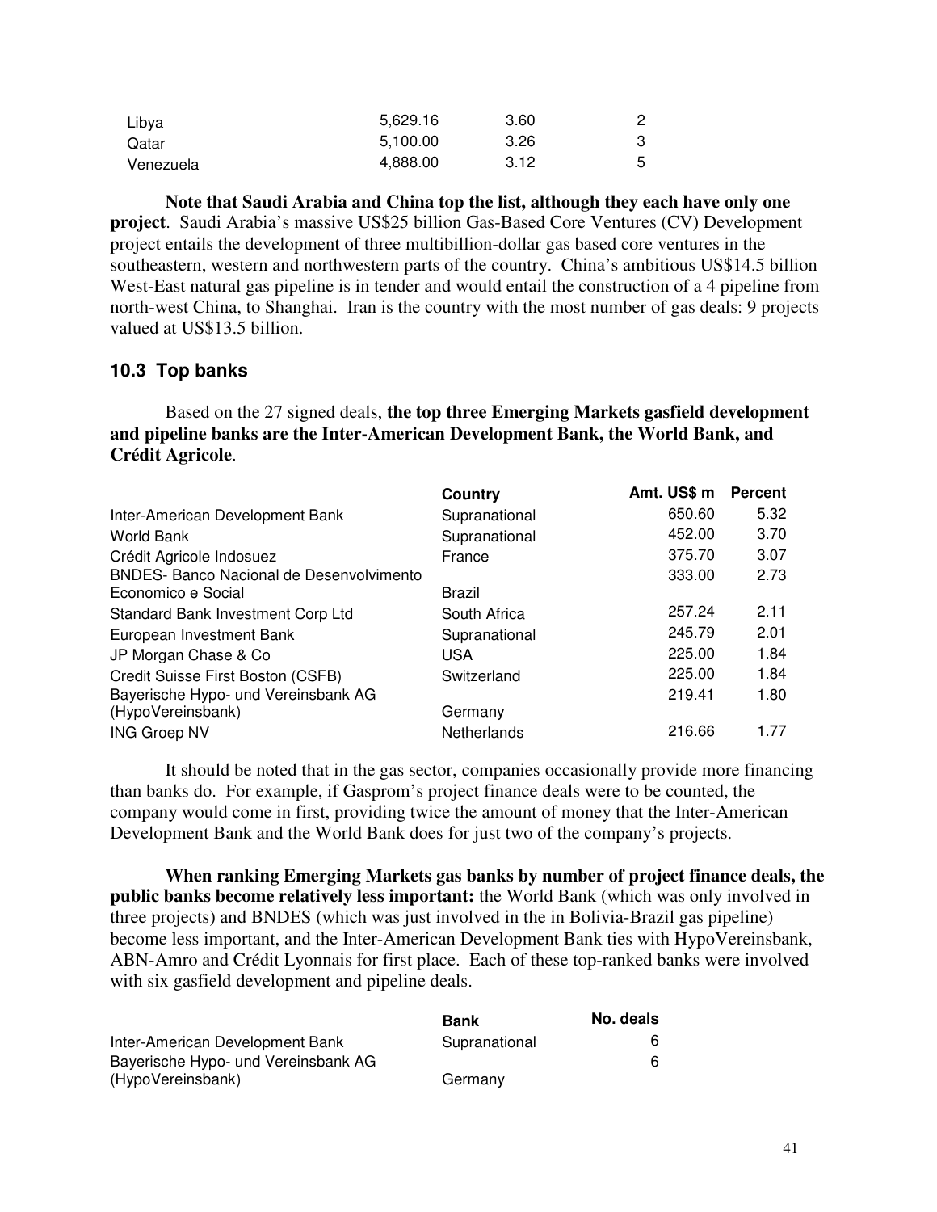| | | | |
|---|---|---|---|
| Libya | 5,629.16 | 3.60 | 2 |
| Qatar | 5,100.00 | 3.26 | 3 |
| Venezuela | 4,888.00 | 3.12 | 5 |

**Note that Saudi Arabia and China top the list, although they each have only one project**. Saudi Arabia's massive US$25 billion Gas-Based Core Ventures (CV) Development project entails the development of three multibillion-dollar gas based core ventures in the southeastern, western and northwestern parts of the country. China's ambitious US$14.5 billion West-East natural gas pipeline is in tender and would entail the construction of a 4 pipeline from north-west China, to Shanghai. Iran is the country with the most number of gas deals: 9 projects valued at US$13.5 billion.

### 10.3 Top banks

Based on the 27 signed deals, **the top three Emerging Markets gasfield development and pipeline banks are the Inter-American Development Bank, the World Bank, and Crédit Agricole**.

| | Country | Amt. US$ m | Percent |
|---|---|---|---|
| Inter-American Development Bank | Supranational | 650.60 | 5.32 |
| World Bank | Supranational | 452.00 | 3.70 |
| Crédit Agricole Indosuez | France | 375.70 | 3.07 |
| BNDES- Banco Nacional de Desenvolvimento Economico e Social | Brazil | 333.00 | 2.73 |
| Standard Bank Investment Corp Ltd | South Africa | 257.24 | 2.11 |
| European Investment Bank | Supranational | 245.79 | 2.01 |
| JP Morgan Chase & Co | USA | 225.00 | 1.84 |
| Credit Suisse First Boston (CSFB) | Switzerland | 225.00 | 1.84 |
| Bayerische Hypo- und Vereinsbank AG (HypoVereinsbank) | Germany | 219.41 | 1.80 |
| ING Groep NV | Netherlands | 216.66 | 1.77 |

It should be noted that in the gas sector, companies occasionally provide more financing than banks do. For example, if Gasprom's project finance deals were to be counted, the company would come in first, providing twice the amount of money that the Inter-American Development Bank and the World Bank does for just two of the company's projects.

**When ranking Emerging Markets gas banks by number of project finance deals, the public banks become relatively less important:** the World Bank (which was only involved in three projects) and BNDES (which was just involved in the in Bolivia-Brazil gas pipeline) become less important, and the Inter-American Development Bank ties with HypoVereinsbank, ABN-Amro and Crédit Lyonnais for first place. Each of these top-ranked banks were involved with six gasfield development and pipeline deals.

| | Bank | No. deals |
|---|---|---|
| Inter-American Development Bank | Supranational | 6 |
| Bayerische Hypo- und Vereinsbank AG (HypoVereinsbank) | Germany | 6 |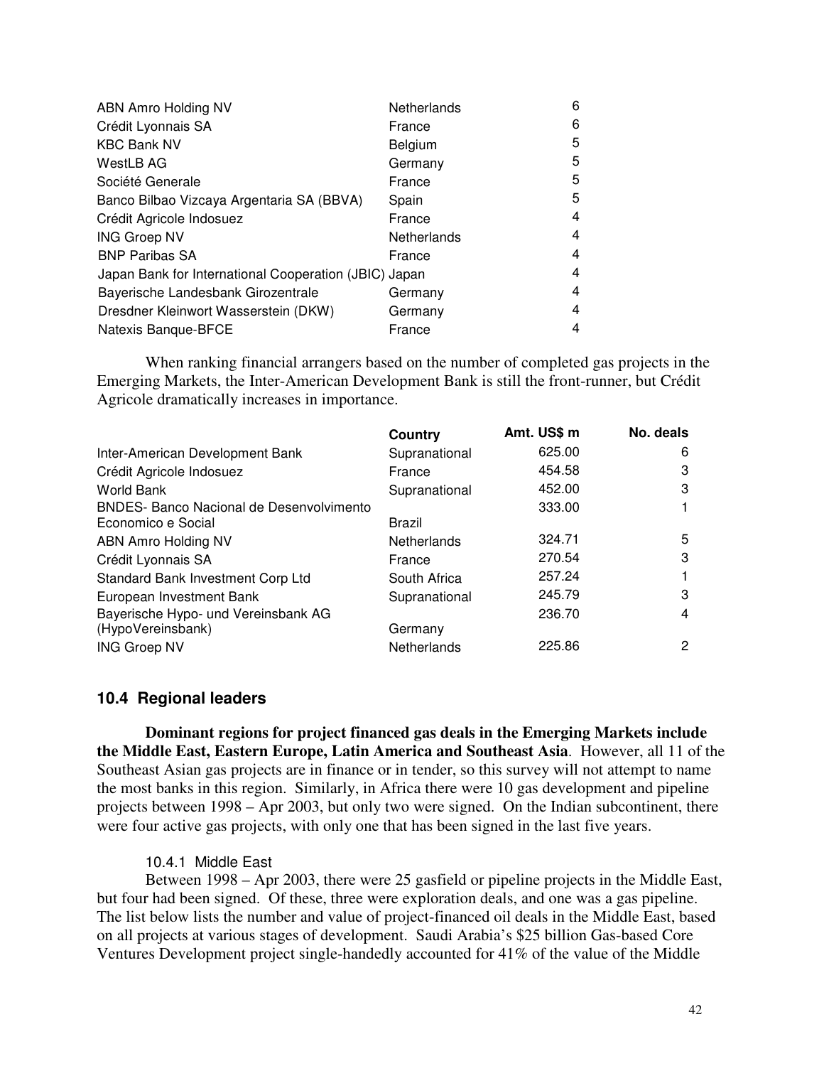| | | |
|---|---|---|
| ABN Amro Holding NV | Netherlands | 6 |
| Crédit Lyonnais SA | France | 6 |
| KBC Bank NV | Belgium | 5 |
| WestLB AG | Germany | 5 |
| Société Generale | France | 5 |
| Banco Bilbao Vizcaya Argentaria SA (BBVA) | Spain | 5 |
| Crédit Agricole Indosuez | France | 4 |
| ING Groep NV | Netherlands | 4 |
| BNP Paribas SA | France | 4 |
| Japan Bank for International Cooperation (JBIC) | Japan | 4 |
| Bayerische Landesbank Girozentrale | Germany | 4 |
| Dresdner Kleinwort Wasserstein (DKW) | Germany | 4 |
| Natexis Banque-BFCE | France | 4 |

When ranking financial arrangers based on the number of completed gas projects in the Emerging Markets, the Inter-American Development Bank is still the front-runner, but Crédit Agricole dramatically increases in importance.

| | Country | Amt. US$ m | No. deals |
|---|---|---|---|
| Inter-American Development Bank | Supranational | 625.00 | 6 |
| Crédit Agricole Indosuez | France | 454.58 | 3 |
| World Bank | Supranational | 452.00 | 3 |
| BNDES- Banco Nacional de Desenvolvimento Economico e Social | Brazil | 333.00 | 1 |
| ABN Amro Holding NV | Netherlands | 324.71 | 5 |
| Crédit Lyonnais SA | France | 270.54 | 3 |
| Standard Bank Investment Corp Ltd | South Africa | 257.24 | 1 |
| European Investment Bank | Supranational | 245.79 | 3 |
| Bayerische Hypo- und Vereinsbank AG (HypoVereinsbank) | Germany | 236.70 | 4 |
| ING Groep NV | Netherlands | 225.86 | 2 |

### 10.4 Regional leaders

**Dominant regions for project financed gas deals in the Emerging Markets include the Middle East, Eastern Europe, Latin America and Southeast Asia**. However, all 11 of the Southeast Asian gas projects are in finance or in tender, so this survey will not attempt to name the most banks in this region. Similarly, in Africa there were 10 gas development and pipeline projects between 1998 – Apr 2003, but only two were signed. On the Indian subcontinent, there were four active gas projects, with only one that has been signed in the last five years.

#### 10.4.1 Middle East

Between 1998 – Apr 2003, there were 25 gasfield or pipeline projects in the Middle East, but four had been signed. Of these, three were exploration deals, and one was a gas pipeline. The list below lists the number and value of project-financed oil deals in the Middle East, based on all projects at various stages of development. Saudi Arabia's $25 billion Gas-based Core Ventures Development project single-handedly accounted for 41% of the value of the Middle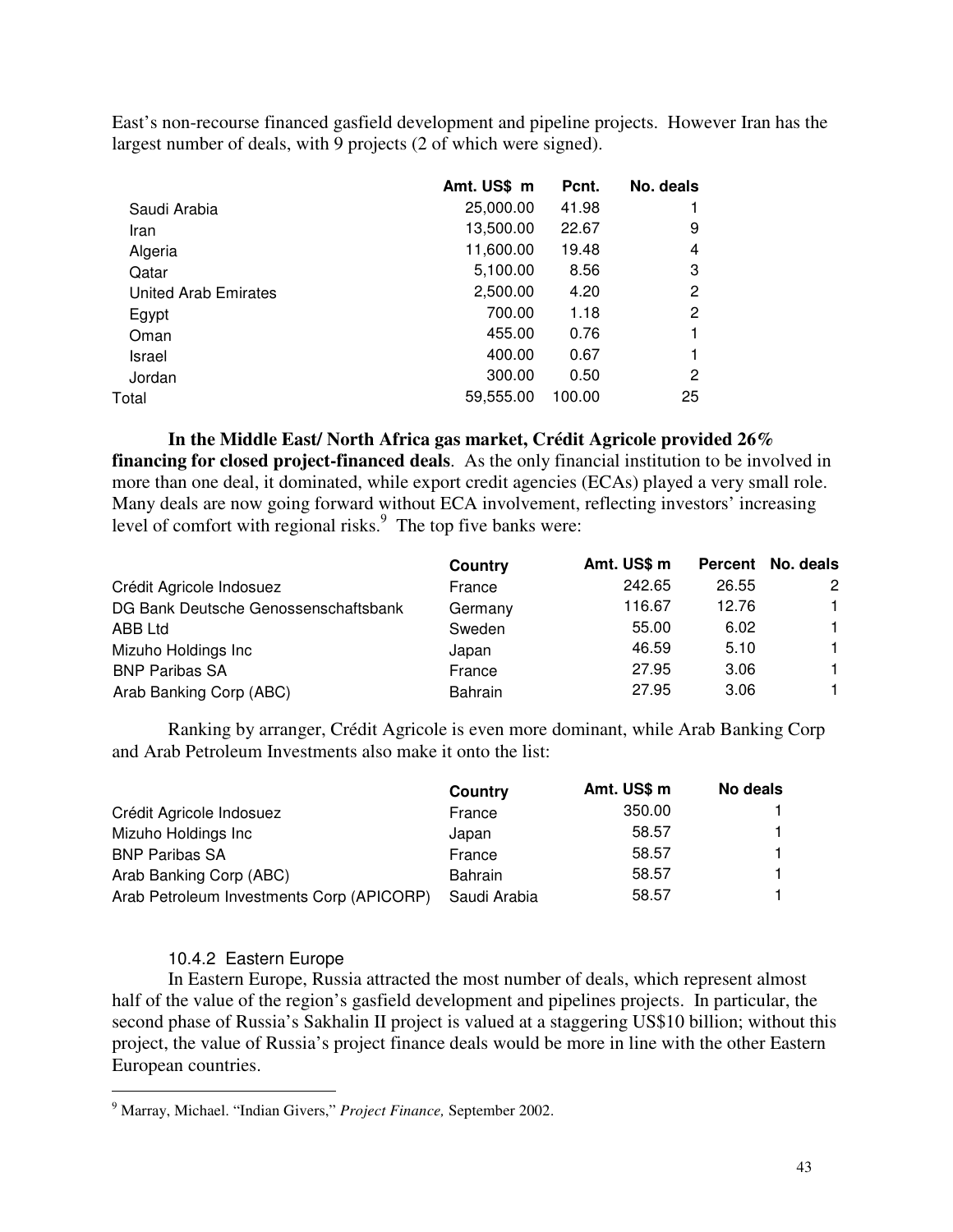East's non-recourse financed gasfield development and pipeline projects. However Iran has the largest number of deals, with 9 projects (2 of which were signed).

| | Amt. US$ m | Pcnt. | No. deals |
|---|---|---|---|
| Saudi Arabia | 25,000.00 | 41.98 | 1 |
| Iran | 13,500.00 | 22.67 | 9 |
| Algeria | 11,600.00 | 19.48 | 4 |
| Qatar | 5,100.00 | 8.56 | 3 |
| United Arab Emirates | 2,500.00 | 4.20 | 2 |
| Egypt | 700.00 | 1.18 | 2 |
| Oman | 455.00 | 0.76 | 1 |
| Israel | 400.00 | 0.67 | 1 |
| Jordan | 300.00 | 0.50 | 2 |
| Total | 59,555.00 | 100.00 | 25 |

**In the Middle East/ North Africa gas market, Crédit Agricole provided 26% financing for closed project-financed deals**. As the only financial institution to be involved in more than one deal, it dominated, while export credit agencies (ECAs) played a very small role. Many deals are now going forward without ECA involvement, reflecting investors' increasing level of comfort with regional risks.[9] The top five banks were:

| | Country | Amt. US$ m | Percent | No. deals |
|---|---|---|---|---|
| Crédit Agricole Indosuez | France | 242.65 | 26.55 | 2 |
| DG Bank Deutsche Genossenschaftsbank | Germany | 116.67 | 12.76 | 1 |
| ABB Ltd | Sweden | 55.00 | 6.02 | 1 |
| Mizuho Holdings Inc | Japan | 46.59 | 5.10 | 1 |
| BNP Paribas SA | France | 27.95 | 3.06 | 1 |
| Arab Banking Corp (ABC) | Bahrain | 27.95 | 3.06 | 1 |

Ranking by arranger, Crédit Agricole is even more dominant, while Arab Banking Corp and Arab Petroleum Investments also make it onto the list:

| | Country | Amt. US$ m | No deals |
|---|---|---|---|
| Crédit Agricole Indosuez | France | 350.00 | 1 |
| Mizuho Holdings Inc | Japan | 58.57 | 1 |
| BNP Paribas SA | France | 58.57 | 1 |
| Arab Banking Corp (ABC) | Bahrain | 58.57 | 1 |
| Arab Petroleum Investments Corp (APICORP) | Saudi Arabia | 58.57 | 1 |

### 10.4.2 Eastern Europe

In Eastern Europe, Russia attracted the most number of deals, which represent almost half of the value of the region's gasfield development and pipelines projects. In particular, the second phase of Russia's Sakhalin II project is valued at a staggering US$10 billion; without this project, the value of Russia's project finance deals would be more in line with the other Eastern European countries.

---

[9] Marray, Michael. "Indian Givers," *Project Finance,* September 2002.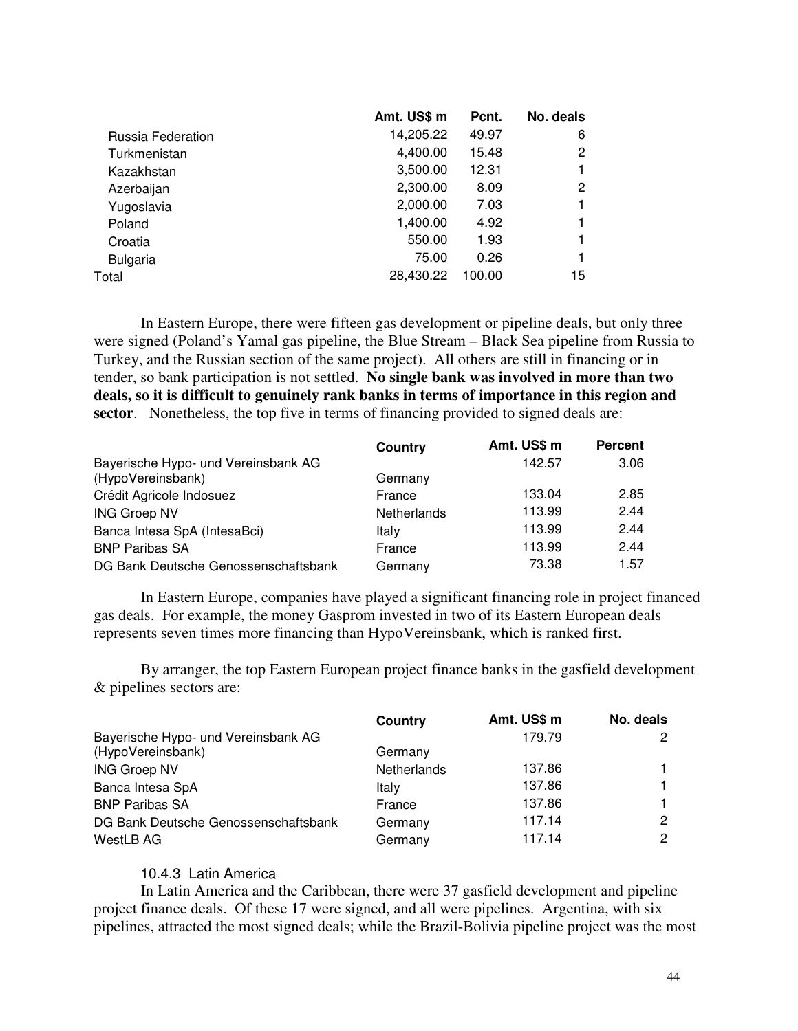| | Amt. US$ m | Pcnt. | No. deals |
|---|---|---|---|
| Russia Federation | 14,205.22 | 49.97 | 6 |
| Turkmenistan | 4,400.00 | 15.48 | 2 |
| Kazakhstan | 3,500.00 | 12.31 | 1 |
| Azerbaijan | 2,300.00 | 8.09 | 2 |
| Yugoslavia | 2,000.00 | 7.03 | 1 |
| Poland | 1,400.00 | 4.92 | 1 |
| Croatia | 550.00 | 1.93 | 1 |
| Bulgaria | 75.00 | 0.26 | 1 |
| Total | 28,430.22 | 100.00 | 15 |

In Eastern Europe, there were fifteen gas development or pipeline deals, but only three were signed (Poland's Yamal gas pipeline, the Blue Stream – Black Sea pipeline from Russia to Turkey, and the Russian section of the same project). All others are still in financing or in tender, so bank participation is not settled. **No single bank was involved in more than two deals, so it is difficult to genuinely rank banks in terms of importance in this region and sector**. Nonetheless, the top five in terms of financing provided to signed deals are:

| | Country | Amt. US$ m | Percent |
|---|---|---|---|
| Bayerische Hypo- und Vereinsbank AG (HypoVereinsbank) | Germany | 142.57 | 3.06 |
| Crédit Agricole Indosuez | France | 133.04 | 2.85 |
| ING Groep NV | Netherlands | 113.99 | 2.44 |
| Banca Intesa SpA (IntesaBci) | Italy | 113.99 | 2.44 |
| BNP Paribas SA | France | 113.99 | 2.44 |
| DG Bank Deutsche Genossenschaftsbank | Germany | 73.38 | 1.57 |

In Eastern Europe, companies have played a significant financing role in project financed gas deals. For example, the money Gasprom invested in two of its Eastern European deals represents seven times more financing than HypoVereinsbank, which is ranked first.

By arranger, the top Eastern European project finance banks in the gasfield development & pipelines sectors are:

| | Country | Amt. US$ m | No. deals |
|---|---|---|---|
| Bayerische Hypo- und Vereinsbank AG (HypoVereinsbank) | Germany | 179.79 | 2 |
| ING Groep NV | Netherlands | 137.86 | 1 |
| Banca Intesa SpA | Italy | 137.86 | 1 |
| BNP Paribas SA | France | 137.86 | 1 |
| DG Bank Deutsche Genossenschaftsbank | Germany | 117.14 | 2 |
| WestLB AG | Germany | 117.14 | 2 |

### 10.4.3 Latin America

In Latin America and the Caribbean, there were 37 gasfield development and pipeline project finance deals. Of these 17 were signed, and all were pipelines. Argentina, with six pipelines, attracted the most signed deals; while the Brazil-Bolivia pipeline project was the most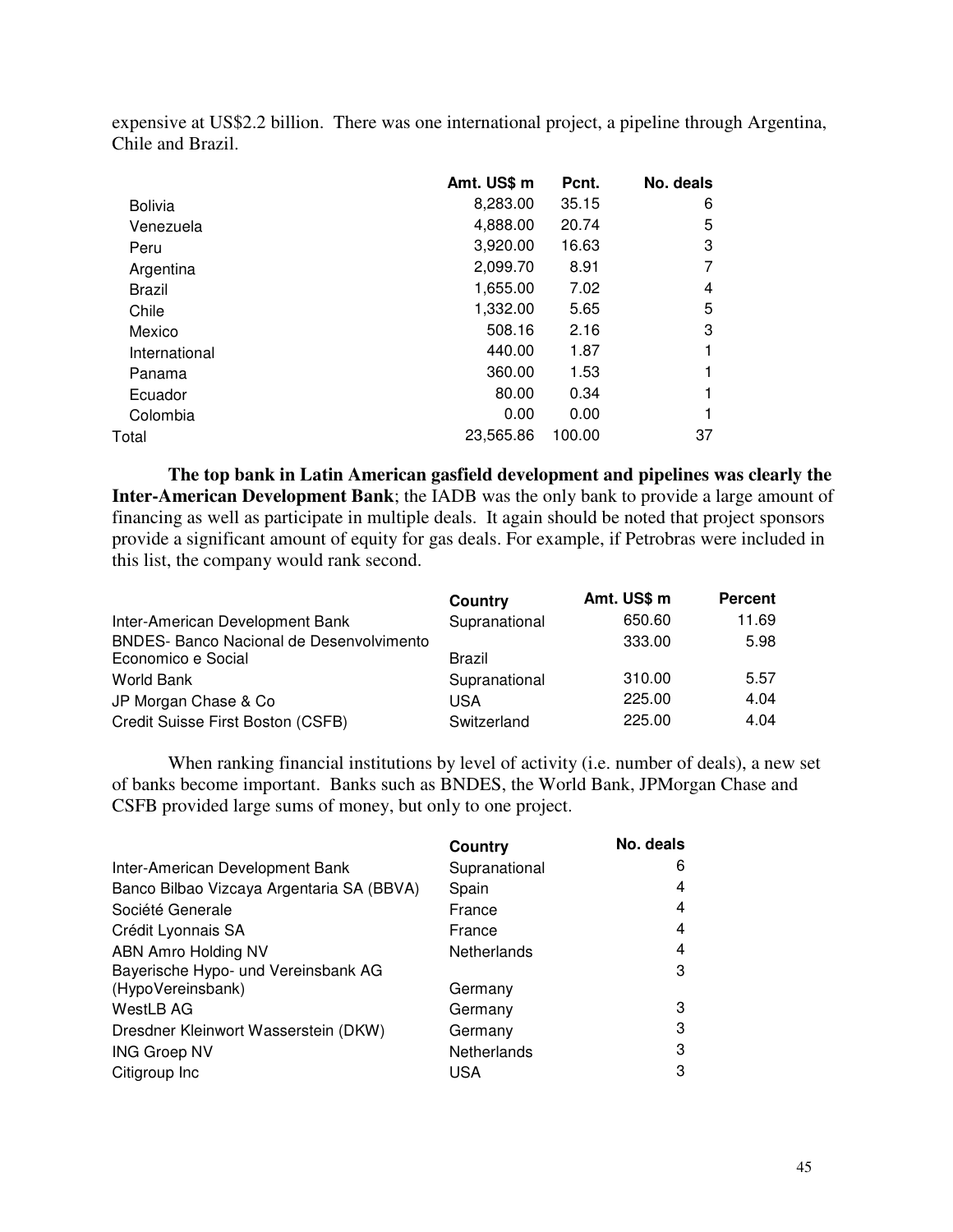expensive at US$2.2 billion. There was one international project, a pipeline through Argentina, Chile and Brazil.

| | Amt. US$ m | Pcnt. | No. deals |
|---|---|---|---|
| Bolivia | 8,283.00 | 35.15 | 6 |
| Venezuela | 4,888.00 | 20.74 | 5 |
| Peru | 3,920.00 | 16.63 | 3 |
| Argentina | 2,099.70 | 8.91 | 7 |
| Brazil | 1,655.00 | 7.02 | 4 |
| Chile | 1,332.00 | 5.65 | 5 |
| Mexico | 508.16 | 2.16 | 3 |
| International | 440.00 | 1.87 | 1 |
| Panama | 360.00 | 1.53 | 1 |
| Ecuador | 80.00 | 0.34 | 1 |
| Colombia | 0.00 | 0.00 | 1 |
| Total | 23,565.86 | 100.00 | 37 |

**The top bank in Latin American gasfield development and pipelines was clearly the Inter-American Development Bank**; the IADB was the only bank to provide a large amount of financing as well as participate in multiple deals. It again should be noted that project sponsors provide a significant amount of equity for gas deals. For example, if Petrobras were included in this list, the company would rank second.

| | Country | Amt. US$ m | Percent |
|---|---|---|---|
| Inter-American Development Bank | Supranational | 650.60 | 11.69 |
| BNDES- Banco Nacional de Desenvolvimento Economico e Social | Brazil | 333.00 | 5.98 |
| World Bank | Supranational | 310.00 | 5.57 |
| JP Morgan Chase & Co | USA | 225.00 | 4.04 |
| Credit Suisse First Boston (CSFB) | Switzerland | 225.00 | 4.04 |

When ranking financial institutions by level of activity (i.e. number of deals), a new set of banks become important. Banks such as BNDES, the World Bank, JPMorgan Chase and CSFB provided large sums of money, but only to one project.

| | Country | No. deals |
|---|---|---|
| Inter-American Development Bank | Supranational | 6 |
| Banco Bilbao Vizcaya Argentaria SA (BBVA) | Spain | 4 |
| Société Generale | France | 4 |
| Crédit Lyonnais SA | France | 4 |
| ABN Amro Holding NV | Netherlands | 4 |
| Bayerische Hypo- und Vereinsbank AG (HypoVereinsbank) | Germany | 3 |
| WestLB AG | Germany | 3 |
| Dresdner Kleinwort Wasserstein (DKW) | Germany | 3 |
| ING Groep NV | Netherlands | 3 |
| Citigroup Inc | USA | 3 |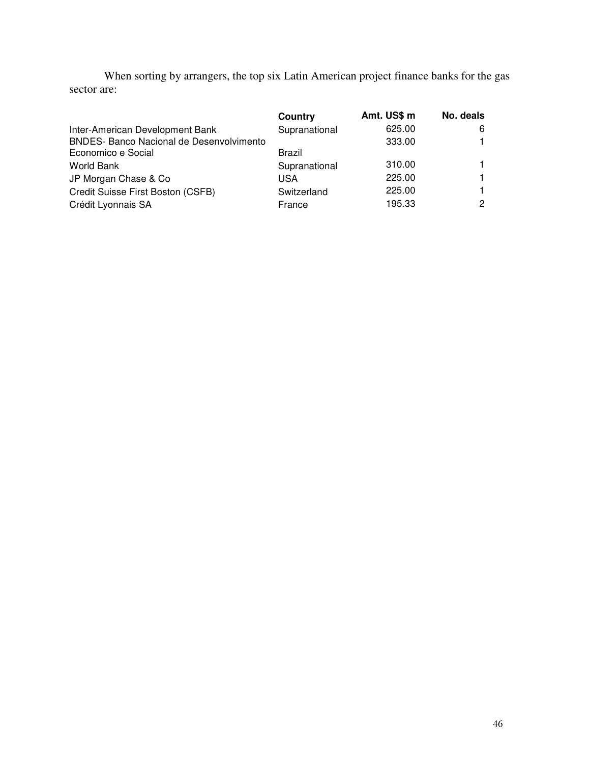When sorting by arrangers, the top six Latin American project finance banks for the gas sector are:

| | Country | Amt. US$ m | No. deals |
|---|---|---|---|
| Inter-American Development Bank | Supranational | 625.00 | 6 |
| BNDES- Banco Nacional de Desenvolvimento Economico e Social | Brazil | 333.00 | 1 |
| World Bank | Supranational | 310.00 | 1 |
| JP Morgan Chase & Co | USA | 225.00 | 1 |
| Credit Suisse First Boston (CSFB) | Switzerland | 225.00 | 1 |
| Crédit Lyonnais SA | France | 195.33 | 2 |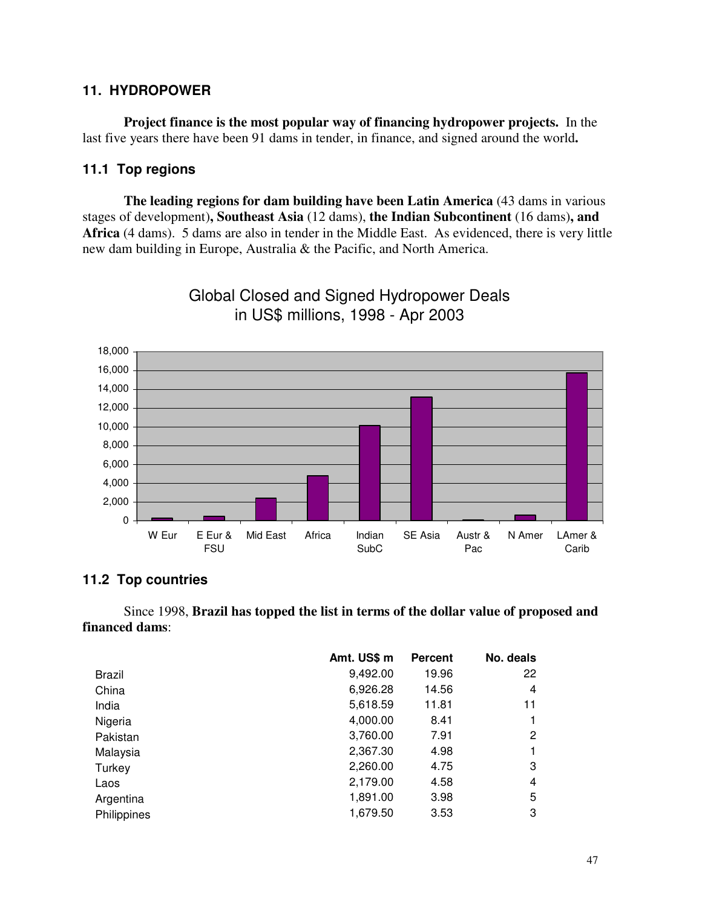## 11. HYDROPOWER

**Project finance is the most popular way of financing hydropower projects.** In the last five years there have been 91 dams in tender, in finance, and signed around the world**.**

### 11.1 Top regions

**The leading regions for dam building have been Latin America** (43 dams in various stages of development)**, Southeast Asia** (12 dams), **the Indian Subcontinent** (16 dams)**, and Africa** (4 dams). 5 dams are also in tender in the Middle East. As evidenced, there is very little new dam building in Europe, Australia & the Pacific, and North America.

Global Closed and Signed Hydropower Deals in US$ millions, 1998 - Apr 2003

### 11.2 Top countries

Since 1998, **Brazil has topped the list in terms of the dollar value of proposed and financed dams**:

| | Amt. US$ m | Percent | No. deals |
|---|---|---|---|
| Brazil | 9,492.00 | 19.96 | 22 |
| China | 6,926.28 | 14.56 | 4 |
| India | 5,618.59 | 11.81 | 11 |
| Nigeria | 4,000.00 | 8.41 | 1 |
| Pakistan | 3,760.00 | 7.91 | 2 |
| Malaysia | 2,367.30 | 4.98 | 1 |
| Turkey | 2,260.00 | 4.75 | 3 |
| Laos | 2,179.00 | 4.58 | 4 |
| Argentina | 1,891.00 | 3.98 | 5 |
| Philippines | 1,679.50 | 3.53 | 3 |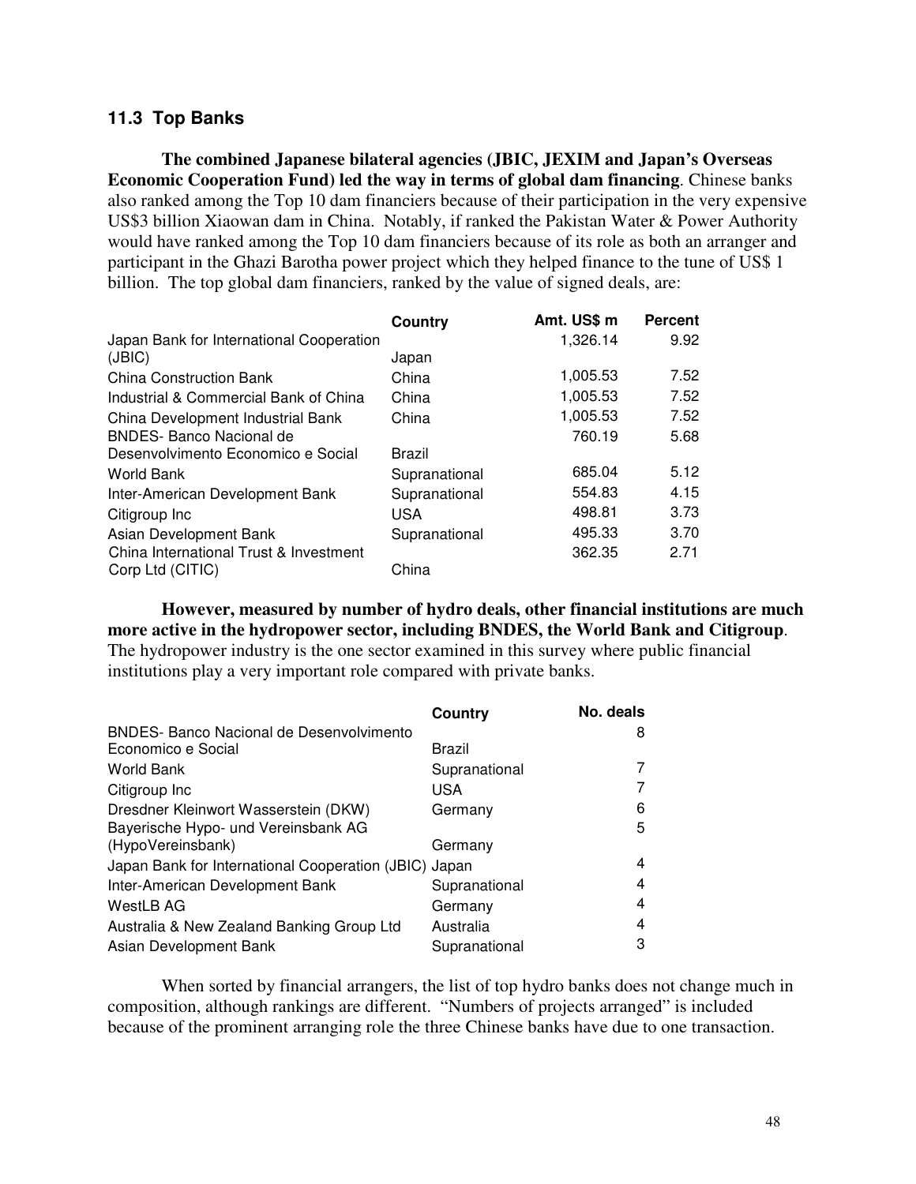### 11.3 Top Banks

**The combined Japanese bilateral agencies (JBIC, JEXIM and Japan's Overseas Economic Cooperation Fund) led the way in terms of global dam financing**. Chinese banks also ranked among the Top 10 dam financiers because of their participation in the very expensive US$3 billion Xiaowan dam in China. Notably, if ranked the Pakistan Water & Power Authority would have ranked among the Top 10 dam financiers because of its role as both an arranger and participant in the Ghazi Barotha power project which they helped finance to the tune of US$ 1 billion. The top global dam financiers, ranked by the value of signed deals, are:

| | Country | Amt. US$ m | Percent |
|---|---|---|---|
| Japan Bank for International Cooperation (JBIC) | Japan | 1,326.14 | 9.92 |
| China Construction Bank | China | 1,005.53 | 7.52 |
| Industrial & Commercial Bank of China | China | 1,005.53 | 7.52 |
| China Development Industrial Bank | China | 1,005.53 | 7.52 |
| BNDES- Banco Nacional de Desenvolvimento Economico e Social | Brazil | 760.19 | 5.68 |
| World Bank | Supranational | 685.04 | 5.12 |
| Inter-American Development Bank | Supranational | 554.83 | 4.15 |
| Citigroup Inc | USA | 498.81 | 3.73 |
| Asian Development Bank | Supranational | 495.33 | 3.70 |
| China International Trust & Investment Corp Ltd (CITIC) | China | 362.35 | 2.71 |

**However, measured by number of hydro deals, other financial institutions are much more active in the hydropower sector, including BNDES, the World Bank and Citigroup**. The hydropower industry is the one sector examined in this survey where public financial institutions play a very important role compared with private banks.

| | Country | No. deals |
|---|---|---|
| BNDES- Banco Nacional de Desenvolvimento Economico e Social | Brazil | 8 |
| World Bank | Supranational | 7 |
| Citigroup Inc | USA | 7 |
| Dresdner Kleinwort Wasserstein (DKW) | Germany | 6 |
| Bayerische Hypo- und Vereinsbank AG (HypoVereinsbank) | Germany | 5 |
| Japan Bank for International Cooperation (JBIC) | Japan | 4 |
| Inter-American Development Bank | Supranational | 4 |
| WestLB AG | Germany | 4 |
| Australia & New Zealand Banking Group Ltd | Australia | 4 |
| Asian Development Bank | Supranational | 3 |

When sorted by financial arrangers, the list of top hydro banks does not change much in composition, although rankings are different. "Numbers of projects arranged" is included because of the prominent arranging role the three Chinese banks have due to one transaction.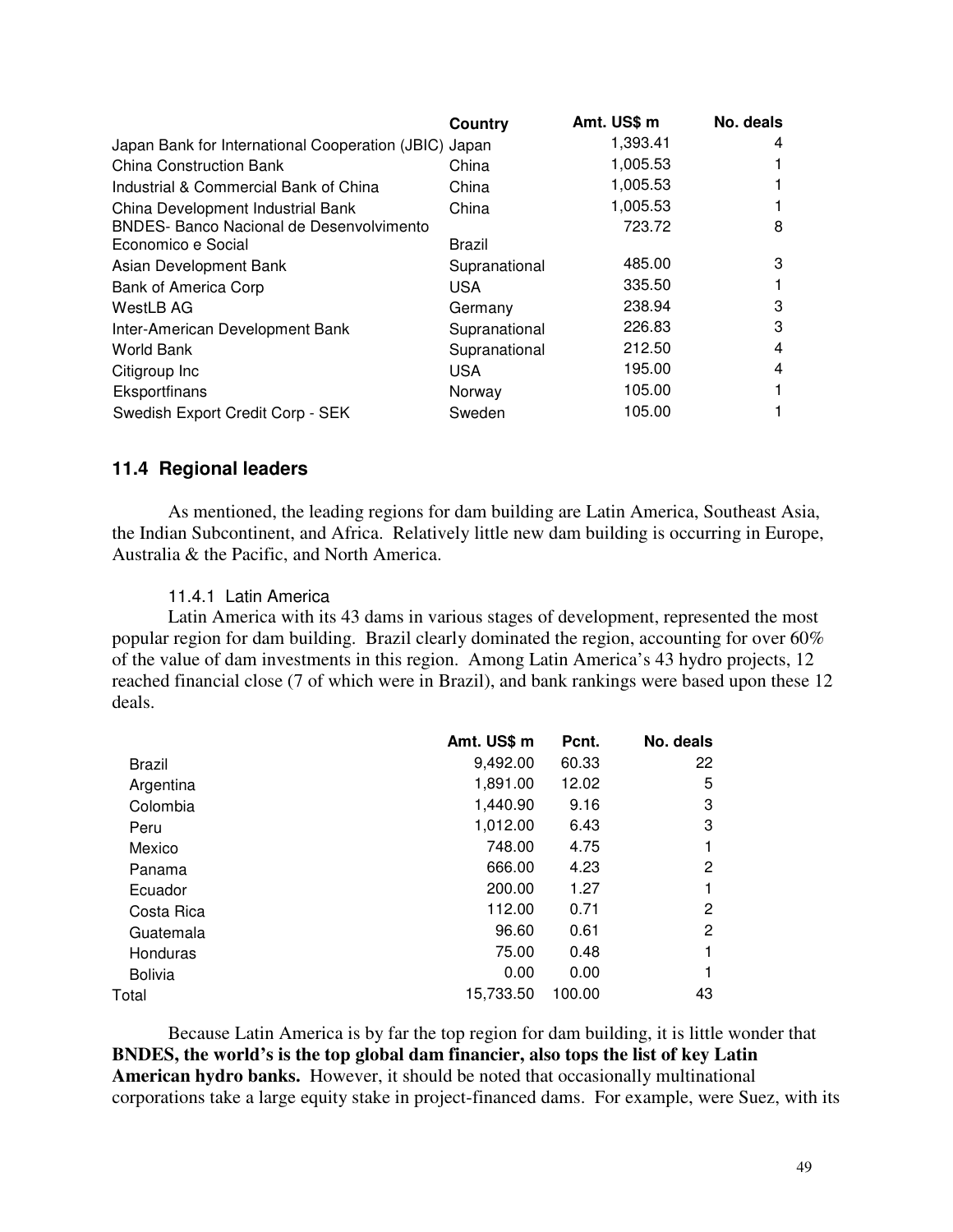| | Country | Amt. US$ m | No. deals |
|---|---|---|---|
| Japan Bank for International Cooperation (JBIC) | Japan | 1,393.41 | 4 |
| China Construction Bank | China | 1,005.53 | 1 |
| Industrial & Commercial Bank of China | China | 1,005.53 | 1 |
| China Development Industrial Bank | China | 1,005.53 | 1 |
| BNDES- Banco Nacional de Desenvolvimento Economico e Social | Brazil | 723.72 | 8 |
| Asian Development Bank | Supranational | 485.00 | 3 |
| Bank of America Corp | USA | 335.50 | 1 |
| WestLB AG | Germany | 238.94 | 3 |
| Inter-American Development Bank | Supranational | 226.83 | 3 |
| World Bank | Supranational | 212.50 | 4 |
| Citigroup Inc | USA | 195.00 | 4 |
| Eksportfinans | Norway | 105.00 | 1 |
| Swedish Export Credit Corp - SEK | Sweden | 105.00 | 1 |

## 11.4 Regional leaders

As mentioned, the leading regions for dam building are Latin America, Southeast Asia, the Indian Subcontinent, and Africa. Relatively little new dam building is occurring in Europe, Australia & the Pacific, and North America.

### 11.4.1 Latin America

Latin America with its 43 dams in various stages of development, represented the most popular region for dam building. Brazil clearly dominated the region, accounting for over 60% of the value of dam investments in this region. Among Latin America's 43 hydro projects, 12 reached financial close (7 of which were in Brazil), and bank rankings were based upon these 12 deals.

| | Amt. US$ m | Pcnt. | No. deals |
|---|---|---|---|
| Brazil | 9,492.00 | 60.33 | 22 |
| Argentina | 1,891.00 | 12.02 | 5 |
| Colombia | 1,440.90 | 9.16 | 3 |
| Peru | 1,012.00 | 6.43 | 3 |
| Mexico | 748.00 | 4.75 | 1 |
| Panama | 666.00 | 4.23 | 2 |
| Ecuador | 200.00 | 1.27 | 1 |
| Costa Rica | 112.00 | 0.71 | 2 |
| Guatemala | 96.60 | 0.61 | 2 |
| Honduras | 75.00 | 0.48 | 1 |
| Bolivia | 0.00 | 0.00 | 1 |
| Total | 15,733.50 | 100.00 | 43 |

Because Latin America is by far the top region for dam building, it is little wonder that **BNDES, the world's is the top global dam financier, also tops the list of key Latin American hydro banks.** However, it should be noted that occasionally multinational corporations take a large equity stake in project-financed dams. For example, were Suez, with its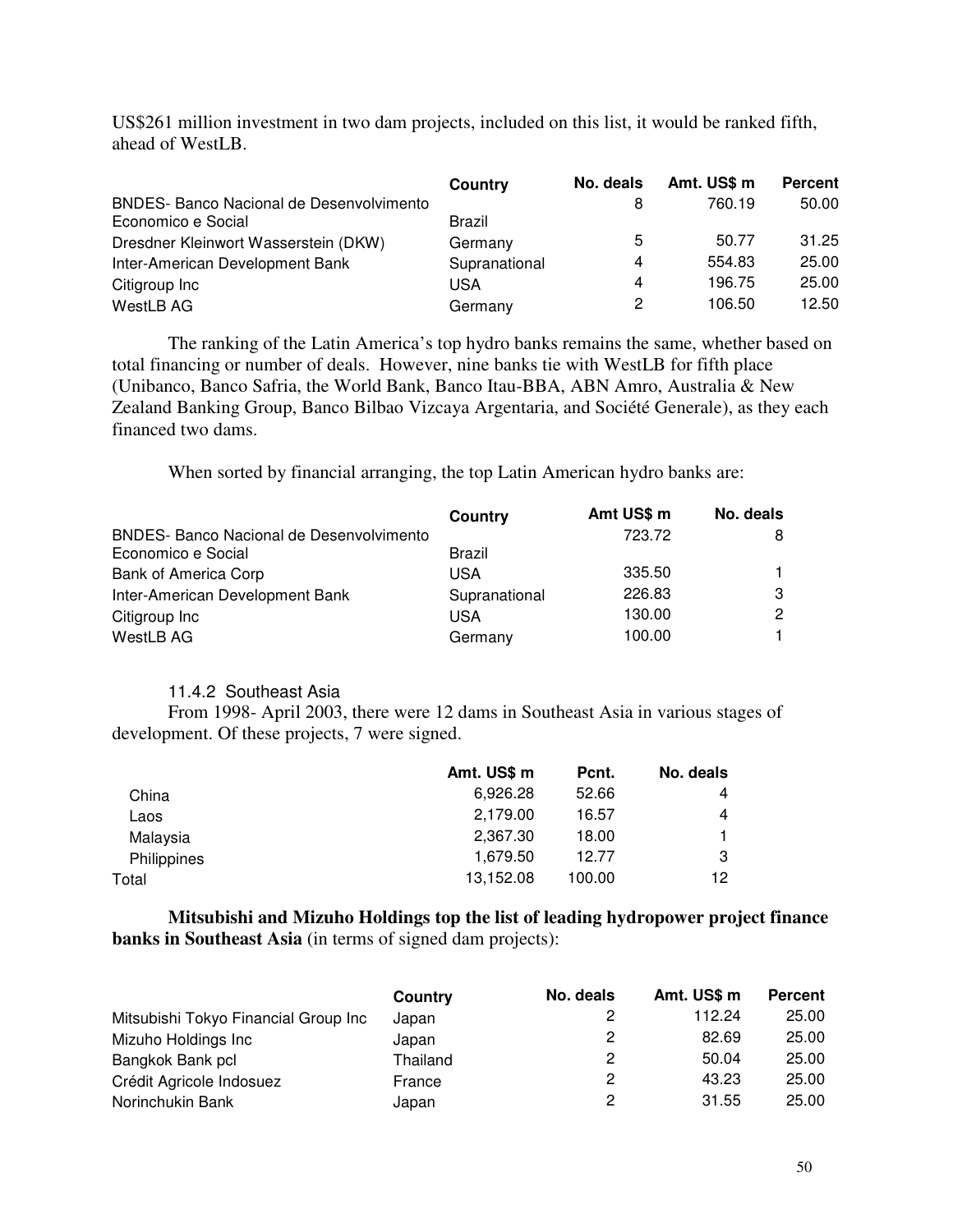US$261 million investment in two dam projects, included on this list, it would be ranked fifth, ahead of WestLB.

| | Country | No. deals | Amt. US$ m | Percent |
|---|---|---|---|---|
| BNDES- Banco Nacional de Desenvolvimento Economico e Social | Brazil | 8 | 760.19 | 50.00 |
| Dresdner Kleinwort Wasserstein (DKW) | Germany | 5 | 50.77 | 31.25 |
| Inter-American Development Bank | Supranational | 4 | 554.83 | 25.00 |
| Citigroup Inc | USA | 4 | 196.75 | 25.00 |
| WestLB AG | Germany | 2 | 106.50 | 12.50 |

The ranking of the Latin America's top hydro banks remains the same, whether based on total financing or number of deals. However, nine banks tie with WestLB for fifth place (Unibanco, Banco Safria, the World Bank, Banco Itau-BBA, ABN Amro, Australia & New Zealand Banking Group, Banco Bilbao Vizcaya Argentaria, and Société Generale), as they each financed two dams.

When sorted by financial arranging, the top Latin American hydro banks are:

| | Country | Amt US$ m | No. deals |
|---|---|---|---|
| BNDES- Banco Nacional de Desenvolvimento Economico e Social | Brazil | 723.72 | 8 |
| Bank of America Corp | USA | 335.50 | 1 |
| Inter-American Development Bank | Supranational | 226.83 | 3 |
| Citigroup Inc | USA | 130.00 | 2 |
| WestLB AG | Germany | 100.00 | 1 |

### 11.4.2 Southeast Asia

From 1998- April 2003, there were 12 dams in Southeast Asia in various stages of development. Of these projects, 7 were signed.

| | Amt. US$ m | Pcnt. | No. deals |
|---|---|---|---|
| China | 6,926.28 | 52.66 | 4 |
| Laos | 2,179.00 | 16.57 | 4 |
| Malaysia | 2,367.30 | 18.00 | 1 |
| Philippines | 1,679.50 | 12.77 | 3 |
| Total | 13,152.08 | 100.00 | 12 |

**Mitsubishi and Mizuho Holdings top the list of leading hydropower project finance banks in Southeast Asia** (in terms of signed dam projects):

| | Country | No. deals | Amt. US$ m | Percent |
|---|---|---|---|---|
| Mitsubishi Tokyo Financial Group Inc | Japan | 2 | 112.24 | 25.00 |
| Mizuho Holdings Inc | Japan | 2 | 82.69 | 25.00 |
| Bangkok Bank pcl | Thailand | 2 | 50.04 | 25.00 |
| Crédit Agricole Indosuez | France | 2 | 43.23 | 25.00 |
| Norinchukin Bank | Japan | 2 | 31.55 | 25.00 |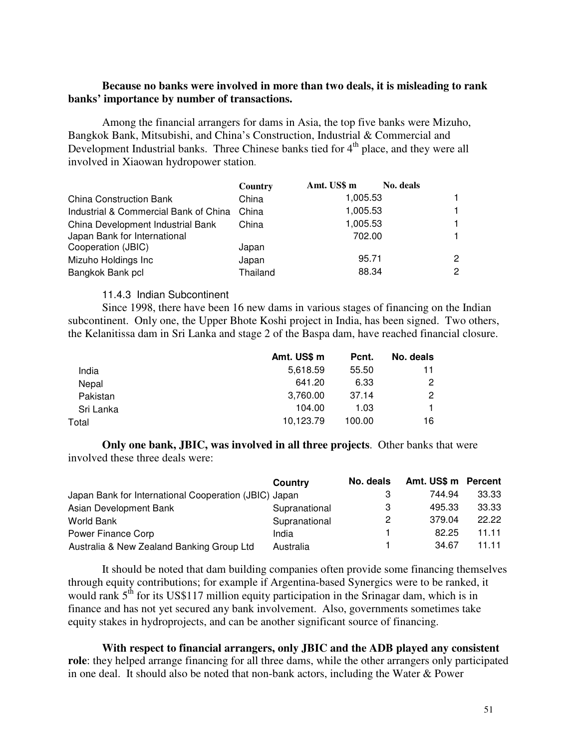**Because no banks were involved in more than two deals, it is misleading to rank banks' importance by number of transactions.**

Among the financial arrangers for dams in Asia, the top five banks were Mizuho, Bangkok Bank, Mitsubishi, and China's Construction, Industrial & Commercial and Development Industrial banks. Three Chinese banks tied for 4th place, and they were all involved in Xiaowan hydropower station.

| | Country | Amt. US$ m | No. deals |
|---|---|---|---|
| China Construction Bank | China | 1,005.53 | 1 |
| Industrial & Commercial Bank of China | China | 1,005.53 | 1 |
| China Development Industrial Bank | China | 1,005.53 | 1 |
| Japan Bank for International Cooperation (JBIC) | Japan | 702.00 | 1 |
| Mizuho Holdings Inc | Japan | 95.71 | 2 |
| Bangkok Bank pcl | Thailand | 88.34 | 2 |

### 11.4.3 Indian Subcontinent

Since 1998, there have been 16 new dams in various stages of financing on the Indian subcontinent. Only one, the Upper Bhote Koshi project in India, has been signed. Two others, the Kelanitissa dam in Sri Lanka and stage 2 of the Baspa dam, have reached financial closure.

| | Amt. US$ m | Pcnt. | No. deals |
|---|---|---|---|
| India | 5,618.59 | 55.50 | 11 |
| Nepal | 641.20 | 6.33 | 2 |
| Pakistan | 3,760.00 | 37.14 | 2 |
| Sri Lanka | 104.00 | 1.03 | 1 |
| Total | 10,123.79 | 100.00 | 16 |

**Only one bank, JBIC, was involved in all three projects**. Other banks that were involved these three deals were:

| | Country | No. deals | Amt. US$ m | Percent |
|---|---|---|---|---|
| Japan Bank for International Cooperation (JBIC) | Japan | 3 | 744.94 | 33.33 |
| Asian Development Bank | Supranational | 3 | 495.33 | 33.33 |
| World Bank | Supranational | 2 | 379.04 | 22.22 |
| Power Finance Corp | India | 1 | 82.25 | 11.11 |
| Australia & New Zealand Banking Group Ltd | Australia | 1 | 34.67 | 11.11 |

It should be noted that dam building companies often provide some financing themselves through equity contributions; for example if Argentina-based Synergics were to be ranked, it would rank 5th for its US$117 million equity participation in the Srinagar dam, which is in finance and has not yet secured any bank involvement. Also, governments sometimes take equity stakes in hydroprojects, and can be another significant source of financing.

**With respect to financial arrangers, only JBIC and the ADB played any consistent role**: they helped arrange financing for all three dams, while the other arrangers only participated in one deal. It should also be noted that non-bank actors, including the Water & Power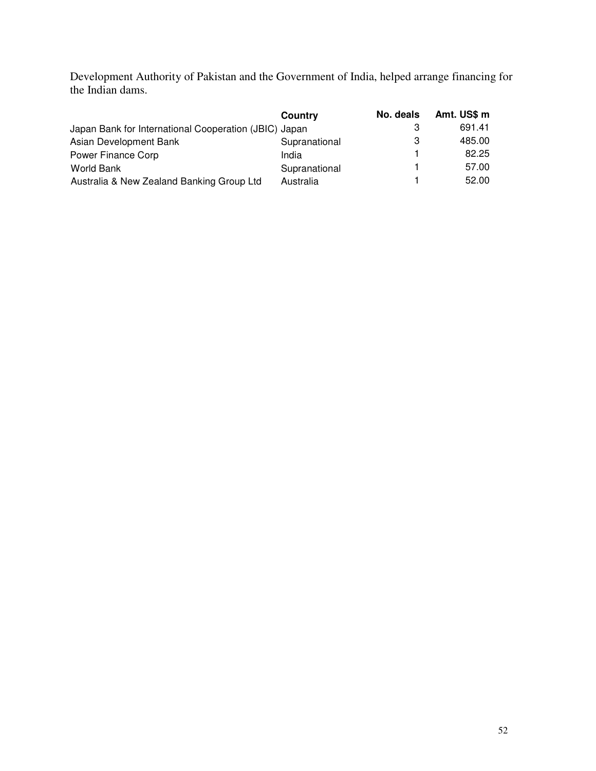Development Authority of Pakistan and the Government of India, helped arrange financing for the Indian dams.

| | Country | No. deals | Amt. US$ m |
|---|---|---|---|
| Japan Bank for International Cooperation (JBIC) | Japan | 3 | 691.41 |
| Asian Development Bank | Supranational | 3 | 485.00 |
| Power Finance Corp | India | 1 | 82.25 |
| World Bank | Supranational | 1 | 57.00 |
| Australia & New Zealand Banking Group Ltd | Australia | 1 | 52.00 |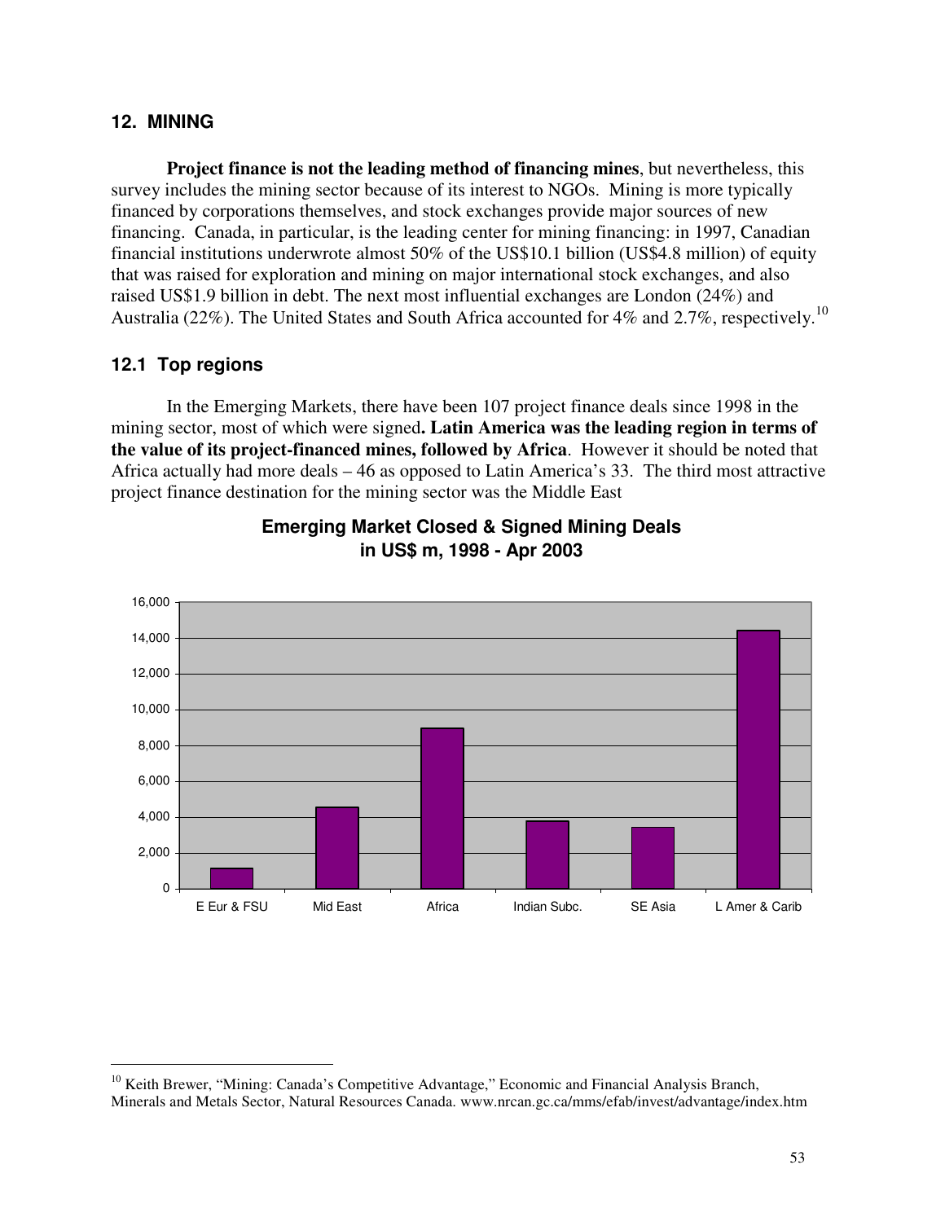## 12. MINING

**Project finance is not the leading method of financing mines**, but nevertheless, this survey includes the mining sector because of its interest to NGOs. Mining is more typically financed by corporations themselves, and stock exchanges provide major sources of new financing. Canada, in particular, is the leading center for mining financing: in 1997, Canadian financial institutions underwrote almost 50% of the US$10.1 billion (US$4.8 million) of equity that was raised for exploration and mining on major international stock exchanges, and also raised US$1.9 billion in debt. The next most influential exchanges are London (24%) and Australia (22%). The United States and South Africa accounted for 4% and 2.7%, respectively.[10]

### 12.1 Top regions

In the Emerging Markets, there have been 107 project finance deals since 1998 in the mining sector, most of which were signed**. Latin America was the leading region in terms of the value of its project-financed mines, followed by Africa**. However it should be noted that Africa actually had more deals – 46 as opposed to Latin America's 33. The third most attractive project finance destination for the mining sector was the Middle East

**Emerging Market Closed & Signed Mining Deals in US$ m, 1998 - Apr 2003**

| Region | US$ m (approx.) |
|---|---|
| E Eur & FSU | 1,100 |
| Mid East | 4,500 |
| Africa | 8,900 |
| Indian Subc. | 3,700 |
| SE Asia | 3,400 |
| L Amer & Carib | 14,400 |

[10] Keith Brewer, "Mining: Canada's Competitive Advantage," Economic and Financial Analysis Branch, Minerals and Metals Sector, Natural Resources Canada. www.nrcan.gc.ca/mms/efab/invest/advantage/index.htm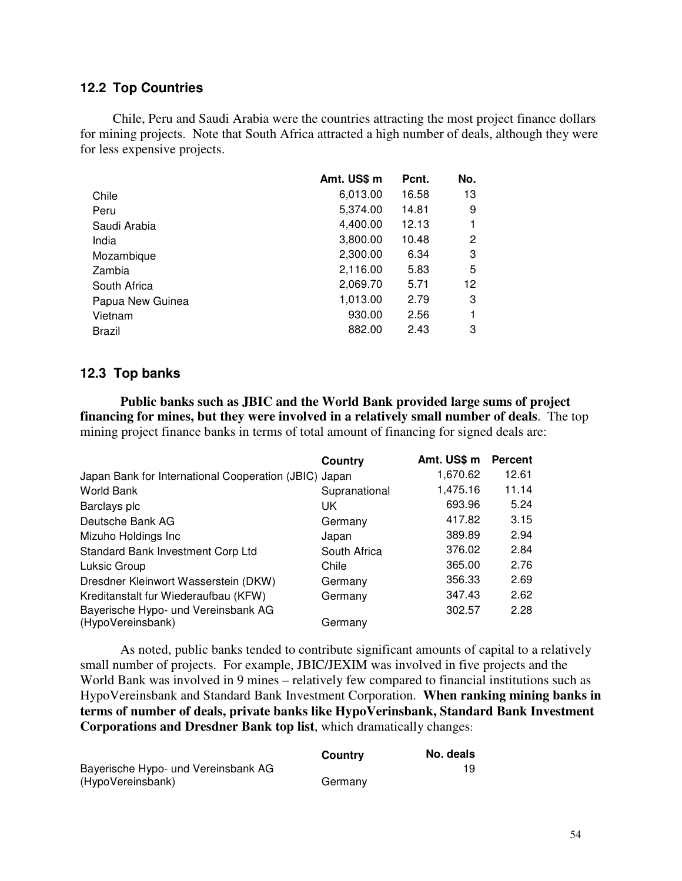### 12.2 Top Countries

Chile, Peru and Saudi Arabia were the countries attracting the most project finance dollars for mining projects. Note that South Africa attracted a high number of deals, although they were for less expensive projects.

| | Amt. US$ m | Pcnt. | No. |
|---|---|---|---|
| Chile | 6,013.00 | 16.58 | 13 |
| Peru | 5,374.00 | 14.81 | 9 |
| Saudi Arabia | 4,400.00 | 12.13 | 1 |
| India | 3,800.00 | 10.48 | 2 |
| Mozambique | 2,300.00 | 6.34 | 3 |
| Zambia | 2,116.00 | 5.83 | 5 |
| South Africa | 2,069.70 | 5.71 | 12 |
| Papua New Guinea | 1,013.00 | 2.79 | 3 |
| Vietnam | 930.00 | 2.56 | 1 |
| Brazil | 882.00 | 2.43 | 3 |

### 12.3 Top banks

**Public banks such as JBIC and the World Bank provided large sums of project financing for mines, but they were involved in a relatively small number of deals**. The top mining project finance banks in terms of total amount of financing for signed deals are:

| | Country | Amt. US$ m | Percent |
|---|---|---|---|
| Japan Bank for International Cooperation (JBIC) | Japan | 1,670.62 | 12.61 |
| World Bank | Supranational | 1,475.16 | 11.14 |
| Barclays plc | UK | 693.96 | 5.24 |
| Deutsche Bank AG | Germany | 417.82 | 3.15 |
| Mizuho Holdings Inc | Japan | 389.89 | 2.94 |
| Standard Bank Investment Corp Ltd | South Africa | 376.02 | 2.84 |
| Luksic Group | Chile | 365.00 | 2.76 |
| Dresdner Kleinwort Wasserstein (DKW) | Germany | 356.33 | 2.69 |
| Kreditanstalt fur Wiederaufbau (KFW) | Germany | 347.43 | 2.62 |
| Bayerische Hypo- und Vereinsbank AG (HypoVereinsbank) | Germany | 302.57 | 2.28 |

As noted, public banks tended to contribute significant amounts of capital to a relatively small number of projects. For example, JBIC/JEXIM was involved in five projects and the World Bank was involved in 9 mines – relatively few compared to financial institutions such as HypoVereinsbank and Standard Bank Investment Corporation. **When ranking mining banks in terms of number of deals, private banks like HypoVerinsbank, Standard Bank Investment Corporations and Dresdner Bank top list**, which dramatically changes:

| | Country | No. deals |
|---|---|---|
| Bayerische Hypo- und Vereinsbank AG (HypoVereinsbank) | Germany | 19 |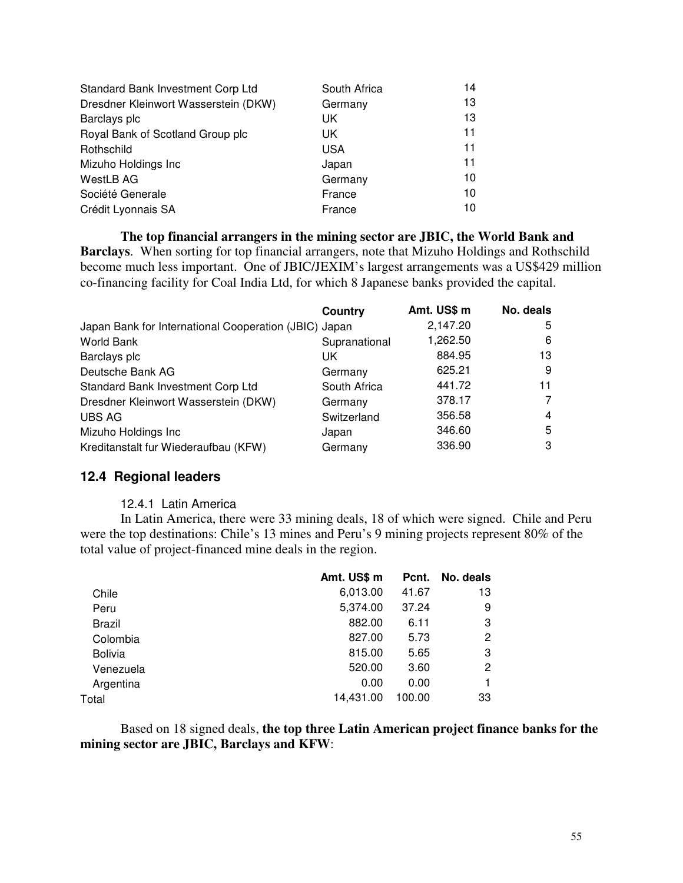| | | |
|---|---|---|
| Standard Bank Investment Corp Ltd | South Africa | 14 |
| Dresdner Kleinwort Wasserstein (DKW) | Germany | 13 |
| Barclays plc | UK | 13 |
| Royal Bank of Scotland Group plc | UK | 11 |
| Rothschild | USA | 11 |
| Mizuho Holdings Inc | Japan | 11 |
| WestLB AG | Germany | 10 |
| Société Generale | France | 10 |
| Crédit Lyonnais SA | France | 10 |

**The top financial arrangers in the mining sector are JBIC, the World Bank and Barclays**. When sorting for top financial arrangers, note that Mizuho Holdings and Rothschild become much less important. One of JBIC/JEXIM's largest arrangements was a US$429 million co-financing facility for Coal India Ltd, for which 8 Japanese banks provided the capital.

| | Country | Amt. US$ m | No. deals |
|---|---|---|---|
| Japan Bank for International Cooperation (JBIC) | Japan | 2,147.20 | 5 |
| World Bank | Supranational | 1,262.50 | 6 |
| Barclays plc | UK | 884.95 | 13 |
| Deutsche Bank AG | Germany | 625.21 | 9 |
| Standard Bank Investment Corp Ltd | South Africa | 441.72 | 11 |
| Dresdner Kleinwort Wasserstein (DKW) | Germany | 378.17 | 7 |
| UBS AG | Switzerland | 356.58 | 4 |
| Mizuho Holdings Inc | Japan | 346.60 | 5 |
| Kreditanstalt fur Wiederaufbau (KFW) | Germany | 336.90 | 3 |

## 12.4 Regional leaders

### 12.4.1 Latin America

In Latin America, there were 33 mining deals, 18 of which were signed. Chile and Peru were the top destinations: Chile's 13 mines and Peru's 9 mining projects represent 80% of the total value of project-financed mine deals in the region.

| | Amt. US$ m | Pcnt. | No. deals |
|---|---|---|---|
| Chile | 6,013.00 | 41.67 | 13 |
| Peru | 5,374.00 | 37.24 | 9 |
| Brazil | 882.00 | 6.11 | 3 |
| Colombia | 827.00 | 5.73 | 2 |
| Bolivia | 815.00 | 5.65 | 3 |
| Venezuela | 520.00 | 3.60 | 2 |
| Argentina | 0.00 | 0.00 | 1 |
| Total | 14,431.00 | 100.00 | 33 |

Based on 18 signed deals, **the top three Latin American project finance banks for the mining sector are JBIC, Barclays and KFW**: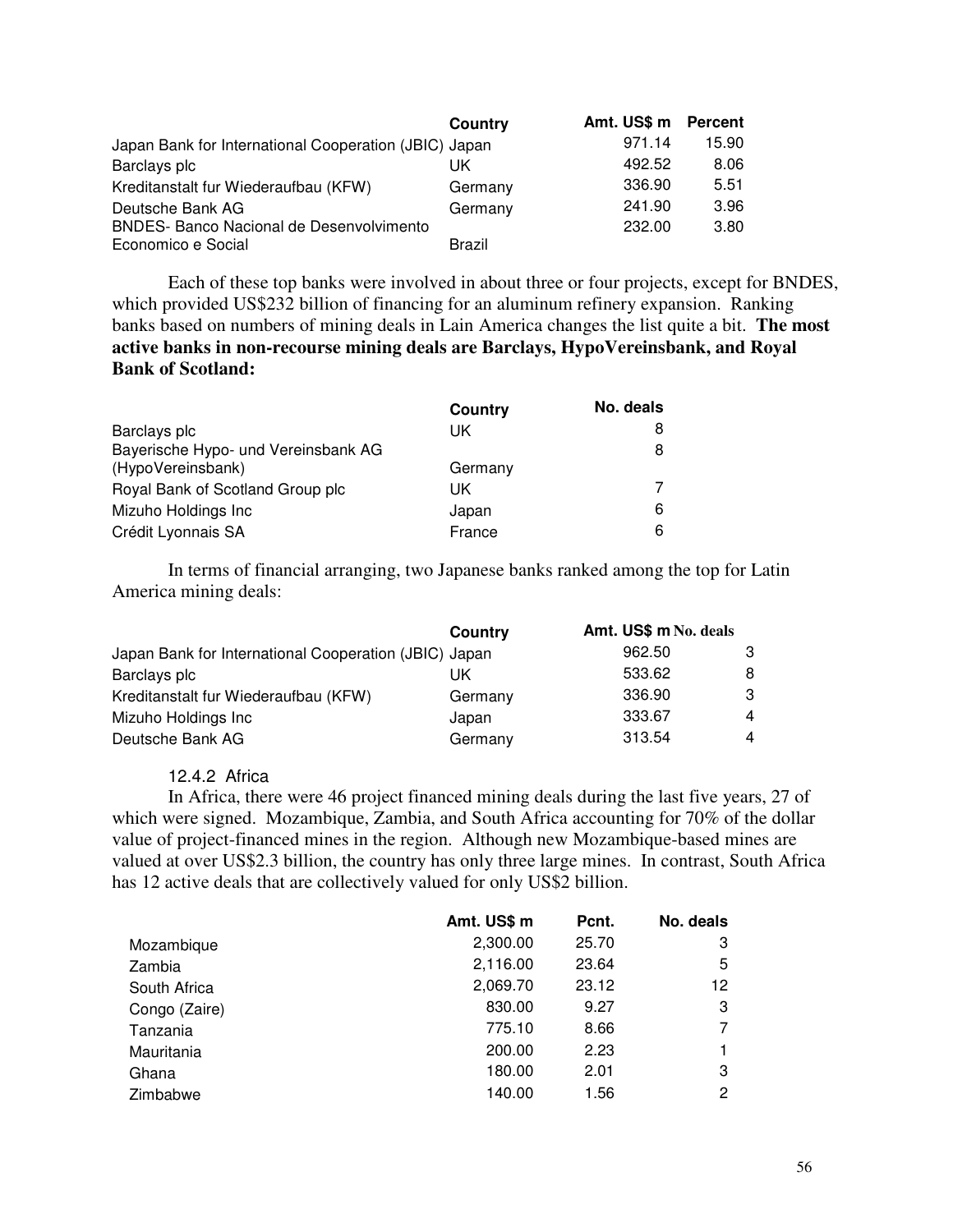| | Country | Amt. US$ m | Percent |
|---|---|---|---|
| Japan Bank for International Cooperation (JBIC) | Japan | 971.14 | 15.90 |
| Barclays plc | UK | 492.52 | 8.06 |
| Kreditanstalt fur Wiederaufbau (KFW) | Germany | 336.90 | 5.51 |
| Deutsche Bank AG | Germany | 241.90 | 3.96 |
| BNDES- Banco Nacional de Desenvolvimento Economico e Social | Brazil | 232.00 | 3.80 |

Each of these top banks were involved in about three or four projects, except for BNDES, which provided US$232 billion of financing for an aluminum refinery expansion. Ranking banks based on numbers of mining deals in Lain America changes the list quite a bit. **The most active banks in non-recourse mining deals are Barclays, HypoVereinsbank, and Royal Bank of Scotland:**

| | Country | No. deals |
|---|---|---|
| Barclays plc | UK | 8 |
| Bayerische Hypo- und Vereinsbank AG (HypoVereinsbank) | Germany | 8 |
| Royal Bank of Scotland Group plc | UK | 7 |
| Mizuho Holdings Inc | Japan | 6 |
| Crédit Lyonnais SA | France | 6 |

In terms of financial arranging, two Japanese banks ranked among the top for Latin America mining deals:

| | Country | Amt. US$ m | No. deals |
|---|---|---|---|
| Japan Bank for International Cooperation (JBIC) | Japan | 962.50 | 3 |
| Barclays plc | UK | 533.62 | 8 |
| Kreditanstalt fur Wiederaufbau (KFW) | Germany | 336.90 | 3 |
| Mizuho Holdings Inc | Japan | 333.67 | 4 |
| Deutsche Bank AG | Germany | 313.54 | 4 |

### 12.4.2 Africa

In Africa, there were 46 project financed mining deals during the last five years, 27 of which were signed. Mozambique, Zambia, and South Africa accounting for 70% of the dollar value of project-financed mines in the region. Although new Mozambique-based mines are valued at over US$2.3 billion, the country has only three large mines. In contrast, South Africa has 12 active deals that are collectively valued for only US$2 billion.

| | Amt. US$ m | Pcnt. | No. deals |
|---|---|---|---|
| Mozambique | 2,300.00 | 25.70 | 3 |
| Zambia | 2,116.00 | 23.64 | 5 |
| South Africa | 2,069.70 | 23.12 | 12 |
| Congo (Zaire) | 830.00 | 9.27 | 3 |
| Tanzania | 775.10 | 8.66 | 7 |
| Mauritania | 200.00 | 2.23 | 1 |
| Ghana | 180.00 | 2.01 | 3 |
| Zimbabwe | 140.00 | 1.56 | 2 |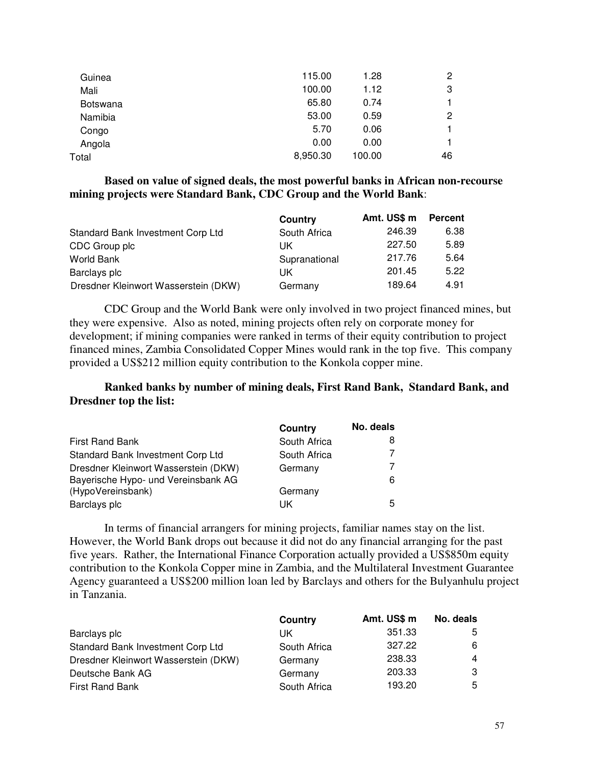| | | | |
|---|---|---|---|
| Guinea | 115.00 | 1.28 | 2 |
| Mali | 100.00 | 1.12 | 3 |
| Botswana | 65.80 | 0.74 | 1 |
| Namibia | 53.00 | 0.59 | 2 |
| Congo | 5.70 | 0.06 | 1 |
| Angola | 0.00 | 0.00 | 1 |
| Total | 8,950.30 | 100.00 | 46 |

**Based on value of signed deals, the most powerful banks in African non-recourse mining projects were Standard Bank, CDC Group and the World Bank**:

| | Country | Amt. US$ m | Percent |
|---|---|---|---|
| Standard Bank Investment Corp Ltd | South Africa | 246.39 | 6.38 |
| CDC Group plc | UK | 227.50 | 5.89 |
| World Bank | Supranational | 217.76 | 5.64 |
| Barclays plc | UK | 201.45 | 5.22 |
| Dresdner Kleinwort Wasserstein (DKW) | Germany | 189.64 | 4.91 |

CDC Group and the World Bank were only involved in two project financed mines, but they were expensive. Also as noted, mining projects often rely on corporate money for development; if mining companies were ranked in terms of their equity contribution to project financed mines, Zambia Consolidated Copper Mines would rank in the top five. This company provided a US$212 million equity contribution to the Konkola copper mine.

**Ranked banks by number of mining deals, First Rand Bank, Standard Bank, and Dresdner top the list:**

| | Country | No. deals |
|---|---|---|
| First Rand Bank | South Africa | 8 |
| Standard Bank Investment Corp Ltd | South Africa | 7 |
| Dresdner Kleinwort Wasserstein (DKW) | Germany | 7 |
| Bayerische Hypo- und Vereinsbank AG (HypoVereinsbank) | Germany | 6 |
| Barclays plc | UK | 5 |

In terms of financial arrangers for mining projects, familiar names stay on the list. However, the World Bank drops out because it did not do any financial arranging for the past five years. Rather, the International Finance Corporation actually provided a US$850m equity contribution to the Konkola Copper mine in Zambia, and the Multilateral Investment Guarantee Agency guaranteed a US$200 million loan led by Barclays and others for the Bulyanhulu project in Tanzania.

| | Country | Amt. US$ m | No. deals |
|---|---|---|---|
| Barclays plc | UK | 351.33 | 5 |
| Standard Bank Investment Corp Ltd | South Africa | 327.22 | 6 |
| Dresdner Kleinwort Wasserstein (DKW) | Germany | 238.33 | 4 |
| Deutsche Bank AG | Germany | 203.33 | 3 |
| First Rand Bank | South Africa | 193.20 | 5 |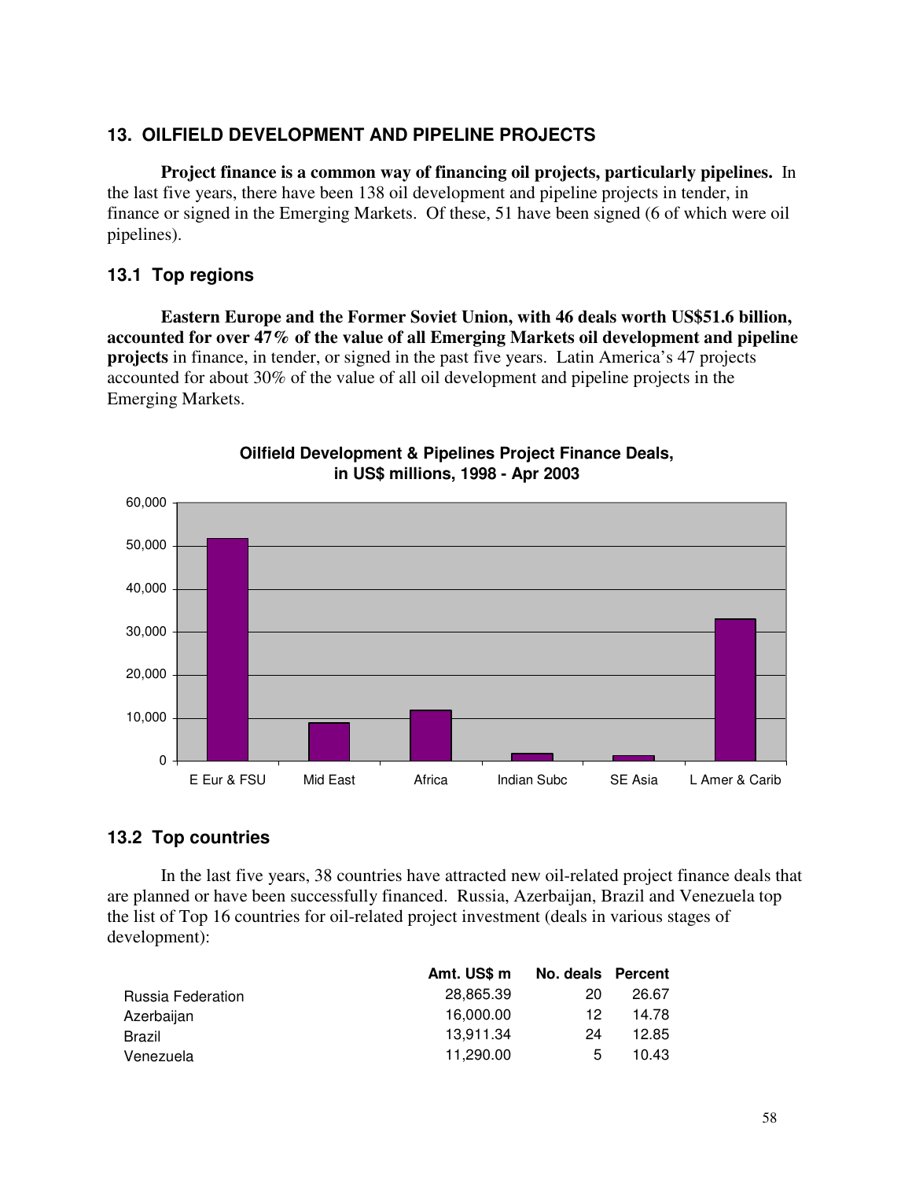## 13. OILFIELD DEVELOPMENT AND PIPELINE PROJECTS

**Project finance is a common way of financing oil projects, particularly pipelines.** In the last five years, there have been 138 oil development and pipeline projects in tender, in finance or signed in the Emerging Markets. Of these, 51 have been signed (6 of which were oil pipelines).

### 13.1 Top regions

**Eastern Europe and the Former Soviet Union, with 46 deals worth US$51.6 billion, accounted for over 47% of the value of all Emerging Markets oil development and pipeline projects** in finance, in tender, or signed in the past five years. Latin America's 47 projects accounted for about 30% of the value of all oil development and pipeline projects in the Emerging Markets.

**Oilfield Development & Pipelines Project Finance Deals, in US$ millions, 1998 - Apr 2003**

### 13.2 Top countries

In the last five years, 38 countries have attracted new oil-related project finance deals that are planned or have been successfully financed. Russia, Azerbaijan, Brazil and Venezuela top the list of Top 16 countries for oil-related project investment (deals in various stages of development):

| | Amt. US$ m | No. deals | Percent |
|---|---|---|---|
| Russia Federation | 28,865.39 | 20 | 26.67 |
| Azerbaijan | 16,000.00 | 12 | 14.78 |
| Brazil | 13,911.34 | 24 | 12.85 |
| Venezuela | 11,290.00 | 5 | 10.43 |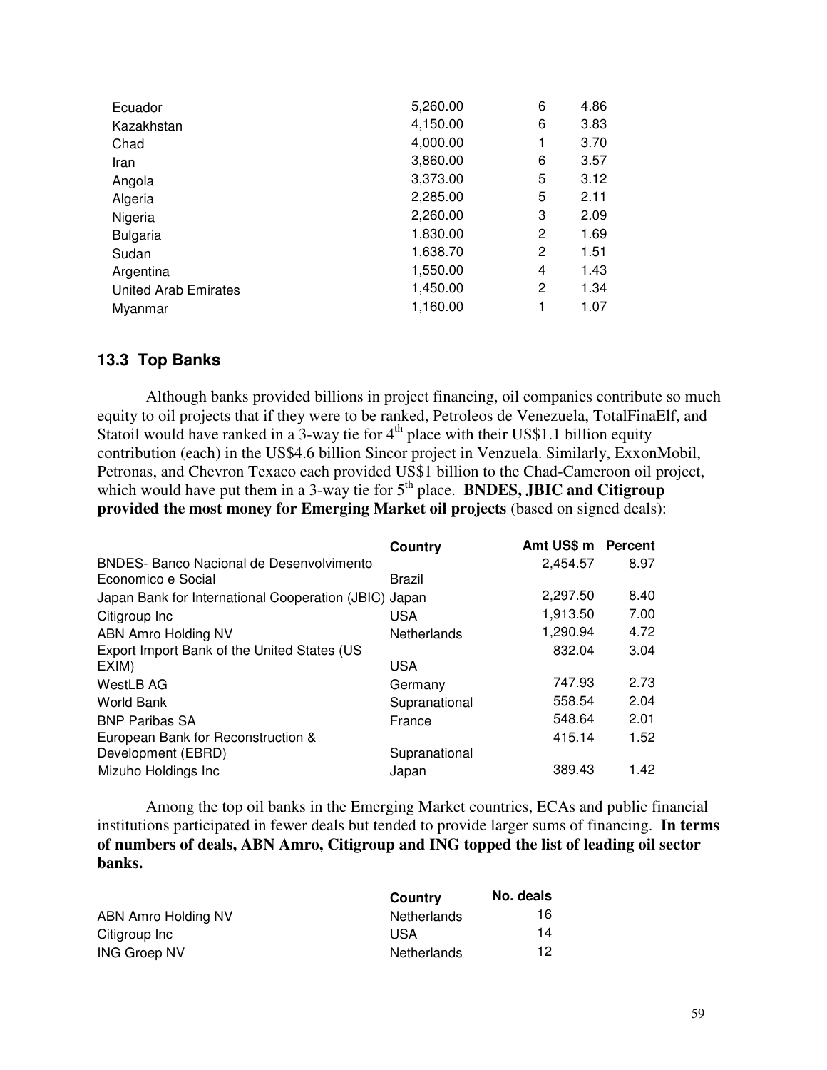| | | | |
|---|---|---|---|
| Ecuador | 5,260.00 | 6 | 4.86 |
| Kazakhstan | 4,150.00 | 6 | 3.83 |
| Chad | 4,000.00 | 1 | 3.70 |
| Iran | 3,860.00 | 6 | 3.57 |
| Angola | 3,373.00 | 5 | 3.12 |
| Algeria | 2,285.00 | 5 | 2.11 |
| Nigeria | 2,260.00 | 3 | 2.09 |
| Bulgaria | 1,830.00 | 2 | 1.69 |
| Sudan | 1,638.70 | 2 | 1.51 |
| Argentina | 1,550.00 | 4 | 1.43 |
| United Arab Emirates | 1,450.00 | 2 | 1.34 |
| Myanmar | 1,160.00 | 1 | 1.07 |

### 13.3 Top Banks

Although banks provided billions in project financing, oil companies contribute so much equity to oil projects that if they were to be ranked, Petroleos de Venezuela, TotalFinaElf, and Statoil would have ranked in a 3-way tie for 4th place with their US$1.1 billion equity contribution (each) in the US$4.6 billion Sincor project in Venzuela. Similarly, ExxonMobil, Petronas, and Chevron Texaco each provided US$1 billion to the Chad-Cameroon oil project, which would have put them in a 3-way tie for 5th place. **BNDES, JBIC and Citigroup provided the most money for Emerging Market oil projects** (based on signed deals):

| | Country | Amt US$ m | Percent |
|---|---|---|---|
| BNDES- Banco Nacional de Desenvolvimento Economico e Social | Brazil | 2,454.57 | 8.97 |
| Japan Bank for International Cooperation (JBIC) | Japan | 2,297.50 | 8.40 |
| Citigroup Inc | USA | 1,913.50 | 7.00 |
| ABN Amro Holding NV | Netherlands | 1,290.94 | 4.72 |
| Export Import Bank of the United States (US EXIM) | USA | 832.04 | 3.04 |
| WestLB AG | Germany | 747.93 | 2.73 |
| World Bank | Supranational | 558.54 | 2.04 |
| BNP Paribas SA | France | 548.64 | 2.01 |
| European Bank for Reconstruction & Development (EBRD) | Supranational | 415.14 | 1.52 |
| Mizuho Holdings Inc | Japan | 389.43 | 1.42 |

Among the top oil banks in the Emerging Market countries, ECAs and public financial institutions participated in fewer deals but tended to provide larger sums of financing. **In terms of numbers of deals, ABN Amro, Citigroup and ING topped the list of leading oil sector banks.**

| | Country | No. deals |
|---|---|---|
| ABN Amro Holding NV | Netherlands | 16 |
| Citigroup Inc | USA | 14 |
| ING Groep NV | Netherlands | 12 |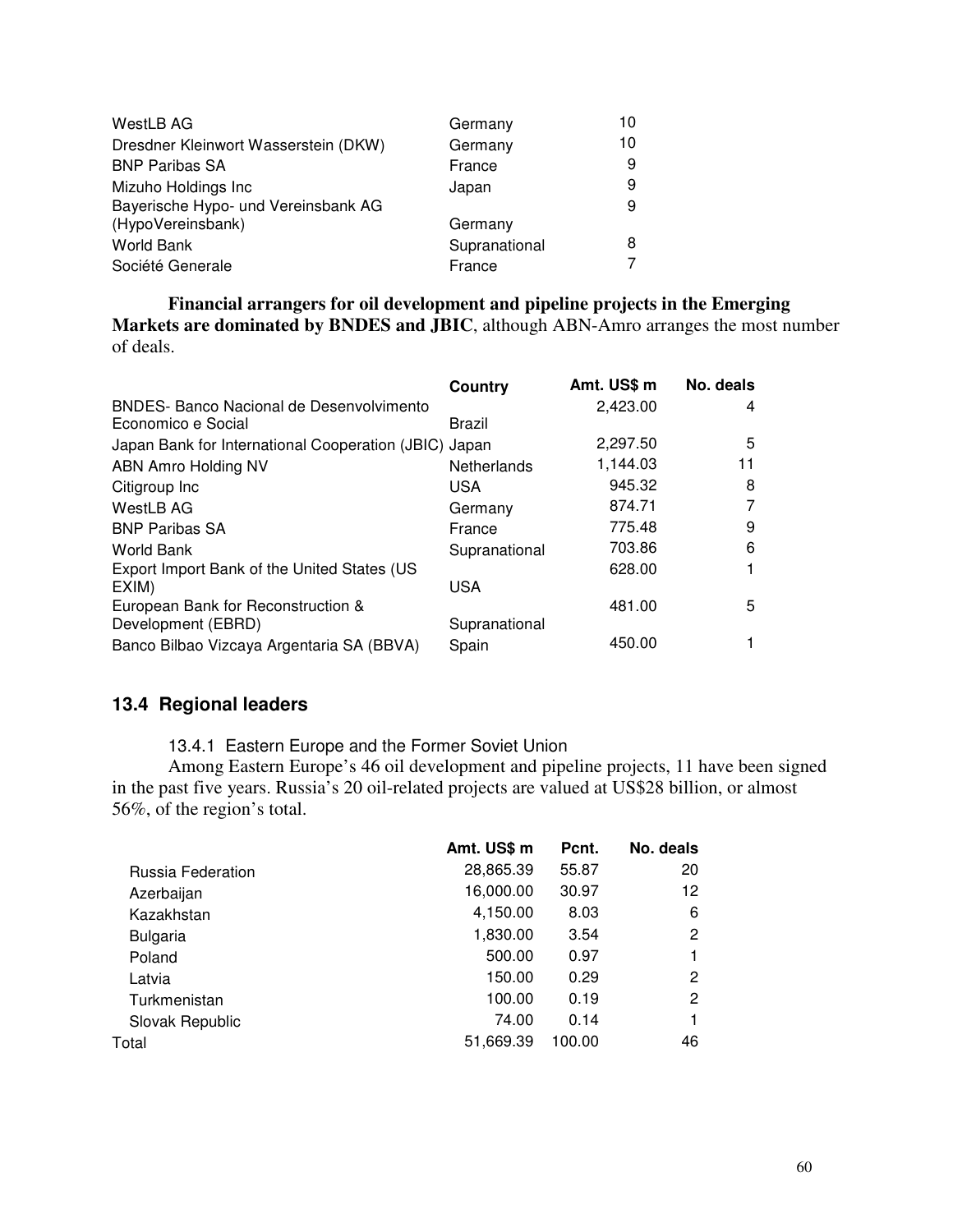| | | |
|---|---|---|
| WestLB AG | Germany | 10 |
| Dresdner Kleinwort Wasserstein (DKW) | Germany | 10 |
| BNP Paribas SA | France | 9 |
| Mizuho Holdings Inc | Japan | 9 |
| Bayerische Hypo- und Vereinsbank AG (HypoVereinsbank) | Germany | 9 |
| World Bank | Supranational | 8 |
| Société Generale | France | 7 |

**Financial arrangers for oil development and pipeline projects in the Emerging Markets are dominated by BNDES and JBIC**, although ABN-Amro arranges the most number of deals.

| | Country | Amt. US$ m | No. deals |
|---|---|---|---|
| BNDES- Banco Nacional de Desenvolvimento Economico e Social | Brazil | 2,423.00 | 4 |
| Japan Bank for International Cooperation (JBIC) | Japan | 2,297.50 | 5 |
| ABN Amro Holding NV | Netherlands | 1,144.03 | 11 |
| Citigroup Inc | USA | 945.32 | 8 |
| WestLB AG | Germany | 874.71 | 7 |
| BNP Paribas SA | France | 775.48 | 9 |
| World Bank | Supranational | 703.86 | 6 |
| Export Import Bank of the United States (US EXIM) | USA | 628.00 | 1 |
| European Bank for Reconstruction & Development (EBRD) | Supranational | 481.00 | 5 |
| Banco Bilbao Vizcaya Argentaria SA (BBVA) | Spain | 450.00 | 1 |

## 13.4 Regional leaders

### 13.4.1 Eastern Europe and the Former Soviet Union

Among Eastern Europe's 46 oil development and pipeline projects, 11 have been signed in the past five years. Russia's 20 oil-related projects are valued at US$28 billion, or almost 56%, of the region's total.

| | Amt. US$ m | Pcnt. | No. deals |
|---|---|---|---|
| Russia Federation | 28,865.39 | 55.87 | 20 |
| Azerbaijan | 16,000.00 | 30.97 | 12 |
| Kazakhstan | 4,150.00 | 8.03 | 6 |
| Bulgaria | 1,830.00 | 3.54 | 2 |
| Poland | 500.00 | 0.97 | 1 |
| Latvia | 150.00 | 0.29 | 2 |
| Turkmenistan | 100.00 | 0.19 | 2 |
| Slovak Republic | 74.00 | 0.14 | 1 |
| Total | 51,669.39 | 100.00 | 46 |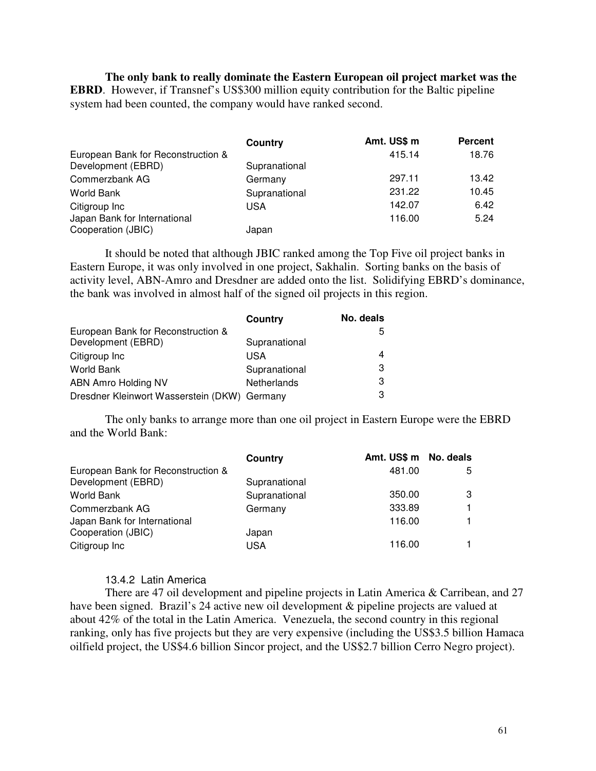**The only bank to really dominate the Eastern European oil project market was the EBRD**. However, if Transnef's US$300 million equity contribution for the Baltic pipeline system had been counted, the company would have ranked second.

| | Country | Amt. US$ m | Percent |
|---|---|---|---|
| European Bank for Reconstruction & Development (EBRD) | Supranational | 415.14 | 18.76 |
| Commerzbank AG | Germany | 297.11 | 13.42 |
| World Bank | Supranational | 231.22 | 10.45 |
| Citigroup Inc | USA | 142.07 | 6.42 |
| Japan Bank for International Cooperation (JBIC) | Japan | 116.00 | 5.24 |

It should be noted that although JBIC ranked among the Top Five oil project banks in Eastern Europe, it was only involved in one project, Sakhalin. Sorting banks on the basis of activity level, ABN-Amro and Dresdner are added onto the list. Solidifying EBRD's dominance, the bank was involved in almost half of the signed oil projects in this region.

| | Country | No. deals |
|---|---|---|
| European Bank for Reconstruction & Development (EBRD) | Supranational | 5 |
| Citigroup Inc | USA | 4 |
| World Bank | Supranational | 3 |
| ABN Amro Holding NV | Netherlands | 3 |
| Dresdner Kleinwort Wasserstein (DKW) | Germany | 3 |

The only banks to arrange more than one oil project in Eastern Europe were the EBRD and the World Bank:

| | Country | Amt. US$ m | No. deals |
|---|---|---|---|
| European Bank for Reconstruction & Development (EBRD) | Supranational | 481.00 | 5 |
| World Bank | Supranational | 350.00 | 3 |
| Commerzbank AG | Germany | 333.89 | 1 |
| Japan Bank for International Cooperation (JBIC) | Japan | 116.00 | 1 |
| Citigroup Inc | USA | 116.00 | 1 |

### 13.4.2 Latin America

There are 47 oil development and pipeline projects in Latin America & Carribean, and 27 have been signed. Brazil's 24 active new oil development & pipeline projects are valued at about 42% of the total in the Latin America. Venezuela, the second country in this regional ranking, only has five projects but they are very expensive (including the US$3.5 billion Hamaca oilfield project, the US$4.6 billion Sincor project, and the US$2.7 billion Cerro Negro project).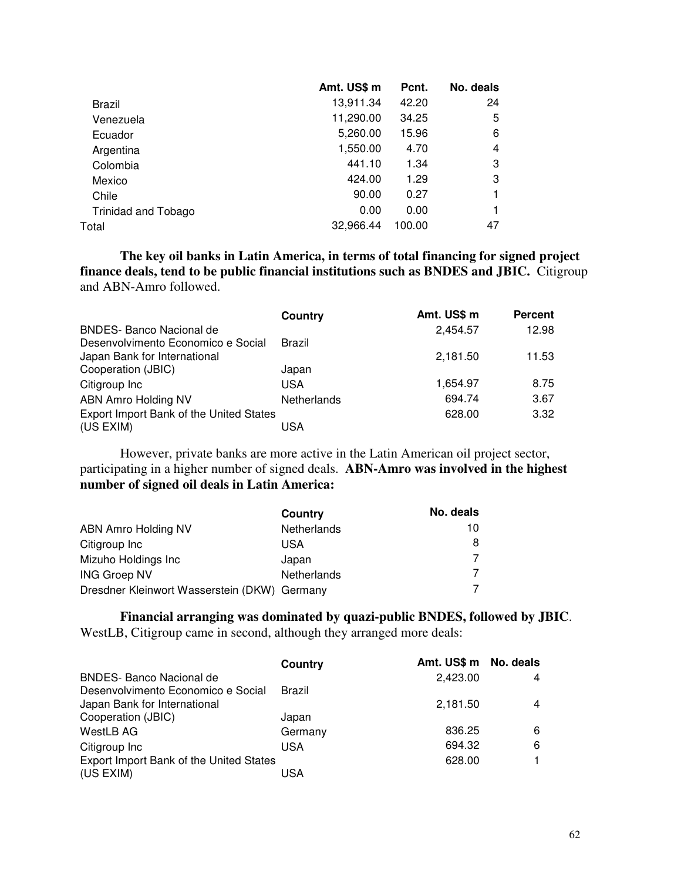| | Amt. US$ m | Pcnt. | No. deals |
|---|---|---|---|
| Brazil | 13,911.34 | 42.20 | 24 |
| Venezuela | 11,290.00 | 34.25 | 5 |
| Ecuador | 5,260.00 | 15.96 | 6 |
| Argentina | 1,550.00 | 4.70 | 4 |
| Colombia | 441.10 | 1.34 | 3 |
| Mexico | 424.00 | 1.29 | 3 |
| Chile | 90.00 | 0.27 | 1 |
| Trinidad and Tobago | 0.00 | 0.00 | 1 |
| Total | 32,966.44 | 100.00 | 47 |

**The key oil banks in Latin America, in terms of total financing for signed project finance deals, tend to be public financial institutions such as BNDES and JBIC.** Citigroup and ABN-Amro followed.

| | Country | Amt. US$ m | Percent |
|---|---|---|---|
| BNDES- Banco Nacional de Desenvolvimento Economico e Social | Brazil | 2,454.57 | 12.98 |
| Japan Bank for International Cooperation (JBIC) | Japan | 2,181.50 | 11.53 |
| Citigroup Inc | USA | 1,654.97 | 8.75 |
| ABN Amro Holding NV | Netherlands | 694.74 | 3.67 |
| Export Import Bank of the United States (US EXIM) | USA | 628.00 | 3.32 |

However, private banks are more active in the Latin American oil project sector, participating in a higher number of signed deals. **ABN-Amro was involved in the highest number of signed oil deals in Latin America:**

| | Country | No. deals |
|---|---|---|
| ABN Amro Holding NV | Netherlands | 10 |
| Citigroup Inc | USA | 8 |
| Mizuho Holdings Inc | Japan | 7 |
| ING Groep NV | Netherlands | 7 |
| Dresdner Kleinwort Wasserstein (DKW) | Germany | 7 |

**Financial arranging was dominated by quazi-public BNDES, followed by JBIC**. WestLB, Citigroup came in second, although they arranged more deals:

| | Country | Amt. US$ m | No. deals |
|---|---|---|---|
| BNDES- Banco Nacional de Desenvolvimento Economico e Social | Brazil | 2,423.00 | 4 |
| Japan Bank for International Cooperation (JBIC) | Japan | 2,181.50 | 4 |
| WestLB AG | Germany | 836.25 | 6 |
| Citigroup Inc | USA | 694.32 | 6 |
| Export Import Bank of the United States (US EXIM) | USA | 628.00 | 1 |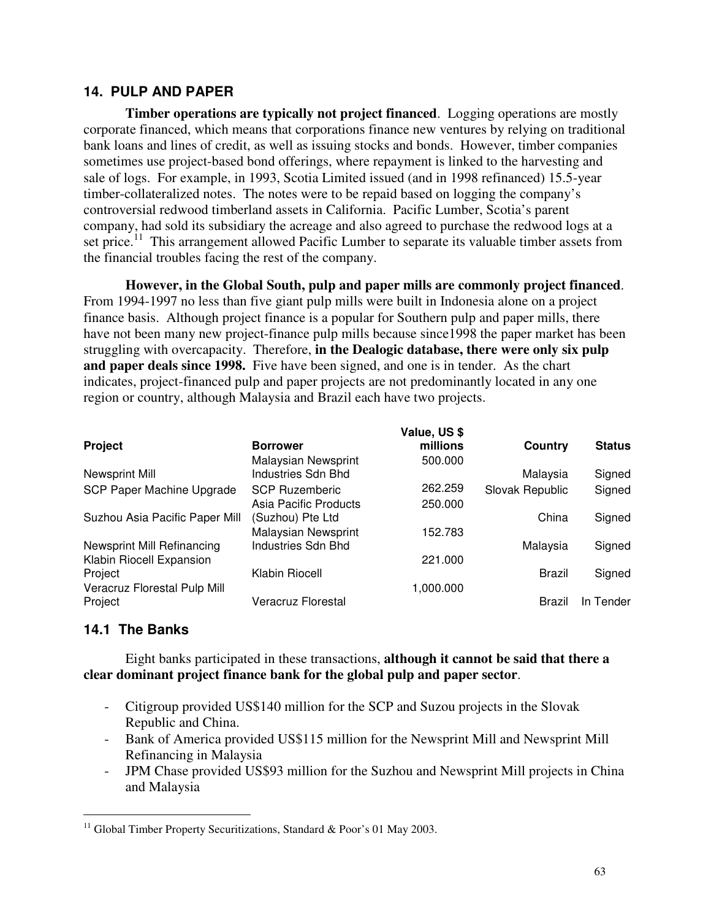## 14. PULP AND PAPER

**Timber operations are typically not project financed**. Logging operations are mostly corporate financed, which means that corporations finance new ventures by relying on traditional bank loans and lines of credit, as well as issuing stocks and bonds. However, timber companies sometimes use project-based bond offerings, where repayment is linked to the harvesting and sale of logs. For example, in 1993, Scotia Limited issued (and in 1998 refinanced) 15.5-year timber-collateralized notes. The notes were to be repaid based on logging the company's controversial redwood timberland assets in California. Pacific Lumber, Scotia's parent company, had sold its subsidiary the acreage and also agreed to purchase the redwood logs at a set price.[11] This arrangement allowed Pacific Lumber to separate its valuable timber assets from the financial troubles facing the rest of the company.

**However, in the Global South, pulp and paper mills are commonly project financed**. From 1994-1997 no less than five giant pulp mills were built in Indonesia alone on a project finance basis. Although project finance is a popular for Southern pulp and paper mills, there have not been many new project-finance pulp mills because since1998 the paper market has been struggling with overcapacity. Therefore, **in the Dealogic database, there were only six pulp and paper deals since 1998.** Five have been signed, and one is in tender. As the chart indicates, project-financed pulp and paper projects are not predominantly located in any one region or country, although Malaysia and Brazil each have two projects.

| Project | Borrower | Value, US $ millions | Country | Status |
|---|---|---|---|---|
| Newsprint Mill | Malaysian Newsprint Industries Sdn Bhd | 500.000 | Malaysia | Signed |
| SCP Paper Machine Upgrade | SCP Ruzemberic | 262.259 | Slovak Republic | Signed |
| Suzhou Asia Pacific Paper Mill | Asia Pacific Products (Suzhou) Pte Ltd | 250.000 | China | Signed |
| Newsprint Mill Refinancing | Malaysian Newsprint Industries Sdn Bhd | 152.783 | Malaysia | Signed |
| Klabin Riocell Expansion Project | Klabin Riocell | 221.000 | Brazil | Signed |
| Veracruz Florestal Pulp Mill Project | Veracruz Florestal | 1,000.000 | Brazil | In Tender |

### 14.1 The Banks

Eight banks participated in these transactions, **although it cannot be said that there a clear dominant project finance bank for the global pulp and paper sector**.

- Citigroup provided US$140 million for the SCP and Suzou projects in the Slovak Republic and China.
- Bank of America provided US$115 million for the Newsprint Mill and Newsprint Mill Refinancing in Malaysia
- JPM Chase provided US$93 million for the Suzhou and Newsprint Mill projects in China and Malaysia

[11] Global Timber Property Securitizations, Standard & Poor's 01 May 2003.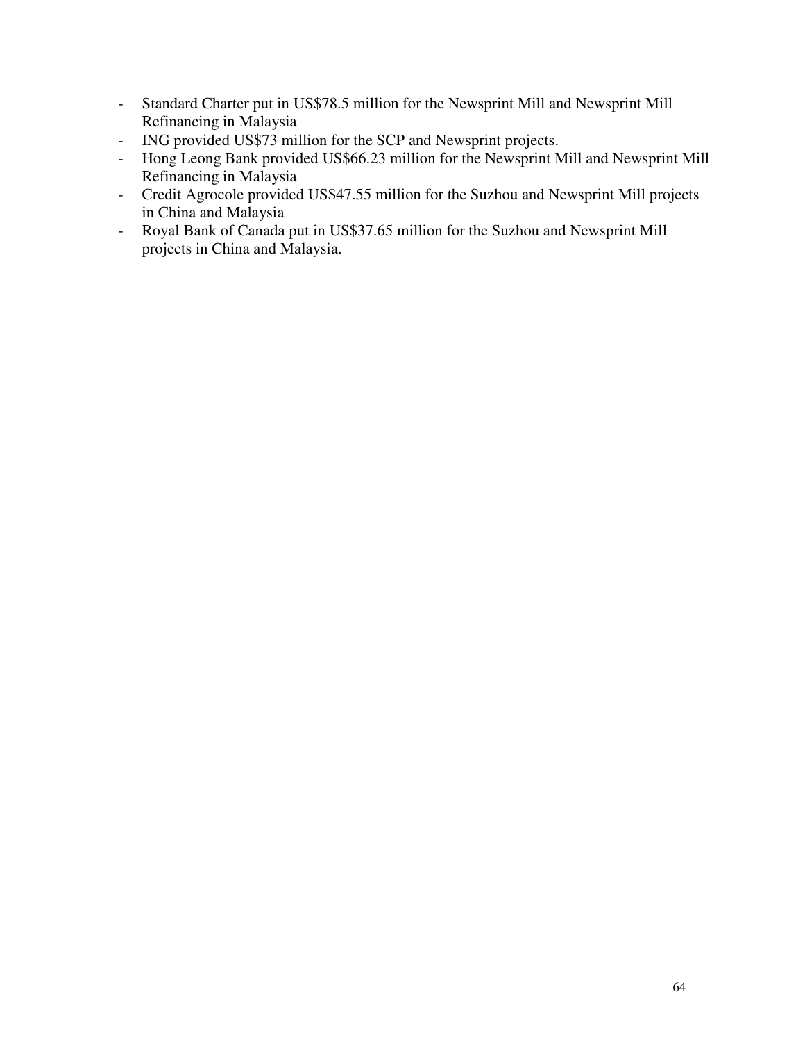- Standard Charter put in US$78.5 million for the Newsprint Mill and Newsprint Mill Refinancing in Malaysia
- ING provided US$73 million for the SCP and Newsprint projects.
- Hong Leong Bank provided US$66.23 million for the Newsprint Mill and Newsprint Mill Refinancing in Malaysia
- Credit Agrocole provided US$47.55 million for the Suzhou and Newsprint Mill projects in China and Malaysia
- Royal Bank of Canada put in US$37.65 million for the Suzhou and Newsprint Mill projects in China and Malaysia.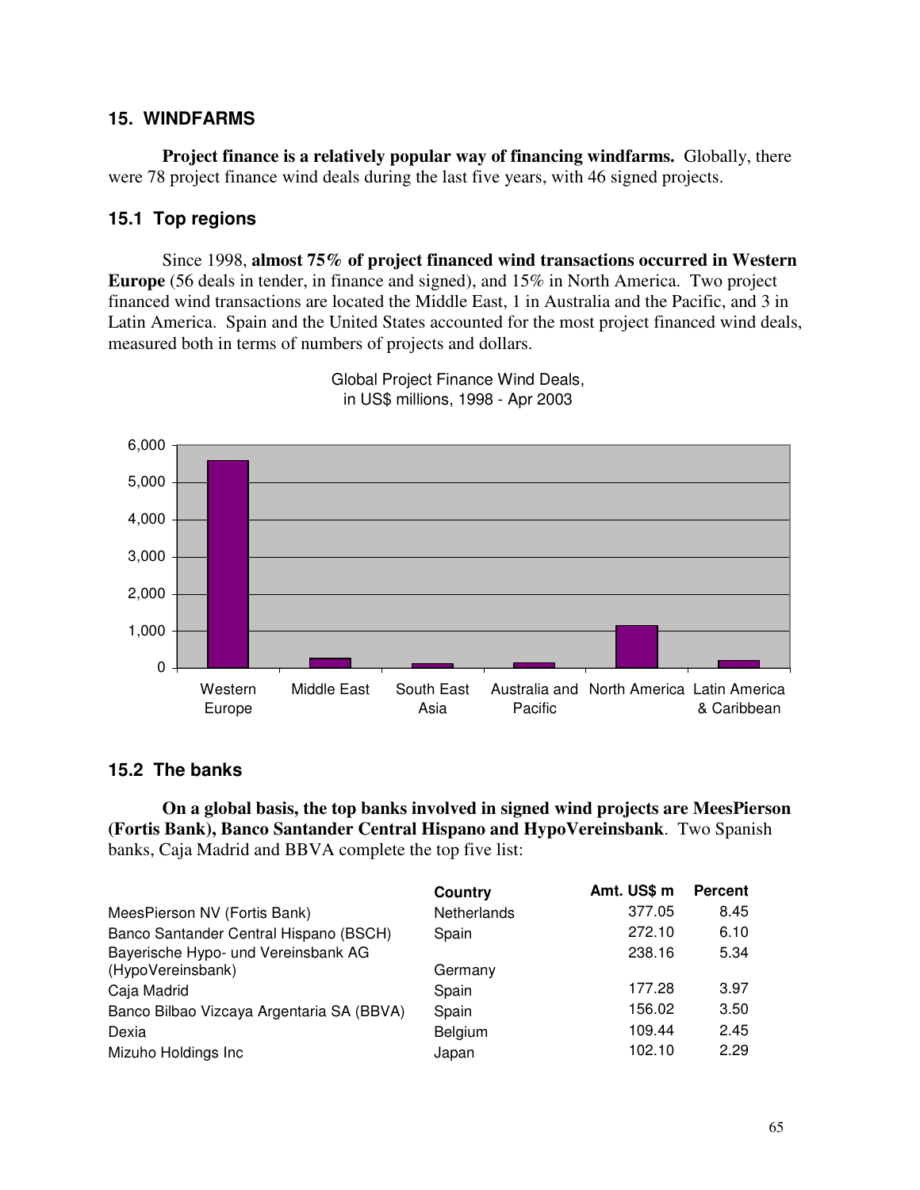## 15. WINDFARMS

**Project finance is a relatively popular way of financing windfarms.** Globally, there were 78 project finance wind deals during the last five years, with 46 signed projects.

### 15.1 Top regions

Since 1998, **almost 75% of project financed wind transactions occurred in Western Europe** (56 deals in tender, in finance and signed), and 15% in North America. Two project financed wind transactions are located the Middle East, 1 in Australia and the Pacific, and 3 in Latin America. Spain and the United States accounted for the most project financed wind deals, measured both in terms of numbers of projects and dollars.

Global Project Finance Wind Deals, in US$ millions, 1998 - Apr 2003

### 15.2 The banks

**On a global basis, the top banks involved in signed wind projects are MeesPierson (Fortis Bank), Banco Santander Central Hispano and HypoVereinsbank**. Two Spanish banks, Caja Madrid and BBVA complete the top five list:

| | Country | Amt. US$ m | Percent |
|---|---|---|---|
| MeesPierson NV (Fortis Bank) | Netherlands | 377.05 | 8.45 |
| Banco Santander Central Hispano (BSCH) | Spain | 272.10 | 6.10 |
| Bayerische Hypo- und Vereinsbank AG (HypoVereinsbank) | Germany | 238.16 | 5.34 |
| Caja Madrid | Spain | 177.28 | 3.97 |
| Banco Bilbao Vizcaya Argentaria SA (BBVA) | Spain | 156.02 | 3.50 |
| Dexia | Belgium | 109.44 | 2.45 |
| Mizuho Holdings Inc | Japan | 102.10 | 2.29 |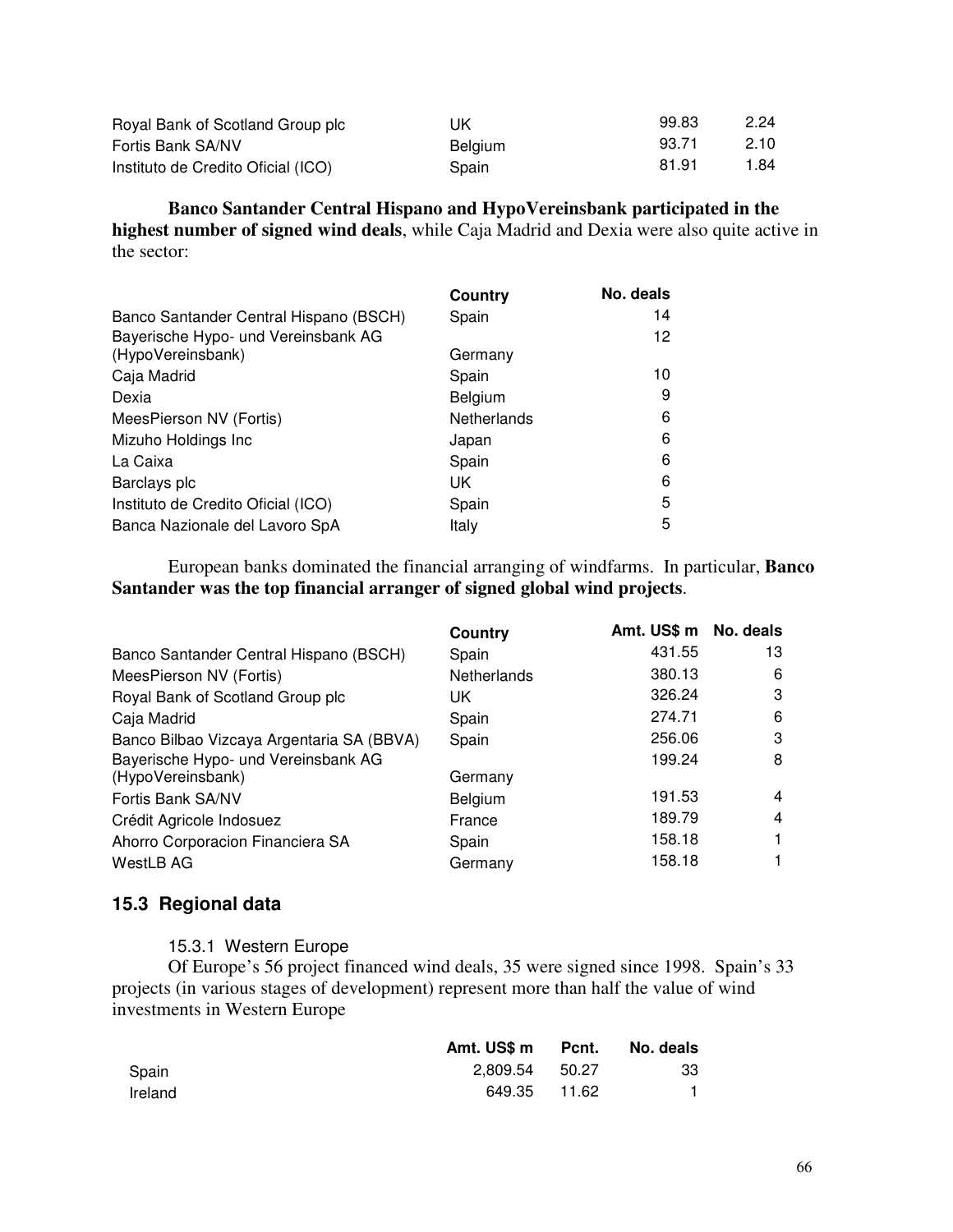| | | | |
|---|---|---|---|
| Royal Bank of Scotland Group plc | UK | 99.83 | 2.24 |
| Fortis Bank SA/NV | Belgium | 93.71 | 2.10 |
| Instituto de Credito Oficial (ICO) | Spain | 81.91 | 1.84 |

**Banco Santander Central Hispano and HypoVereinsbank participated in the highest number of signed wind deals**, while Caja Madrid and Dexia were also quite active in the sector:

| | Country | No. deals |
|---|---|---|
| Banco Santander Central Hispano (BSCH) | Spain | 14 |
| Bayerische Hypo- und Vereinsbank AG (HypoVereinsbank) | Germany | 12 |
| Caja Madrid | Spain | 10 |
| Dexia | Belgium | 9 |
| MeesPierson NV (Fortis) | Netherlands | 6 |
| Mizuho Holdings Inc | Japan | 6 |
| La Caixa | Spain | 6 |
| Barclays plc | UK | 6 |
| Instituto de Credito Oficial (ICO) | Spain | 5 |
| Banca Nazionale del Lavoro SpA | Italy | 5 |

European banks dominated the financial arranging of windfarms. In particular, **Banco Santander was the top financial arranger of signed global wind projects**.

| | Country | Amt. US$ m | No. deals |
|---|---|---|---|
| Banco Santander Central Hispano (BSCH) | Spain | 431.55 | 13 |
| MeesPierson NV (Fortis) | Netherlands | 380.13 | 6 |
| Royal Bank of Scotland Group plc | UK | 326.24 | 3 |
| Caja Madrid | Spain | 274.71 | 6 |
| Banco Bilbao Vizcaya Argentaria SA (BBVA) | Spain | 256.06 | 3 |
| Bayerische Hypo- und Vereinsbank AG (HypoVereinsbank) | Germany | 199.24 | 8 |
| Fortis Bank SA/NV | Belgium | 191.53 | 4 |
| Crédit Agricole Indosuez | France | 189.79 | 4 |
| Ahorro Corporacion Financiera SA | Spain | 158.18 | 1 |
| WestLB AG | Germany | 158.18 | 1 |

## 15.3 Regional data

### 15.3.1 Western Europe

Of Europe's 56 project financed wind deals, 35 were signed since 1998. Spain's 33 projects (in various stages of development) represent more than half the value of wind investments in Western Europe

| | Amt. US$ m | Pcnt. | No. deals |
|---|---|---|---|
| Spain | 2,809.54 | 50.27 | 33 |
| Ireland | 649.35 | 11.62 | 1 |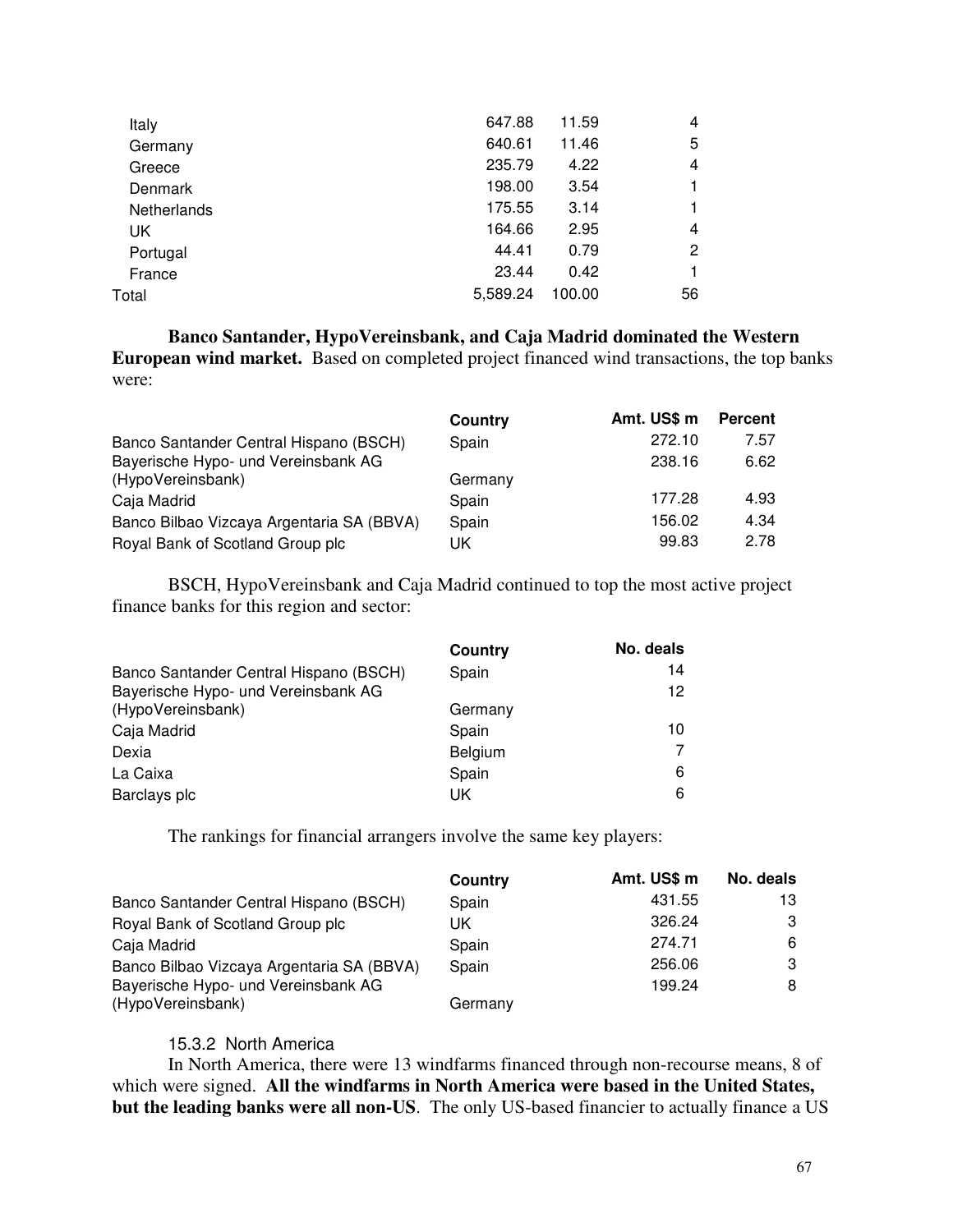| | | | |
|---|---|---|---|
| Italy | 647.88 | 11.59 | 4 |
| Germany | 640.61 | 11.46 | 5 |
| Greece | 235.79 | 4.22 | 4 |
| Denmark | 198.00 | 3.54 | 1 |
| Netherlands | 175.55 | 3.14 | 1 |
| UK | 164.66 | 2.95 | 4 |
| Portugal | 44.41 | 0.79 | 2 |
| France | 23.44 | 0.42 | 1 |
| Total | 5,589.24 | 100.00 | 56 |

**Banco Santander, HypoVereinsbank, and Caja Madrid dominated the Western European wind market.** Based on completed project financed wind transactions, the top banks were:

| | Country | Amt. US$ m | Percent |
|---|---|---|---|
| Banco Santander Central Hispano (BSCH) | Spain | 272.10 | 7.57 |
| Bayerische Hypo- und Vereinsbank AG (HypoVereinsbank) | Germany | 238.16 | 6.62 |
| Caja Madrid | Spain | 177.28 | 4.93 |
| Banco Bilbao Vizcaya Argentaria SA (BBVA) | Spain | 156.02 | 4.34 |
| Royal Bank of Scotland Group plc | UK | 99.83 | 2.78 |

BSCH, HypoVereinsbank and Caja Madrid continued to top the most active project finance banks for this region and sector:

| | Country | No. deals |
|---|---|---|
| Banco Santander Central Hispano (BSCH) | Spain | 14 |
| Bayerische Hypo- und Vereinsbank AG (HypoVereinsbank) | Germany | 12 |
| Caja Madrid | Spain | 10 |
| Dexia | Belgium | 7 |
| La Caixa | Spain | 6 |
| Barclays plc | UK | 6 |

The rankings for financial arrangers involve the same key players:

| | Country | Amt. US$ m | No. deals |
|---|---|---|---|
| Banco Santander Central Hispano (BSCH) | Spain | 431.55 | 13 |
| Royal Bank of Scotland Group plc | UK | 326.24 | 3 |
| Caja Madrid | Spain | 274.71 | 6 |
| Banco Bilbao Vizcaya Argentaria SA (BBVA) | Spain | 256.06 | 3 |
| Bayerische Hypo- und Vereinsbank AG (HypoVereinsbank) | Germany | 199.24 | 8 |

### 15.3.2 North America

In North America, there were 13 windfarms financed through non-recourse means, 8 of which were signed. **All the windfarms in North America were based in the United States, but the leading banks were all non-US**. The only US-based financier to actually finance a US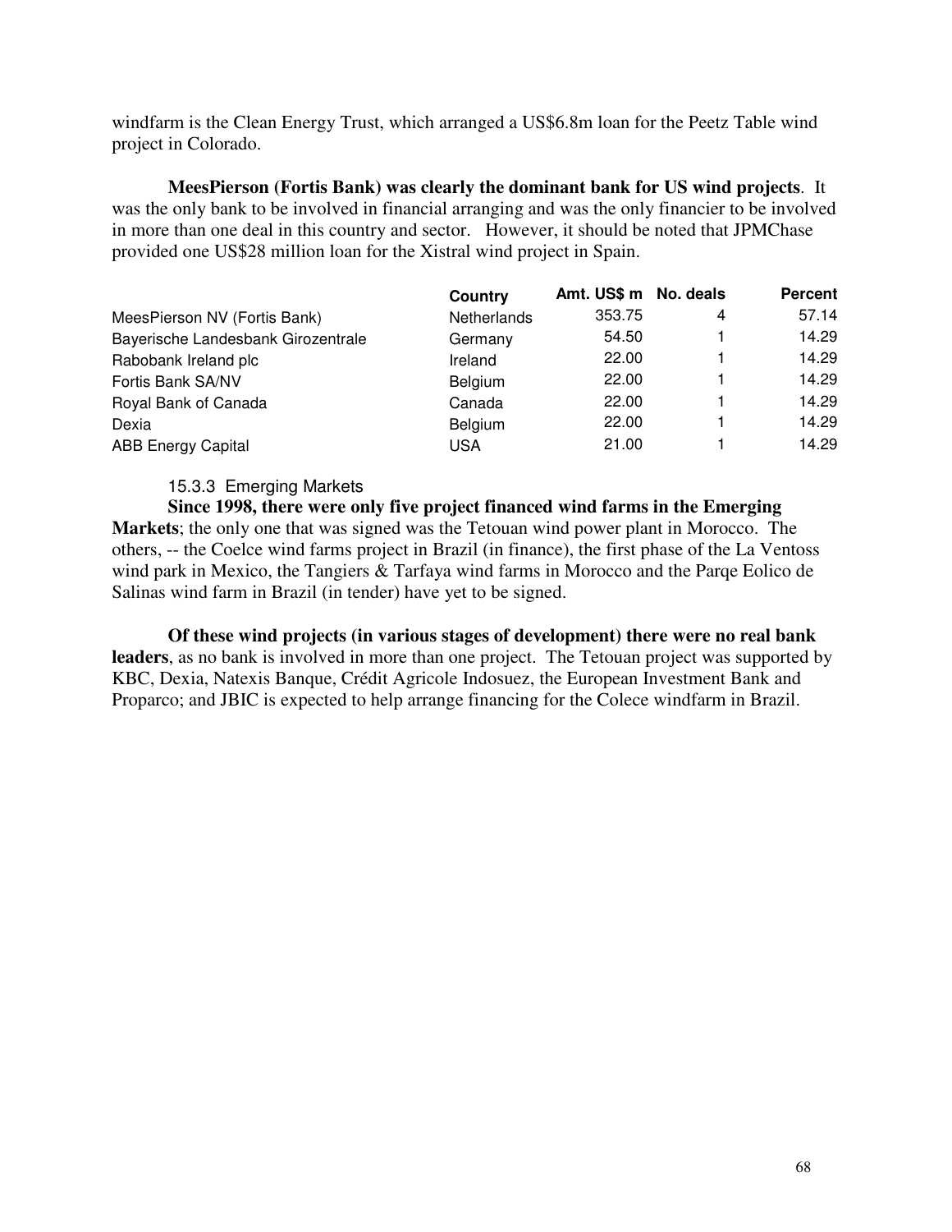windfarm is the Clean Energy Trust, which arranged a US$6.8m loan for the Peetz Table wind project in Colorado.

**MeesPierson (Fortis Bank) was clearly the dominant bank for US wind projects**. It was the only bank to be involved in financial arranging and was the only financier to be involved in more than one deal in this country and sector. However, it should be noted that JPMChase provided one US$28 million loan for the Xistral wind project in Spain.

| | Country | Amt. US$ m | No. deals | Percent |
|---|---|---|---|---|
| MeesPierson NV (Fortis Bank) | Netherlands | 353.75 | 4 | 57.14 |
| Bayerische Landesbank Girozentrale | Germany | 54.50 | 1 | 14.29 |
| Rabobank Ireland plc | Ireland | 22.00 | 1 | 14.29 |
| Fortis Bank SA/NV | Belgium | 22.00 | 1 | 14.29 |
| Royal Bank of Canada | Canada | 22.00 | 1 | 14.29 |
| Dexia | Belgium | 22.00 | 1 | 14.29 |
| ABB Energy Capital | USA | 21.00 | 1 | 14.29 |

### 15.3.3 Emerging Markets

**Since 1998, there were only five project financed wind farms in the Emerging Markets**; the only one that was signed was the Tetouan wind power plant in Morocco. The others, -- the Coelce wind farms project in Brazil (in finance), the first phase of the La Ventoss wind park in Mexico, the Tangiers & Tarfaya wind farms in Morocco and the Parqe Eolico de Salinas wind farm in Brazil (in tender) have yet to be signed.

**Of these wind projects (in various stages of development) there were no real bank leaders**, as no bank is involved in more than one project. The Tetouan project was supported by KBC, Dexia, Natexis Banque, Crédit Agricole Indosuez, the European Investment Bank and Proparco; and JBIC is expected to help arrange financing for the Colece windfarm in Brazil.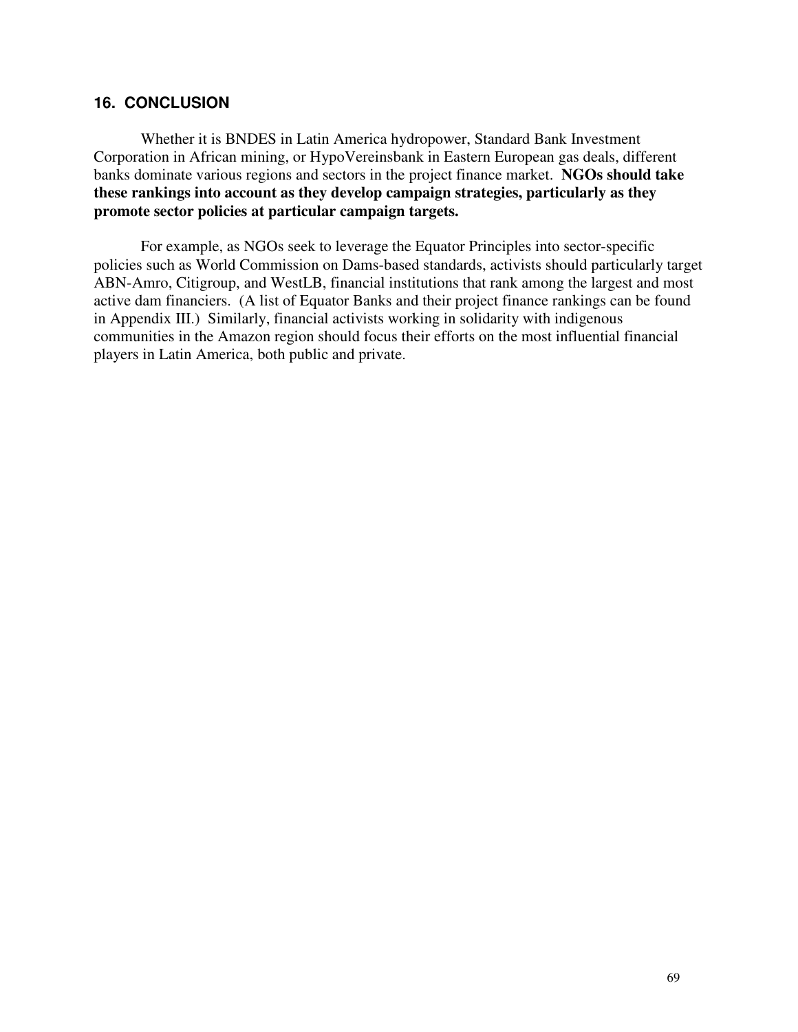## 16. CONCLUSION

Whether it is BNDES in Latin America hydropower, Standard Bank Investment Corporation in African mining, or HypoVereinsbank in Eastern European gas deals, different banks dominate various regions and sectors in the project finance market. **NGOs should take these rankings into account as they develop campaign strategies, particularly as they promote sector policies at particular campaign targets.**

For example, as NGOs seek to leverage the Equator Principles into sector-specific policies such as World Commission on Dams-based standards, activists should particularly target ABN-Amro, Citigroup, and WestLB, financial institutions that rank among the largest and most active dam financiers. (A list of Equator Banks and their project finance rankings can be found in Appendix III.) Similarly, financial activists working in solidarity with indigenous communities in the Amazon region should focus their efforts on the most influential financial players in Latin America, both public and private.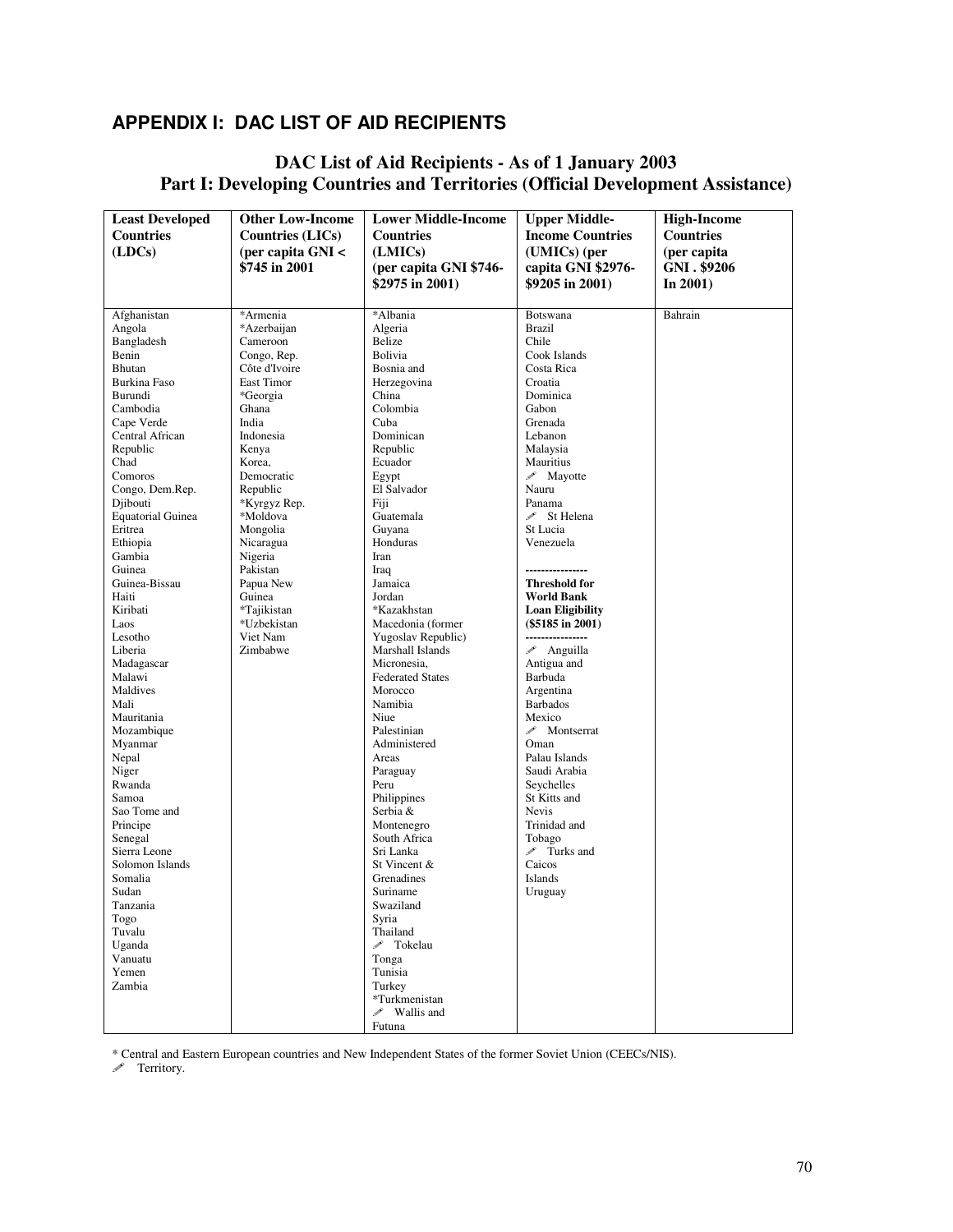## APPENDIX I: DAC LIST OF AID RECIPIENTS

### DAC List of Aid Recipients - As of 1 January 2003
### Part I: Developing Countries and Territories (Official Development Assistance)

| Least Developed Countries (LDCs) | Other Low-Income Countries (LICs) (per capita GNI < $745 in 2001 | Lower Middle-Income Countries (LMICs) (per capita GNI $746-$2975 in 2001) | Upper Middle-Income Countries (UMICs) (per capita GNI $2976-$9205 in 2001) | High-Income Countries (per capita GNI . $9206 In 2001) |
|---|---|---|---|---|
| Afghanistan | *Armenia | *Albania | Botswana | Bahrain |
| Angola | *Azerbaijan | Algeria | Brazil | |
| Bangladesh | Cameroon | Belize | Chile | |
| Benin | Congo, Rep. | Bolivia | Cook Islands | |
| Bhutan | Côte d'Ivoire | Bosnia and Herzegovina | Costa Rica | |
| Burkina Faso | East Timor | China | Croatia | |
| Burundi | *Georgia | Colombia | Dominica | |
| Cambodia | Ghana | Cuba | Gabon | |
| Cape Verde | India | Dominican Republic | Grenada | |
| Central African Republic | Indonesia | Ecuador | Lebanon | |
| Chad | Kenya | Egypt | Malaysia | |
| Comoros | Korea, Democratic Republic | El Salvador | Mauritius | |
| Congo, Dem.Rep. | *Kyrgyz Rep. | Fiji | ✐ Mayotte | |
| Djibouti | *Moldova | Guatemala | Nauru | |
| Equatorial Guinea | Mongolia | Guyana | Panama | |
| Eritrea | Nicaragua | Honduras | ✐ St Helena | |
| Ethiopia | Nigeria | Iran | St Lucia | |
| Gambia | Pakistan | Iraq | Venezuela | |
| Guinea | Papua New Guinea | Jamaica | ---------------- | |
| Guinea-Bissau | *Tajikistan | Jordan | **Threshold for World Bank Loan Eligibility ($5185 in 2001)** | |
| Haiti | *Uzbekistan | *Kazakhstan | ---------------- | |
| Kiribati | Viet Nam | Macedonia (former Yugoslav Republic) | ✐ Anguilla | |
| Laos | Zimbabwe | Marshall Islands | Antigua and Barbuda | |
| Lesotho | | Micronesia, Federated States | Argentina | |
| Liberia | | Morocco | Barbados | |
| Madagascar | | Namibia | Mexico | |
| Malawi | | Niue | ✐ Montserrat | |
| Maldives | | Palestinian Administered Areas | Oman | |
| Mali | | Paraguay | Palau Islands | |
| Mauritania | | Peru | Saudi Arabia | |
| Mozambique | | Philippines | Seychelles | |
| Myanmar | | Serbia & Montenegro | St Kitts and Nevis | |
| Nepal | | South Africa | Trinidad and Tobago | |
| Niger | | Sri Lanka | ✐ Turks and Caicos Islands | |
| Rwanda | | St Vincent & Grenadines | Uruguay | |
| Samoa | | Suriname | | |
| Sao Tome and Principe | | Swaziland | | |
| Senegal | | Syria | | |
| Sierra Leone | | Thailand | | |
| Solomon Islands | | ✐ Tokelau | | |
| Somalia | | Tonga | | |
| Sudan | | Tunisia | | |
| Tanzania | | Turkey | | |
| Togo | | *Turkmenistan | | |
| Tuvalu | | ✐ Wallis and Futuna | | |
| Uganda | | | | |
| Vanuatu | | | | |
| Yemen | | | | |
| Zambia | | | | |

\* Central and Eastern European countries and New Independent States of the former Soviet Union (CEECs/NIS).

✐ Territory.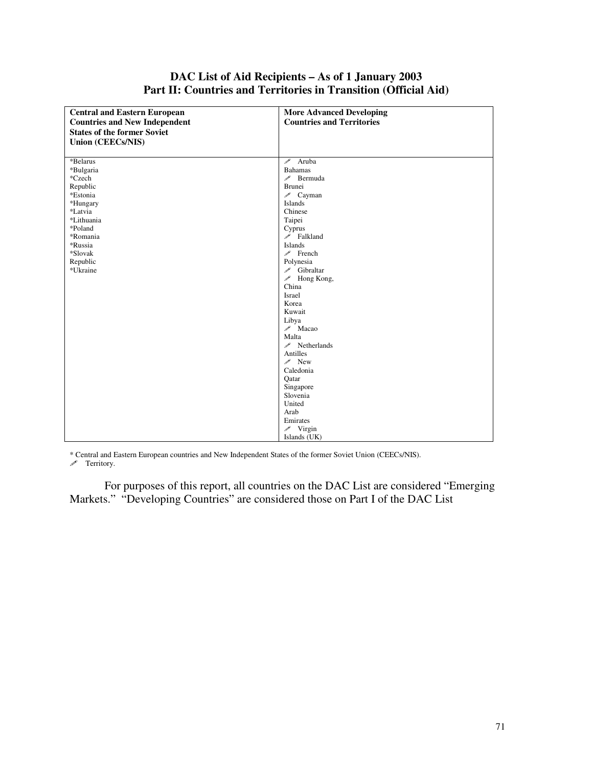## DAC List of Aid Recipients – As of 1 January 2003
## Part II: Countries and Territories in Transition (Official Aid)

| Central and Eastern European Countries and New Independent States of the former Soviet Union (CEECs/NIS) | More Advanced Developing Countries and Territories |
|---|---|
| *Belarus | ✐ Aruba |
| *Bulgaria | Bahamas |
| *Czech Republic | ✐ Bermuda |
| *Estonia | Brunei |
| *Hungary | ✐ Cayman Islands |
| *Latvia | Chinese Taipei |
| *Lithuania | Cyprus |
| *Poland | ✐ Falkland Islands |
| *Romania | ✐ French Polynesia |
| *Russia | ✐ Gibraltar |
| *Slovak Republic | ✐ Hong Kong, China |
| *Ukraine | Israel |
| | Korea |
| | Kuwait |
| | Libya |
| | ✐ Macao |
| | Malta |
| | ✐ Netherlands Antilles |
| | ✐ New Caledonia |
| | Qatar |
| | Singapore |
| | Slovenia |
| | United Arab Emirates |
| | ✐ Virgin Islands (UK) |

* Central and Eastern European countries and New Independent States of the former Soviet Union (CEECs/NIS).
✐ Territory.

For purposes of this report, all countries on the DAC List are considered "Emerging Markets." "Developing Countries" are considered those on Part I of the DAC List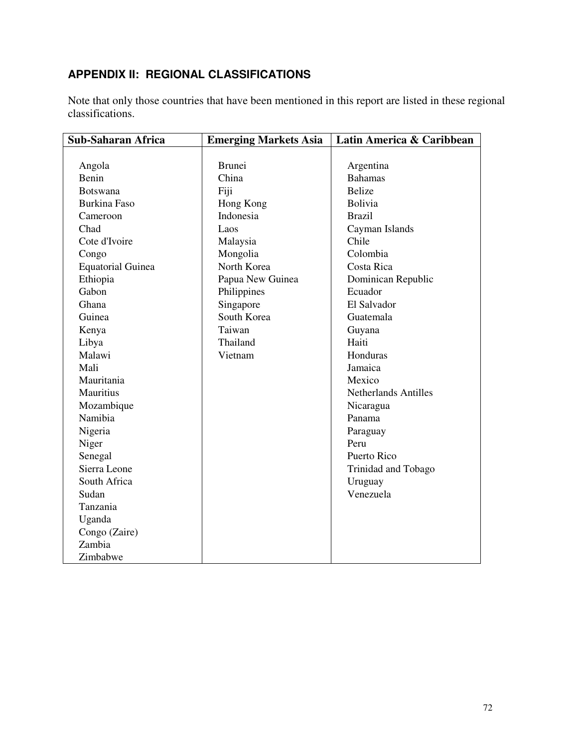## APPENDIX II: REGIONAL CLASSIFICATIONS

Note that only those countries that have been mentioned in this report are listed in these regional classifications.

| Sub-Saharan Africa | Emerging Markets Asia | Latin America & Caribbean |
|---|---|---|
| Angola | Brunei | Argentina |
| Benin | China | Bahamas |
| Botswana | Fiji | Belize |
| Burkina Faso | Hong Kong | Bolivia |
| Cameroon | Indonesia | Brazil |
| Chad | Laos | Cayman Islands |
| Cote d'Ivoire | Malaysia | Chile |
| Congo | Mongolia | Colombia |
| Equatorial Guinea | North Korea | Costa Rica |
| Ethiopia | Papua New Guinea | Dominican Republic |
| Gabon | Philippines | Ecuador |
| Ghana | Singapore | El Salvador |
| Guinea | South Korea | Guatemala |
| Kenya | Taiwan | Guyana |
| Libya | Thailand | Haiti |
| Malawi | Vietnam | Honduras |
| Mali | | Jamaica |
| Mauritania | | Mexico |
| Mauritius | | Netherlands Antilles |
| Mozambique | | Nicaragua |
| Namibia | | Panama |
| Nigeria | | Paraguay |
| Niger | | Peru |
| Senegal | | Puerto Rico |
| Sierra Leone | | Trinidad and Tobago |
| South Africa | | Uruguay |
| Sudan | | Venezuela |
| Tanzania | | |
| Uganda | | |
| Congo (Zaire) | | |
| Zambia | | |
| Zimbabwe | | |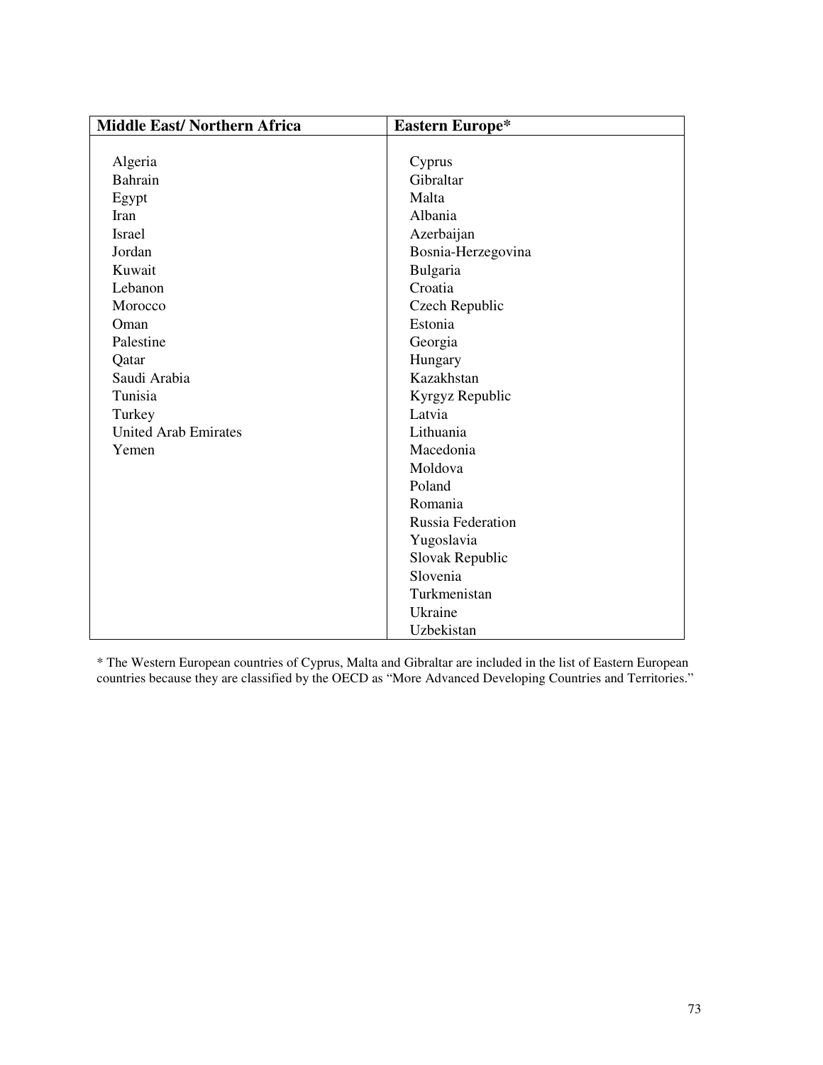| Middle East/ Northern Africa | Eastern Europe* |
|---|---|
| Algeria | Cyprus |
| Bahrain | Gibraltar |
| Egypt | Malta |
| Iran | Albania |
| Israel | Azerbaijan |
| Jordan | Bosnia-Herzegovina |
| Kuwait | Bulgaria |
| Lebanon | Croatia |
| Morocco | Czech Republic |
| Oman | Estonia |
| Palestine | Georgia |
| Qatar | Hungary |
| Saudi Arabia | Kazakhstan |
| Tunisia | Kyrgyz Republic |
| Turkey | Latvia |
| United Arab Emirates | Lithuania |
| Yemen | Macedonia |
| | Moldova |
| | Poland |
| | Romania |
| | Russia Federation |
| | Yugoslavia |
| | Slovak Republic |
| | Slovenia |
| | Turkmenistan |
| | Ukraine |
| | Uzbekistan |

* The Western European countries of Cyprus, Malta and Gibraltar are included in the list of Eastern European countries because they are classified by the OECD as "More Advanced Developing Countries and Territories."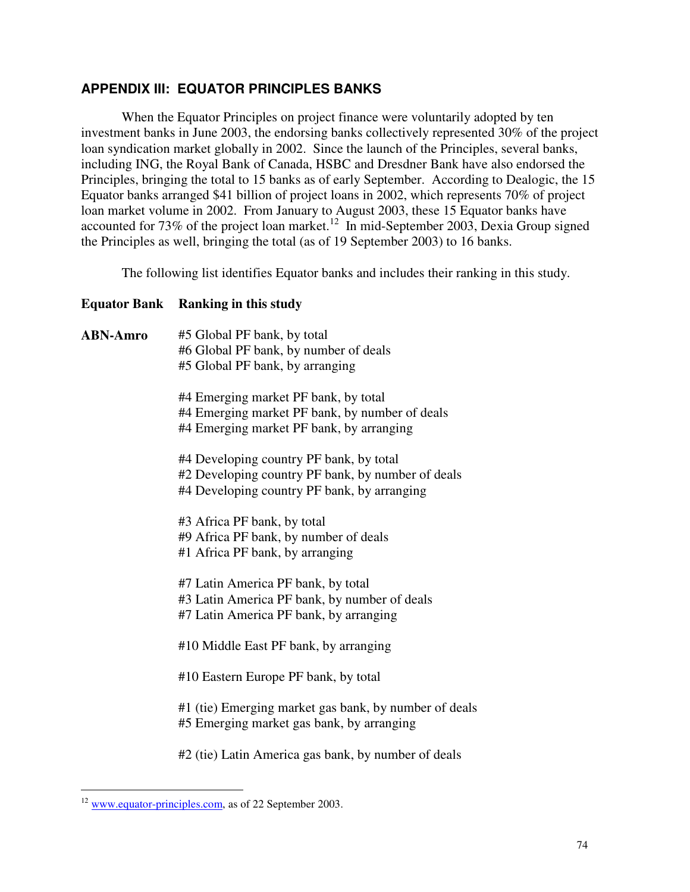## APPENDIX III: EQUATOR PRINCIPLES BANKS

When the Equator Principles on project finance were voluntarily adopted by ten investment banks in June 2003, the endorsing banks collectively represented 30% of the project loan syndication market globally in 2002. Since the launch of the Principles, several banks, including ING, the Royal Bank of Canada, HSBC and Dresdner Bank have also endorsed the Principles, bringing the total to 15 banks as of early September. According to Dealogic, the 15 Equator banks arranged $41 billion of project loans in 2002, which represents 70% of project loan market volume in 2002. From January to August 2003, these 15 Equator banks have accounted for 73% of the project loan market.[12] In mid-September 2003, Dexia Group signed the Principles as well, bringing the total (as of 19 September 2003) to 16 banks.

The following list identifies Equator banks and includes their ranking in this study.

| Equator Bank | Ranking in this study |
|---|---|
| **ABN-Amro** | #5 Global PF bank, by total<br>#6 Global PF bank, by number of deals<br>#5 Global PF bank, by arranging |
| | #4 Emerging market PF bank, by total<br>#4 Emerging market PF bank, by number of deals<br>#4 Emerging market PF bank, by arranging |
| | #4 Developing country PF bank, by total<br>#2 Developing country PF bank, by number of deals<br>#4 Developing country PF bank, by arranging |
| | #3 Africa PF bank, by total<br>#9 Africa PF bank, by number of deals<br>#1 Africa PF bank, by arranging |
| | #7 Latin America PF bank, by total<br>#3 Latin America PF bank, by number of deals<br>#7 Latin America PF bank, by arranging |
| | #10 Middle East PF bank, by arranging |
| | #10 Eastern Europe PF bank, by total |
| | #1 (tie) Emerging market gas bank, by number of deals<br>#5 Emerging market gas bank, by arranging |
| | #2 (tie) Latin America gas bank, by number of deals |

[12] www.equator-principles.com, as of 22 September 2003.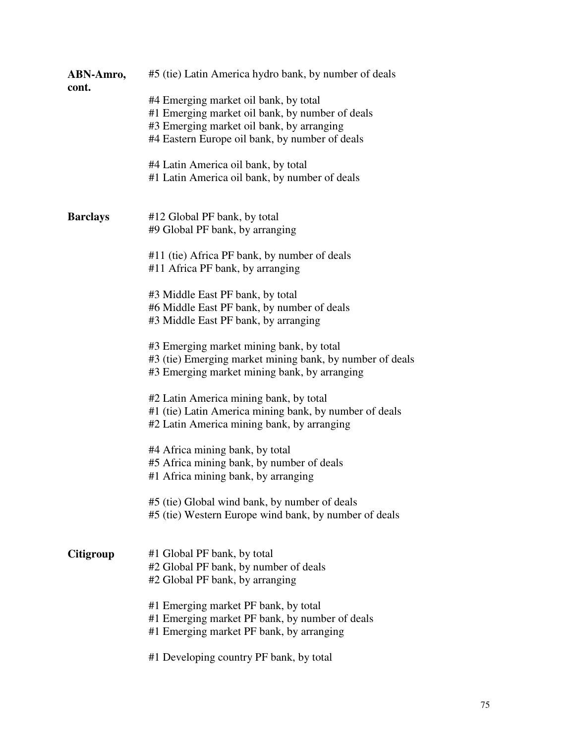**ABN-Amro, cont.**

#5 (tie) Latin America hydro bank, by number of deals

#4 Emerging market oil bank, by total
#1 Emerging market oil bank, by number of deals
#3 Emerging market oil bank, by arranging
#4 Eastern Europe oil bank, by number of deals

#4 Latin America oil bank, by total
#1 Latin America oil bank, by number of deals

**Barclays**

#12 Global PF bank, by total
#9 Global PF bank, by arranging

#11 (tie) Africa PF bank, by number of deals
#11 Africa PF bank, by arranging

#3 Middle East PF bank, by total
#6 Middle East PF bank, by number of deals
#3 Middle East PF bank, by arranging

#3 Emerging market mining bank, by total
#3 (tie) Emerging market mining bank, by number of deals
#3 Emerging market mining bank, by arranging

#2 Latin America mining bank, by total
#1 (tie) Latin America mining bank, by number of deals
#2 Latin America mining bank, by arranging

#4 Africa mining bank, by total
#5 Africa mining bank, by number of deals
#1 Africa mining bank, by arranging

#5 (tie) Global wind bank, by number of deals
#5 (tie) Western Europe wind bank, by number of deals

**Citigroup**

#1 Global PF bank, by total
#2 Global PF bank, by number of deals
#2 Global PF bank, by arranging

#1 Emerging market PF bank, by total
#1 Emerging market PF bank, by number of deals
#1 Emerging market PF bank, by arranging

#1 Developing country PF bank, by total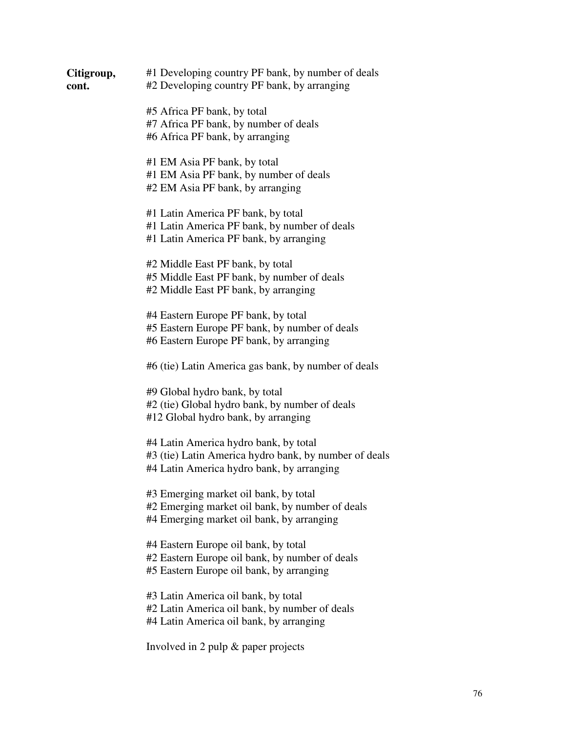**Citigroup, cont.**

#1 Developing country PF bank, by number of deals
#2 Developing country PF bank, by arranging

#5 Africa PF bank, by total
#7 Africa PF bank, by number of deals
#6 Africa PF bank, by arranging

#1 EM Asia PF bank, by total
#1 EM Asia PF bank, by number of deals
#2 EM Asia PF bank, by arranging

#1 Latin America PF bank, by total
#1 Latin America PF bank, by number of deals
#1 Latin America PF bank, by arranging

#2 Middle East PF bank, by total
#5 Middle East PF bank, by number of deals
#2 Middle East PF bank, by arranging

#4 Eastern Europe PF bank, by total
#5 Eastern Europe PF bank, by number of deals
#6 Eastern Europe PF bank, by arranging

#6 (tie) Latin America gas bank, by number of deals

#9 Global hydro bank, by total
#2 (tie) Global hydro bank, by number of deals
#12 Global hydro bank, by arranging

#4 Latin America hydro bank, by total
#3 (tie) Latin America hydro bank, by number of deals
#4 Latin America hydro bank, by arranging

#3 Emerging market oil bank, by total
#2 Emerging market oil bank, by number of deals
#4 Emerging market oil bank, by arranging

#4 Eastern Europe oil bank, by total
#2 Eastern Europe oil bank, by number of deals
#5 Eastern Europe oil bank, by arranging

#3 Latin America oil bank, by total
#2 Latin America oil bank, by number of deals
#4 Latin America oil bank, by arranging

Involved in 2 pulp & paper projects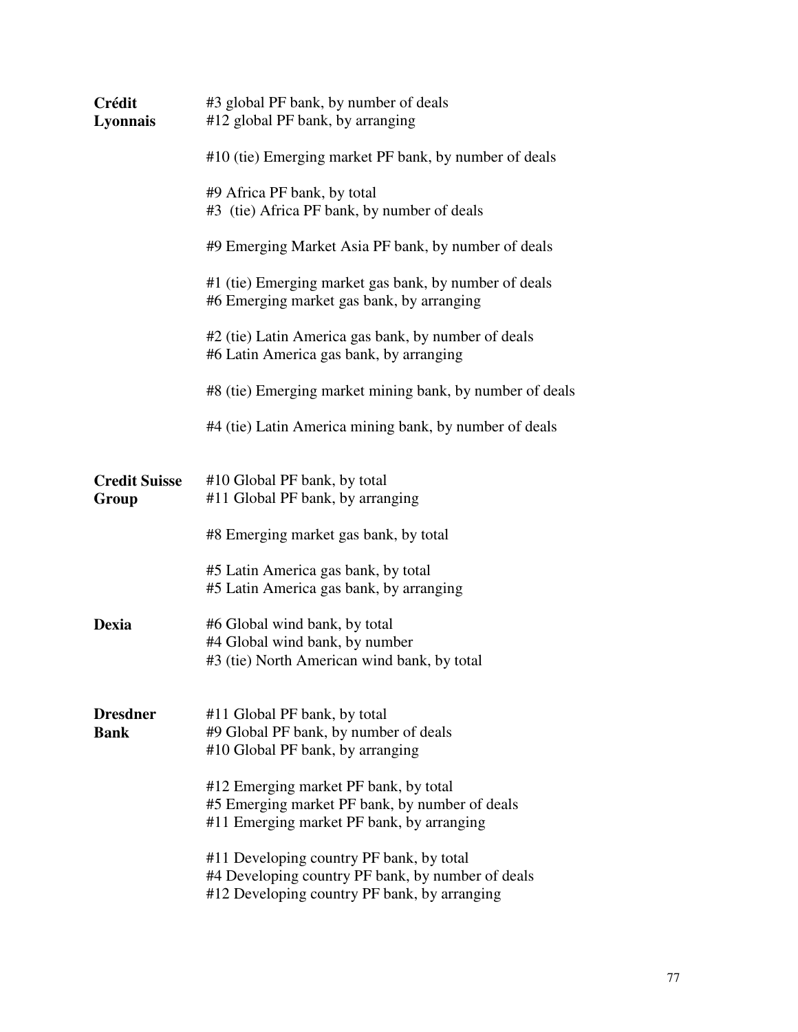**Crédit Lyonnais**

#3 global PF bank, by number of deals
#12 global PF bank, by arranging

#10 (tie) Emerging market PF bank, by number of deals

#9 Africa PF bank, by total
#3 (tie) Africa PF bank, by number of deals

#9 Emerging Market Asia PF bank, by number of deals

#1 (tie) Emerging market gas bank, by number of deals
#6 Emerging market gas bank, by arranging

#2 (tie) Latin America gas bank, by number of deals
#6 Latin America gas bank, by arranging

#8 (tie) Emerging market mining bank, by number of deals

#4 (tie) Latin America mining bank, by number of deals

**Credit Suisse Group**

#10 Global PF bank, by total
#11 Global PF bank, by arranging

#8 Emerging market gas bank, by total

#5 Latin America gas bank, by total
#5 Latin America gas bank, by arranging

**Dexia**

#6 Global wind bank, by total
#4 Global wind bank, by number
#3 (tie) North American wind bank, by total

**Dresdner Bank**

#11 Global PF bank, by total
#9 Global PF bank, by number of deals
#10 Global PF bank, by arranging

#12 Emerging market PF bank, by total
#5 Emerging market PF bank, by number of deals
#11 Emerging market PF bank, by arranging

#11 Developing country PF bank, by total
#4 Developing country PF bank, by number of deals
#12 Developing country PF bank, by arranging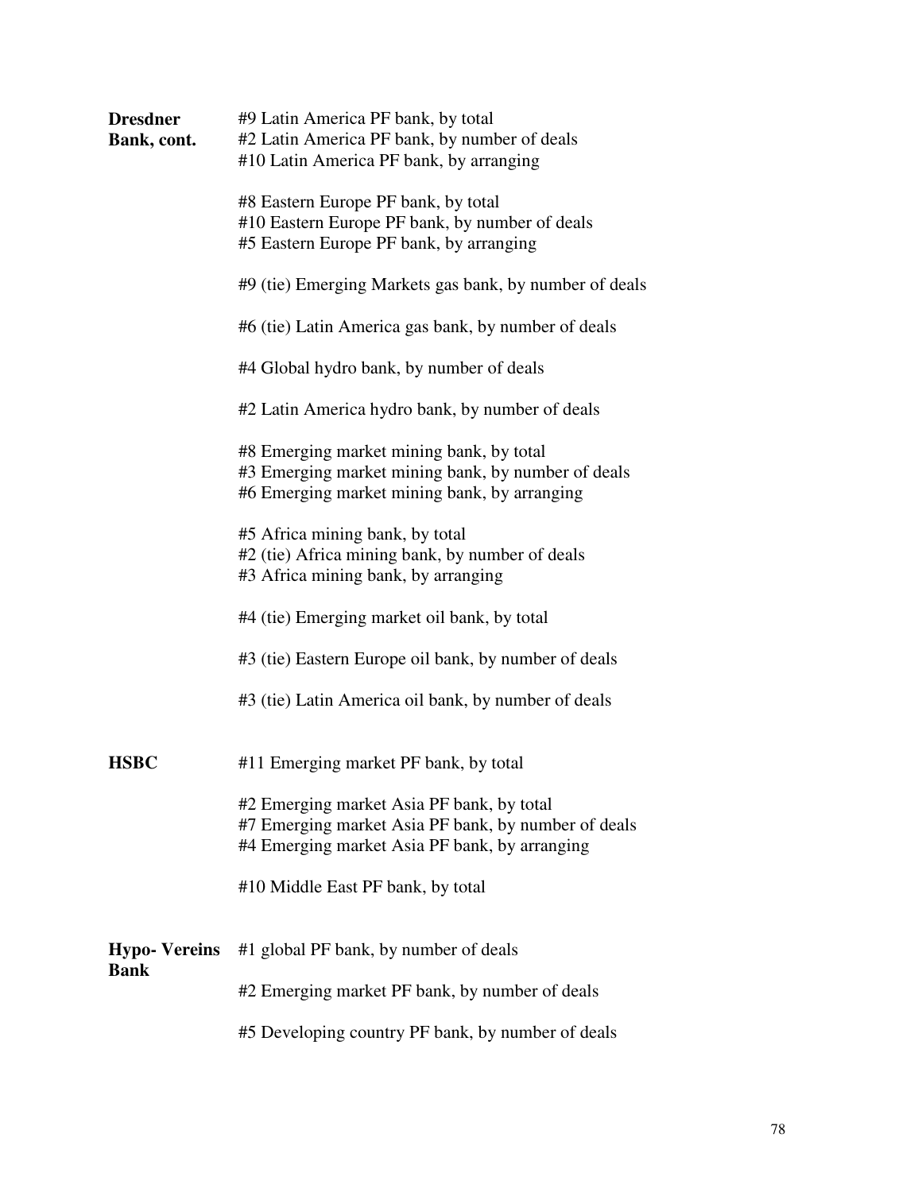**Dresdner Bank, cont.**

#9 Latin America PF bank, by total
#2 Latin America PF bank, by number of deals
#10 Latin America PF bank, by arranging

#8 Eastern Europe PF bank, by total
#10 Eastern Europe PF bank, by number of deals
#5 Eastern Europe PF bank, by arranging

#9 (tie) Emerging Markets gas bank, by number of deals

#6 (tie) Latin America gas bank, by number of deals

#4 Global hydro bank, by number of deals

#2 Latin America hydro bank, by number of deals

#8 Emerging market mining bank, by total
#3 Emerging market mining bank, by number of deals
#6 Emerging market mining bank, by arranging

#5 Africa mining bank, by total
#2 (tie) Africa mining bank, by number of deals
#3 Africa mining bank, by arranging

#4 (tie) Emerging market oil bank, by total

#3 (tie) Eastern Europe oil bank, by number of deals

#3 (tie) Latin America oil bank, by number of deals

**HSBC**

#11 Emerging market PF bank, by total

#2 Emerging market Asia PF bank, by total
#7 Emerging market Asia PF bank, by number of deals
#4 Emerging market Asia PF bank, by arranging

#10 Middle East PF bank, by total

**Hypo- Vereins Bank**

#1 global PF bank, by number of deals

#2 Emerging market PF bank, by number of deals

#5 Developing country PF bank, by number of deals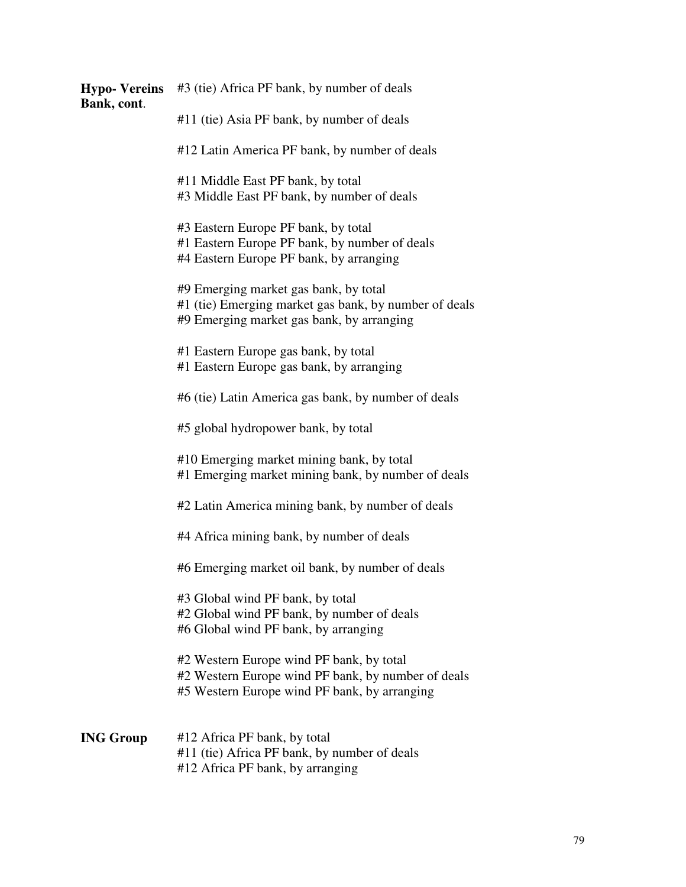**Hypo- Vereins Bank, cont**.

#3 (tie) Africa PF bank, by number of deals

#11 (tie) Asia PF bank, by number of deals

#12 Latin America PF bank, by number of deals

#11 Middle East PF bank, by total
#3 Middle East PF bank, by number of deals

#3 Eastern Europe PF bank, by total
#1 Eastern Europe PF bank, by number of deals
#4 Eastern Europe PF bank, by arranging

#9 Emerging market gas bank, by total
#1 (tie) Emerging market gas bank, by number of deals
#9 Emerging market gas bank, by arranging

#1 Eastern Europe gas bank, by total
#1 Eastern Europe gas bank, by arranging

#6 (tie) Latin America gas bank, by number of deals

#5 global hydropower bank, by total

#10 Emerging market mining bank, by total
#1 Emerging market mining bank, by number of deals

#2 Latin America mining bank, by number of deals

#4 Africa mining bank, by number of deals

#6 Emerging market oil bank, by number of deals

#3 Global wind PF bank, by total
#2 Global wind PF bank, by number of deals
#6 Global wind PF bank, by arranging

#2 Western Europe wind PF bank, by total
#2 Western Europe wind PF bank, by number of deals
#5 Western Europe wind PF bank, by arranging

**ING Group**

#12 Africa PF bank, by total
#11 (tie) Africa PF bank, by number of deals
#12 Africa PF bank, by arranging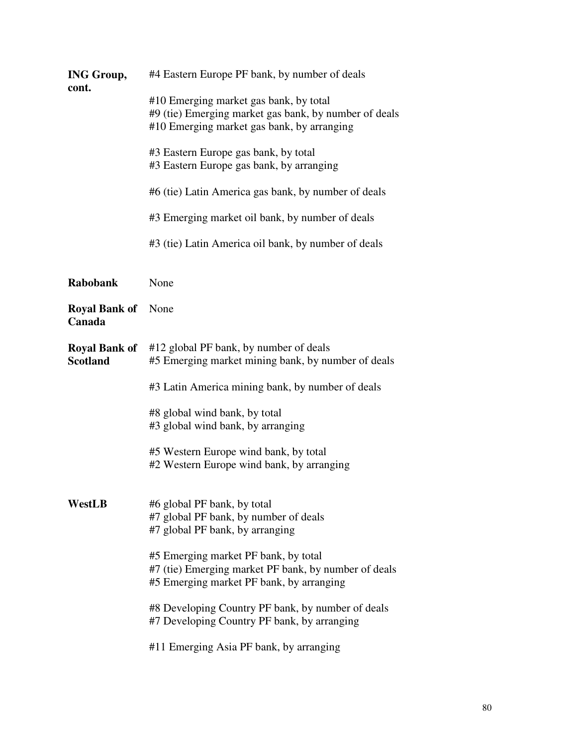**ING Group, cont.**

#4 Eastern Europe PF bank, by number of deals

#10 Emerging market gas bank, by total
#9 (tie) Emerging market gas bank, by number of deals
#10 Emerging market gas bank, by arranging

#3 Eastern Europe gas bank, by total
#3 Eastern Europe gas bank, by arranging

#6 (tie) Latin America gas bank, by number of deals

#3 Emerging market oil bank, by number of deals

#3 (tie) Latin America oil bank, by number of deals

**Rabobank**

None

**Royal Bank of Canada**

None

**Royal Bank of Scotland**

#12 global PF bank, by number of deals
#5 Emerging market mining bank, by number of deals

#3 Latin America mining bank, by number of deals

#8 global wind bank, by total
#3 global wind bank, by arranging

#5 Western Europe wind bank, by total
#2 Western Europe wind bank, by arranging

**WestLB**

#6 global PF bank, by total
#7 global PF bank, by number of deals
#7 global PF bank, by arranging

#5 Emerging market PF bank, by total
#7 (tie) Emerging market PF bank, by number of deals
#5 Emerging market PF bank, by arranging

#8 Developing Country PF bank, by number of deals
#7 Developing Country PF bank, by arranging

#11 Emerging Asia PF bank, by arranging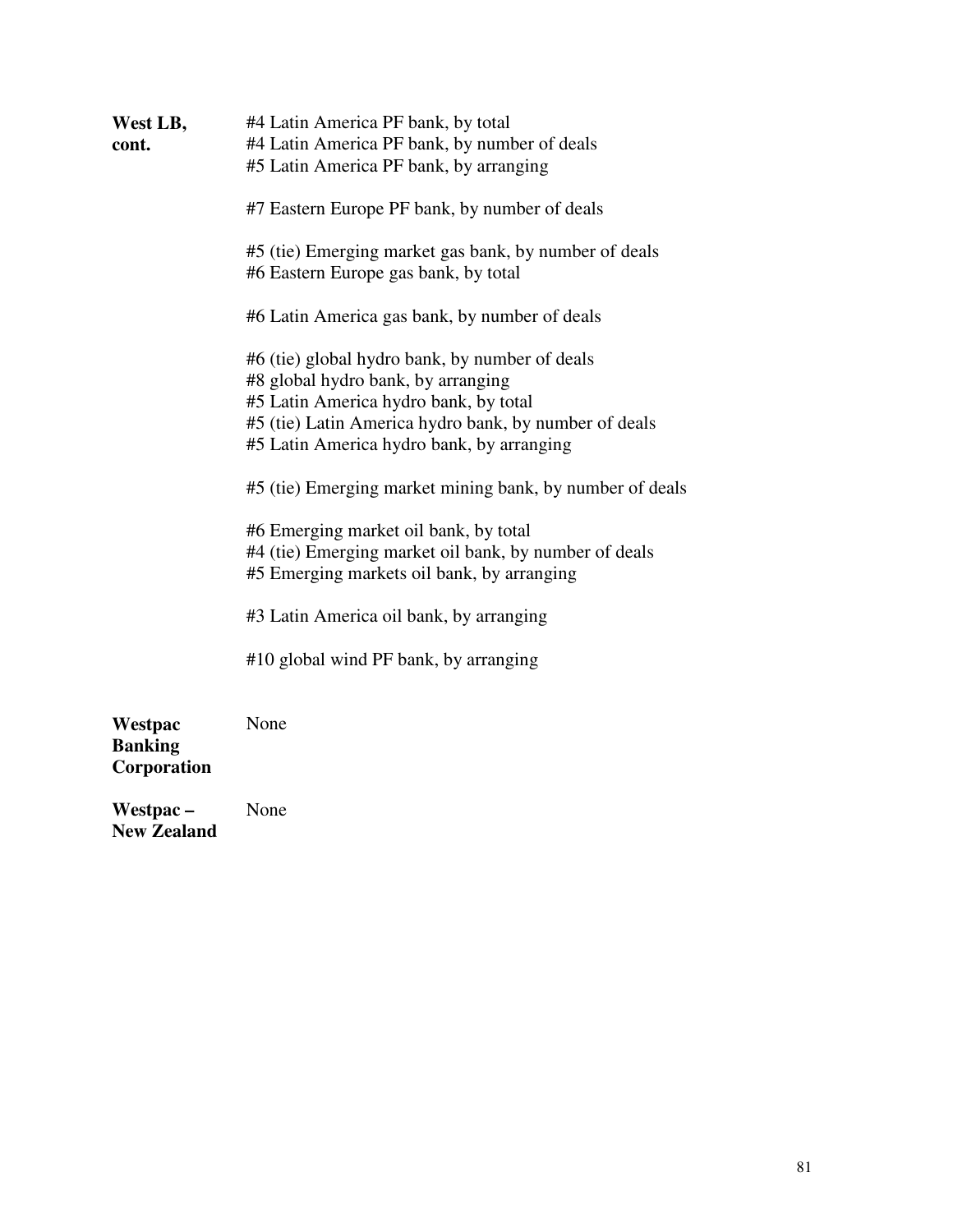| | |
|---|---|
| **West LB, cont.** | #4 Latin America PF bank, by total<br>#4 Latin America PF bank, by number of deals<br>#5 Latin America PF bank, by arranging<br><br>#7 Eastern Europe PF bank, by number of deals<br><br>#5 (tie) Emerging market gas bank, by number of deals<br>#6 Eastern Europe gas bank, by total<br><br>#6 Latin America gas bank, by number of deals<br><br>#6 (tie) global hydro bank, by number of deals<br>#8 global hydro bank, by arranging<br>#5 Latin America hydro bank, by total<br>#5 (tie) Latin America hydro bank, by number of deals<br>#5 Latin America hydro bank, by arranging<br><br>#5 (tie) Emerging market mining bank, by number of deals<br><br>#6 Emerging market oil bank, by total<br>#4 (tie) Emerging market oil bank, by number of deals<br>#5 Emerging markets oil bank, by arranging<br><br>#3 Latin America oil bank, by arranging<br><br>#10 global wind PF bank, by arranging |
| **Westpac Banking Corporation** | None |
| **Westpac – New Zealand** | None |